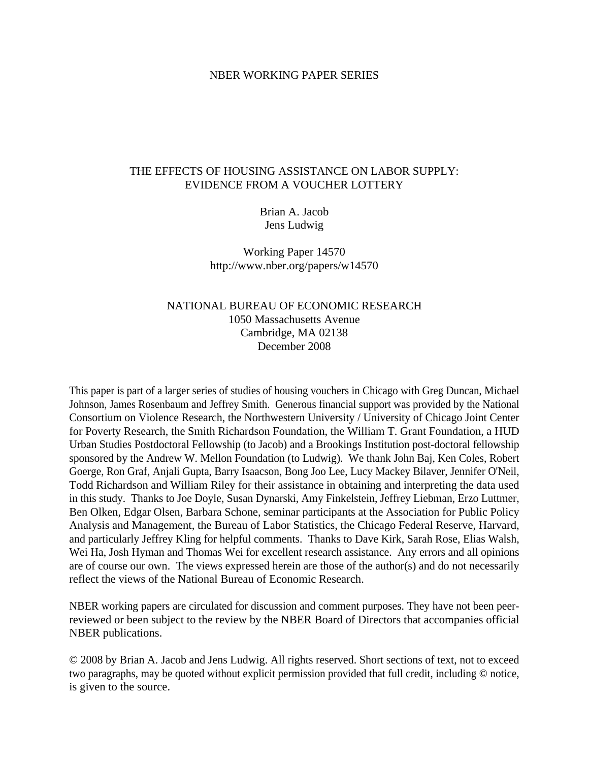NBER WORKING PAPER SERIES

# THE EFFECTS OF HOUSING ASSISTANCE ON LABOR SUPPLY: EVIDENCE FROM A VOUCHER LOTTERY

Brian A. Jacob
Jens Ludwig

Working Paper 14570
http://www.nber.org/papers/w14570

NATIONAL BUREAU OF ECONOMIC RESEARCH
1050 Massachusetts Avenue
Cambridge, MA 02138
December 2008

This paper is part of a larger series of studies of housing vouchers in Chicago with Greg Duncan, Michael Johnson, James Rosenbaum and Jeffrey Smith. Generous financial support was provided by the National Consortium on Violence Research, the Northwestern University / University of Chicago Joint Center for Poverty Research, the Smith Richardson Foundation, the William T. Grant Foundation, a HUD Urban Studies Postdoctoral Fellowship (to Jacob) and a Brookings Institution post-doctoral fellowship sponsored by the Andrew W. Mellon Foundation (to Ludwig). We thank John Baj, Ken Coles, Robert Goerge, Ron Graf, Anjali Gupta, Barry Isaacson, Bong Joo Lee, Lucy Mackey Bilaver, Jennifer O'Neil, Todd Richardson and William Riley for their assistance in obtaining and interpreting the data used in this study. Thanks to Joe Doyle, Susan Dynarski, Amy Finkelstein, Jeffrey Liebman, Erzo Luttmer, Ben Olken, Edgar Olsen, Barbara Schone, seminar participants at the Association for Public Policy Analysis and Management, the Bureau of Labor Statistics, the Chicago Federal Reserve, Harvard, and particularly Jeffrey Kling for helpful comments. Thanks to Dave Kirk, Sarah Rose, Elias Walsh, Wei Ha, Josh Hyman and Thomas Wei for excellent research assistance. Any errors and all opinions are of course our own. The views expressed herein are those of the author(s) and do not necessarily reflect the views of the National Bureau of Economic Research.

NBER working papers are circulated for discussion and comment purposes. They have not been peer-reviewed or been subject to the review by the NBER Board of Directors that accompanies official NBER publications.

© 2008 by Brian A. Jacob and Jens Ludwig. All rights reserved. Short sections of text, not to exceed two paragraphs, may be quoted without explicit permission provided that full credit, including © notice, is given to the source.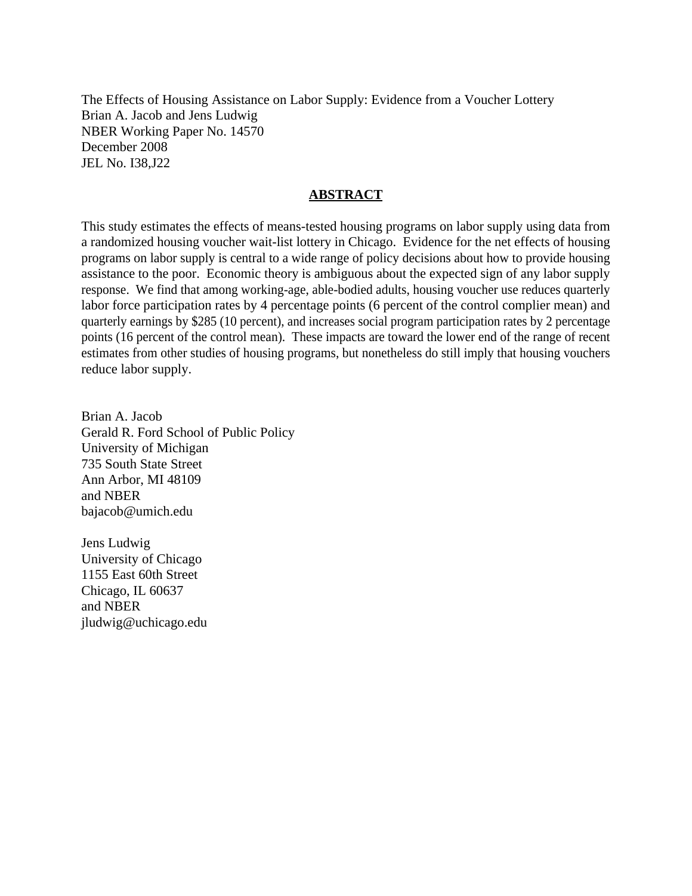The Effects of Housing Assistance on Labor Supply: Evidence from a Voucher Lottery
Brian A. Jacob and Jens Ludwig
NBER Working Paper No. 14570
December 2008
JEL No. I38,J22

## ABSTRACT

This study estimates the effects of means-tested housing programs on labor supply using data from a randomized housing voucher wait-list lottery in Chicago. Evidence for the net effects of housing programs on labor supply is central to a wide range of policy decisions about how to provide housing assistance to the poor. Economic theory is ambiguous about the expected sign of any labor supply response. We find that among working-age, able-bodied adults, housing voucher use reduces quarterly labor force participation rates by 4 percentage points (6 percent of the control complier mean) and quarterly earnings by $285 (10 percent), and increases social program participation rates by 2 percentage points (16 percent of the control mean). These impacts are toward the lower end of the range of recent estimates from other studies of housing programs, but nonetheless do still imply that housing vouchers reduce labor supply.

Brian A. Jacob
Gerald R. Ford School of Public Policy
University of Michigan
735 South State Street
Ann Arbor, MI 48109
and NBER
bajacob@umich.edu

Jens Ludwig
University of Chicago
1155 East 60th Street
Chicago, IL 60637
and NBER
jludwig@uchicago.edu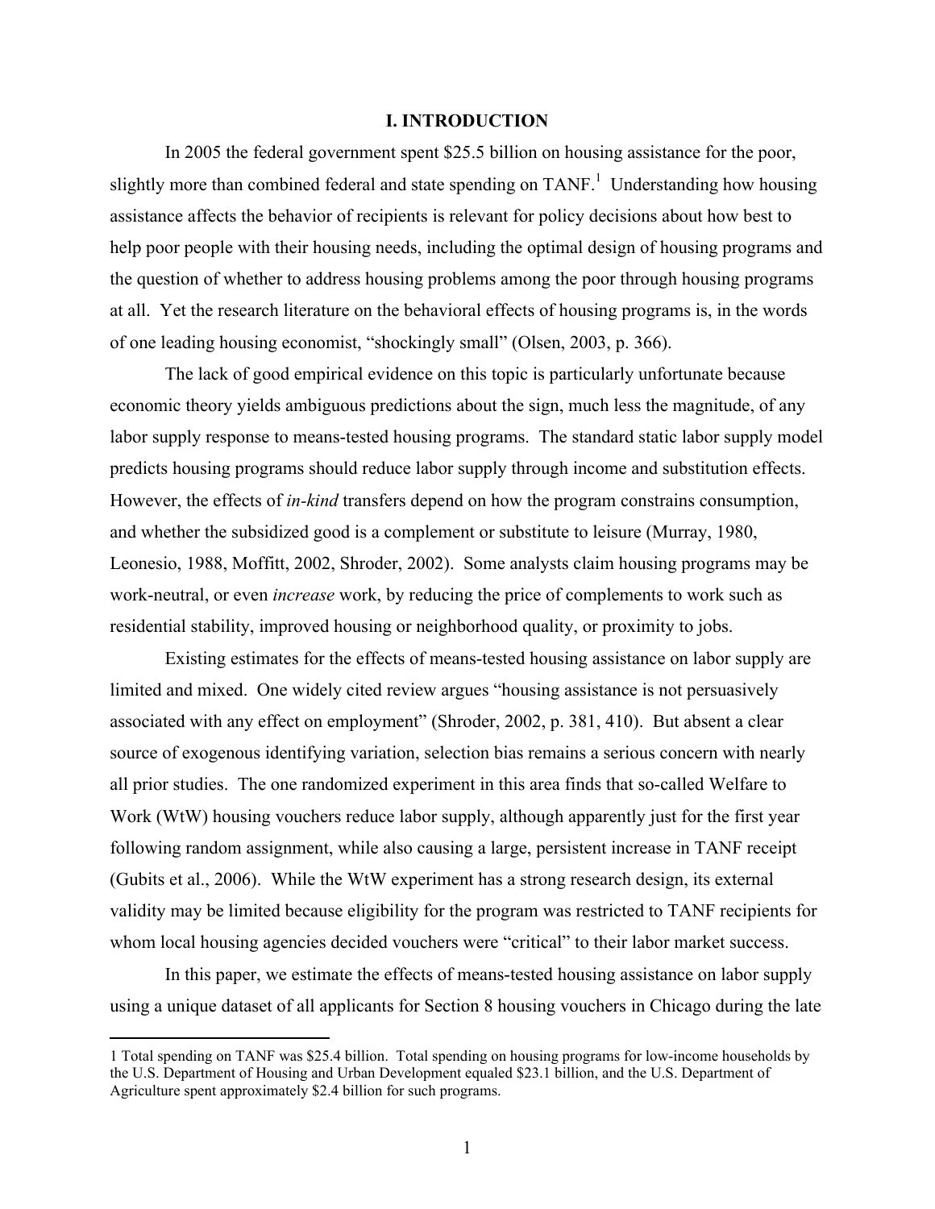# I. INTRODUCTION

In 2005 the federal government spent $25.5 billion on housing assistance for the poor, slightly more than combined federal and state spending on TANF.[1] Understanding how housing assistance affects the behavior of recipients is relevant for policy decisions about how best to help poor people with their housing needs, including the optimal design of housing programs and the question of whether to address housing problems among the poor through housing programs at all. Yet the research literature on the behavioral effects of housing programs is, in the words of one leading housing economist, "shockingly small" (Olsen, 2003, p. 366).

The lack of good empirical evidence on this topic is particularly unfortunate because economic theory yields ambiguous predictions about the sign, much less the magnitude, of any labor supply response to means-tested housing programs. The standard static labor supply model predicts housing programs should reduce labor supply through income and substitution effects. However, the effects of *in-kind* transfers depend on how the program constrains consumption, and whether the subsidized good is a complement or substitute to leisure (Murray, 1980, Leonesio, 1988, Moffitt, 2002, Shroder, 2002). Some analysts claim housing programs may be work-neutral, or even *increase* work, by reducing the price of complements to work such as residential stability, improved housing or neighborhood quality, or proximity to jobs.

Existing estimates for the effects of means-tested housing assistance on labor supply are limited and mixed. One widely cited review argues "housing assistance is not persuasively associated with any effect on employment" (Shroder, 2002, p. 381, 410). But absent a clear source of exogenous identifying variation, selection bias remains a serious concern with nearly all prior studies. The one randomized experiment in this area finds that so-called Welfare to Work (WtW) housing vouchers reduce labor supply, although apparently just for the first year following random assignment, while also causing a large, persistent increase in TANF receipt (Gubits et al., 2006). While the WtW experiment has a strong research design, its external validity may be limited because eligibility for the program was restricted to TANF recipients for whom local housing agencies decided vouchers were "critical" to their labor market success.

In this paper, we estimate the effects of means-tested housing assistance on labor supply using a unique dataset of all applicants for Section 8 housing vouchers in Chicago during the late

---

1 Total spending on TANF was $25.4 billion. Total spending on housing programs for low-income households by the U.S. Department of Housing and Urban Development equaled $23.1 billion, and the U.S. Department of Agriculture spent approximately $2.4 billion for such programs.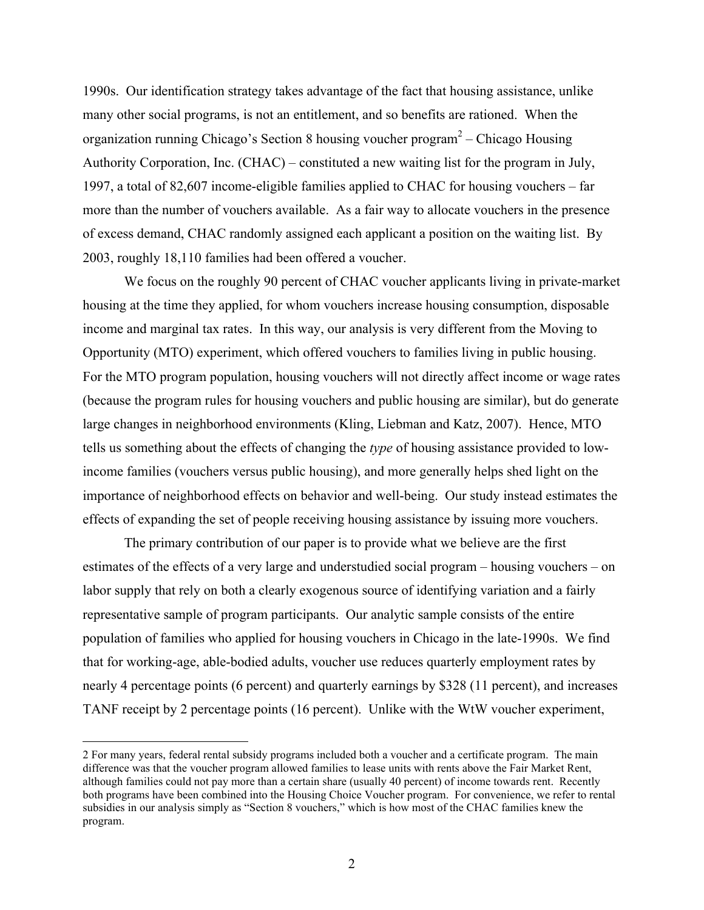1990s. Our identification strategy takes advantage of the fact that housing assistance, unlike many other social programs, is not an entitlement, and so benefits are rationed. When the organization running Chicago's Section 8 housing voucher program[2] – Chicago Housing Authority Corporation, Inc. (CHAC) – constituted a new waiting list for the program in July, 1997, a total of 82,607 income-eligible families applied to CHAC for housing vouchers – far more than the number of vouchers available. As a fair way to allocate vouchers in the presence of excess demand, CHAC randomly assigned each applicant a position on the waiting list. By 2003, roughly 18,110 families had been offered a voucher.

We focus on the roughly 90 percent of CHAC voucher applicants living in private-market housing at the time they applied, for whom vouchers increase housing consumption, disposable income and marginal tax rates. In this way, our analysis is very different from the Moving to Opportunity (MTO) experiment, which offered vouchers to families living in public housing. For the MTO program population, housing vouchers will not directly affect income or wage rates (because the program rules for housing vouchers and public housing are similar), but do generate large changes in neighborhood environments (Kling, Liebman and Katz, 2007). Hence, MTO tells us something about the effects of changing the *type* of housing assistance provided to low-income families (vouchers versus public housing), and more generally helps shed light on the importance of neighborhood effects on behavior and well-being. Our study instead estimates the effects of expanding the set of people receiving housing assistance by issuing more vouchers.

The primary contribution of our paper is to provide what we believe are the first estimates of the effects of a very large and understudied social program – housing vouchers – on labor supply that rely on both a clearly exogenous source of identifying variation and a fairly representative sample of program participants. Our analytic sample consists of the entire population of families who applied for housing vouchers in Chicago in the late-1990s. We find that for working-age, able-bodied adults, voucher use reduces quarterly employment rates by nearly 4 percentage points (6 percent) and quarterly earnings by $328 (11 percent), and increases TANF receipt by 2 percentage points (16 percent). Unlike with the WtW voucher experiment,

2 For many years, federal rental subsidy programs included both a voucher and a certificate program. The main difference was that the voucher program allowed families to lease units with rents above the Fair Market Rent, although families could not pay more than a certain share (usually 40 percent) of income towards rent. Recently both programs have been combined into the Housing Choice Voucher program. For convenience, we refer to rental subsidies in our analysis simply as "Section 8 vouchers," which is how most of the CHAC families knew the program.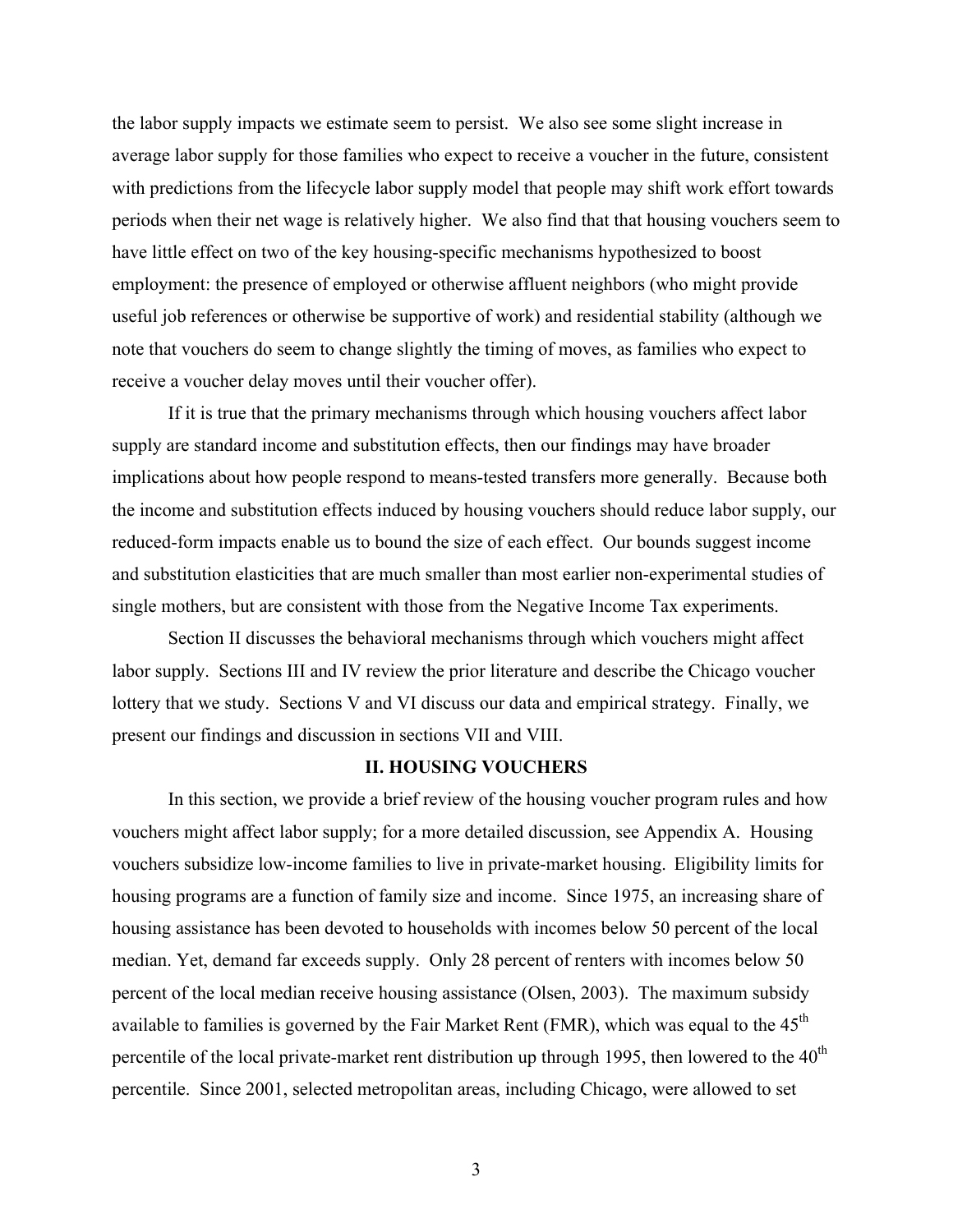the labor supply impacts we estimate seem to persist. We also see some slight increase in average labor supply for those families who expect to receive a voucher in the future, consistent with predictions from the lifecycle labor supply model that people may shift work effort towards periods when their net wage is relatively higher. We also find that that housing vouchers seem to have little effect on two of the key housing-specific mechanisms hypothesized to boost employment: the presence of employed or otherwise affluent neighbors (who might provide useful job references or otherwise be supportive of work) and residential stability (although we note that vouchers do seem to change slightly the timing of moves, as families who expect to receive a voucher delay moves until their voucher offer).

If it is true that the primary mechanisms through which housing vouchers affect labor supply are standard income and substitution effects, then our findings may have broader implications about how people respond to means-tested transfers more generally. Because both the income and substitution effects induced by housing vouchers should reduce labor supply, our reduced-form impacts enable us to bound the size of each effect. Our bounds suggest income and substitution elasticities that are much smaller than most earlier non-experimental studies of single mothers, but are consistent with those from the Negative Income Tax experiments.

Section II discusses the behavioral mechanisms through which vouchers might affect labor supply. Sections III and IV review the prior literature and describe the Chicago voucher lottery that we study. Sections V and VI discuss our data and empirical strategy. Finally, we present our findings and discussion in sections VII and VIII.

## II. HOUSING VOUCHERS

In this section, we provide a brief review of the housing voucher program rules and how vouchers might affect labor supply; for a more detailed discussion, see Appendix A. Housing vouchers subsidize low-income families to live in private-market housing. Eligibility limits for housing programs are a function of family size and income. Since 1975, an increasing share of housing assistance has been devoted to households with incomes below 50 percent of the local median. Yet, demand far exceeds supply. Only 28 percent of renters with incomes below 50 percent of the local median receive housing assistance (Olsen, 2003). The maximum subsidy available to families is governed by the Fair Market Rent (FMR), which was equal to the 45th percentile of the local private-market rent distribution up through 1995, then lowered to the 40th percentile. Since 2001, selected metropolitan areas, including Chicago, were allowed to set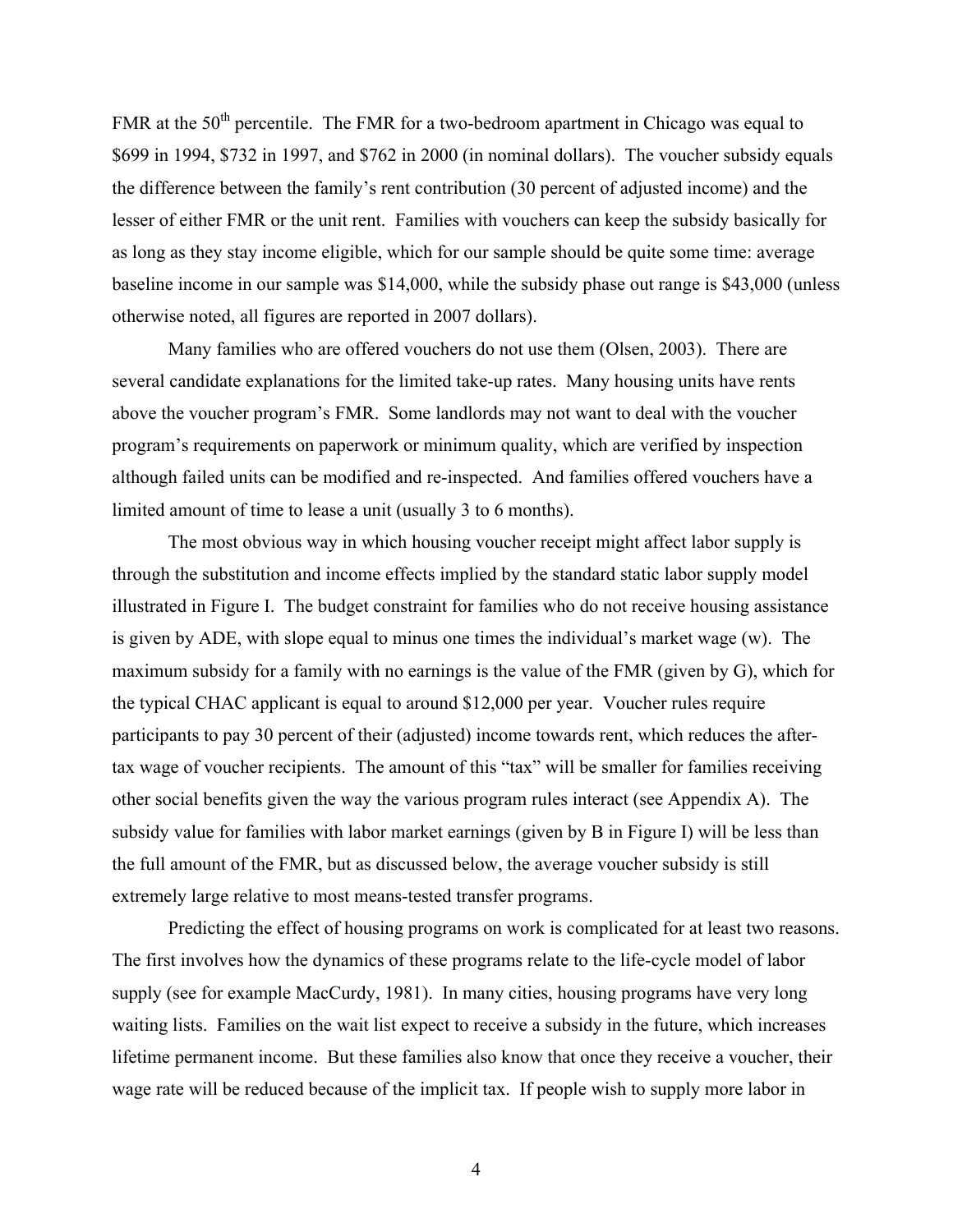FMR at the 50th percentile. The FMR for a two-bedroom apartment in Chicago was equal to \$699 in 1994, \$732 in 1997, and \$762 in 2000 (in nominal dollars). The voucher subsidy equals the difference between the family's rent contribution (30 percent of adjusted income) and the lesser of either FMR or the unit rent. Families with vouchers can keep the subsidy basically for as long as they stay income eligible, which for our sample should be quite some time: average baseline income in our sample was \$14,000, while the subsidy phase out range is \$43,000 (unless otherwise noted, all figures are reported in 2007 dollars).

Many families who are offered vouchers do not use them (Olsen, 2003). There are several candidate explanations for the limited take-up rates. Many housing units have rents above the voucher program's FMR. Some landlords may not want to deal with the voucher program's requirements on paperwork or minimum quality, which are verified by inspection although failed units can be modified and re-inspected. And families offered vouchers have a limited amount of time to lease a unit (usually 3 to 6 months).

The most obvious way in which housing voucher receipt might affect labor supply is through the substitution and income effects implied by the standard static labor supply model illustrated in Figure I. The budget constraint for families who do not receive housing assistance is given by ADE, with slope equal to minus one times the individual's market wage (w). The maximum subsidy for a family with no earnings is the value of the FMR (given by G), which for the typical CHAC applicant is equal to around \$12,000 per year. Voucher rules require participants to pay 30 percent of their (adjusted) income towards rent, which reduces the after-tax wage of voucher recipients. The amount of this "tax" will be smaller for families receiving other social benefits given the way the various program rules interact (see Appendix A). The subsidy value for families with labor market earnings (given by B in Figure I) will be less than the full amount of the FMR, but as discussed below, the average voucher subsidy is still extremely large relative to most means-tested transfer programs.

Predicting the effect of housing programs on work is complicated for at least two reasons. The first involves how the dynamics of these programs relate to the life-cycle model of labor supply (see for example MacCurdy, 1981). In many cities, housing programs have very long waiting lists. Families on the wait list expect to receive a subsidy in the future, which increases lifetime permanent income. But these families also know that once they receive a voucher, their wage rate will be reduced because of the implicit tax. If people wish to supply more labor in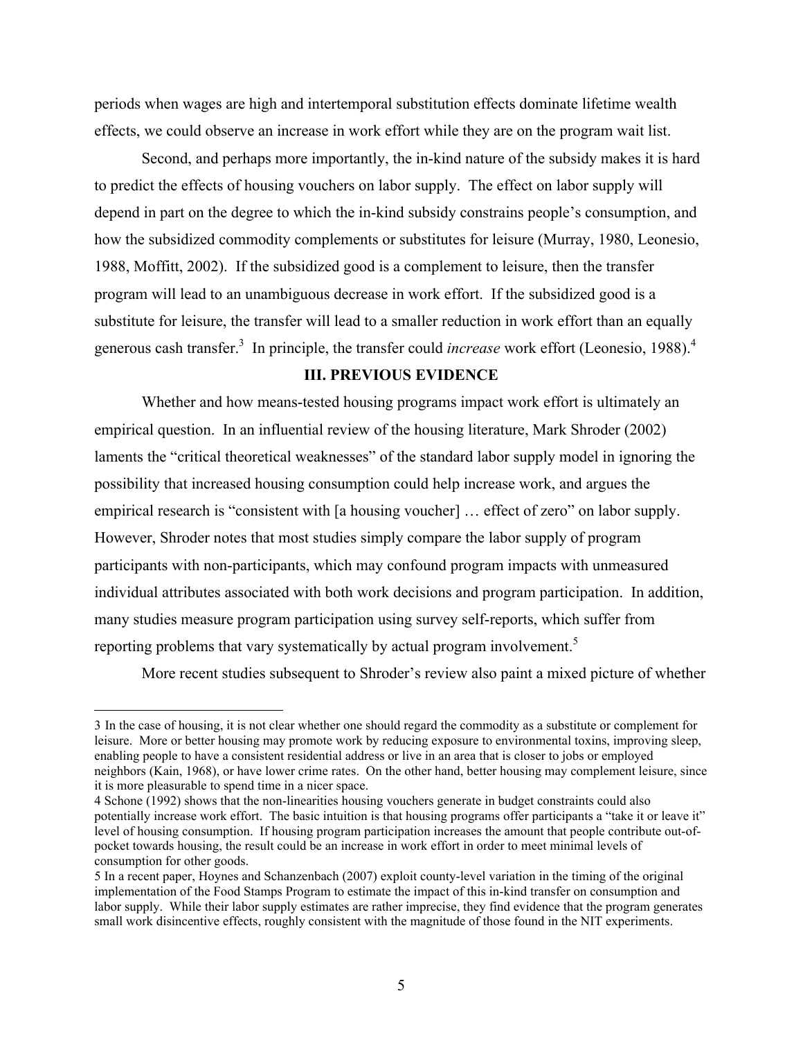periods when wages are high and intertemporal substitution effects dominate lifetime wealth effects, we could observe an increase in work effort while they are on the program wait list.

Second, and perhaps more importantly, the in-kind nature of the subsidy makes it is hard to predict the effects of housing vouchers on labor supply. The effect on labor supply will depend in part on the degree to which the in-kind subsidy constrains people's consumption, and how the subsidized commodity complements or substitutes for leisure (Murray, 1980, Leonesio, 1988, Moffitt, 2002). If the subsidized good is a complement to leisure, then the transfer program will lead to an unambiguous decrease in work effort. If the subsidized good is a substitute for leisure, the transfer will lead to a smaller reduction in work effort than an equally generous cash transfer.[3] In principle, the transfer could *increase* work effort (Leonesio, 1988).[4]

## III. PREVIOUS EVIDENCE

Whether and how means-tested housing programs impact work effort is ultimately an empirical question. In an influential review of the housing literature, Mark Shroder (2002) laments the "critical theoretical weaknesses" of the standard labor supply model in ignoring the possibility that increased housing consumption could help increase work, and argues the empirical research is "consistent with [a housing voucher] … effect of zero" on labor supply. However, Shroder notes that most studies simply compare the labor supply of program participants with non-participants, which may confound program impacts with unmeasured individual attributes associated with both work decisions and program participation. In addition, many studies measure program participation using survey self-reports, which suffer from reporting problems that vary systematically by actual program involvement.[5]

More recent studies subsequent to Shroder's review also paint a mixed picture of whether

---

3 In the case of housing, it is not clear whether one should regard the commodity as a substitute or complement for leisure. More or better housing may promote work by reducing exposure to environmental toxins, improving sleep, enabling people to have a consistent residential address or live in an area that is closer to jobs or employed neighbors (Kain, 1968), or have lower crime rates. On the other hand, better housing may complement leisure, since it is more pleasurable to spend time in a nicer space.

4 Schone (1992) shows that the non-linearities housing vouchers generate in budget constraints could also potentially increase work effort. The basic intuition is that housing programs offer participants a "take it or leave it" level of housing consumption. If housing program participation increases the amount that people contribute out-of-pocket towards housing, the result could be an increase in work effort in order to meet minimal levels of consumption for other goods.

5 In a recent paper, Hoynes and Schanzenbach (2007) exploit county-level variation in the timing of the original implementation of the Food Stamps Program to estimate the impact of this in-kind transfer on consumption and labor supply. While their labor supply estimates are rather imprecise, they find evidence that the program generates small work disincentive effects, roughly consistent with the magnitude of those found in the NIT experiments.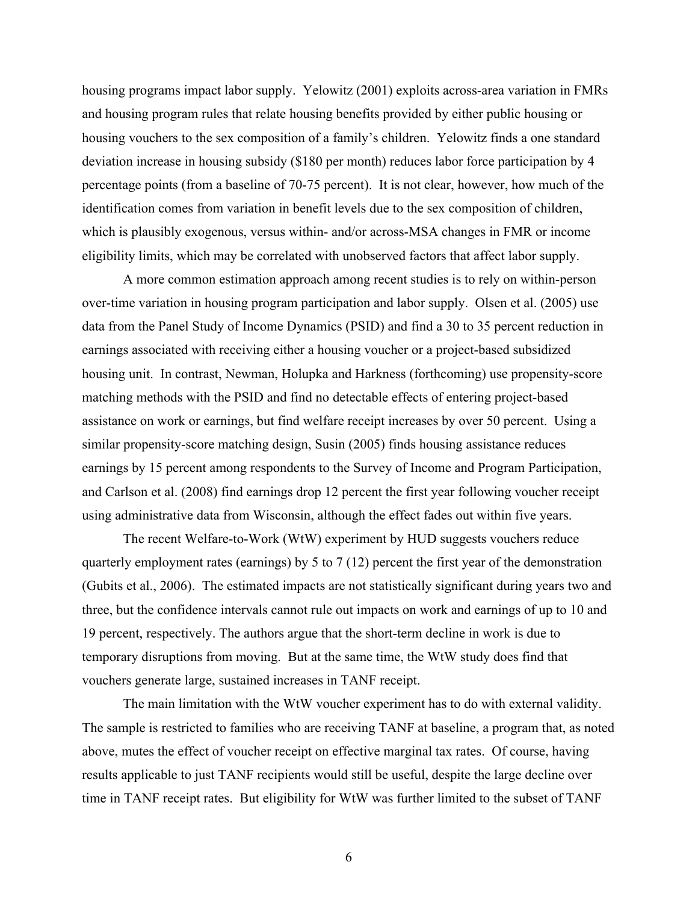housing programs impact labor supply. Yelowitz (2001) exploits across-area variation in FMRs and housing program rules that relate housing benefits provided by either public housing or housing vouchers to the sex composition of a family's children. Yelowitz finds a one standard deviation increase in housing subsidy ($180 per month) reduces labor force participation by 4 percentage points (from a baseline of 70-75 percent). It is not clear, however, how much of the identification comes from variation in benefit levels due to the sex composition of children, which is plausibly exogenous, versus within- and/or across-MSA changes in FMR or income eligibility limits, which may be correlated with unobserved factors that affect labor supply.

A more common estimation approach among recent studies is to rely on within-person over-time variation in housing program participation and labor supply. Olsen et al. (2005) use data from the Panel Study of Income Dynamics (PSID) and find a 30 to 35 percent reduction in earnings associated with receiving either a housing voucher or a project-based subsidized housing unit. In contrast, Newman, Holupka and Harkness (forthcoming) use propensity-score matching methods with the PSID and find no detectable effects of entering project-based assistance on work or earnings, but find welfare receipt increases by over 50 percent. Using a similar propensity-score matching design, Susin (2005) finds housing assistance reduces earnings by 15 percent among respondents to the Survey of Income and Program Participation, and Carlson et al. (2008) find earnings drop 12 percent the first year following voucher receipt using administrative data from Wisconsin, although the effect fades out within five years.

The recent Welfare-to-Work (WtW) experiment by HUD suggests vouchers reduce quarterly employment rates (earnings) by 5 to 7 (12) percent the first year of the demonstration (Gubits et al., 2006). The estimated impacts are not statistically significant during years two and three, but the confidence intervals cannot rule out impacts on work and earnings of up to 10 and 19 percent, respectively. The authors argue that the short-term decline in work is due to temporary disruptions from moving. But at the same time, the WtW study does find that vouchers generate large, sustained increases in TANF receipt.

The main limitation with the WtW voucher experiment has to do with external validity. The sample is restricted to families who are receiving TANF at baseline, a program that, as noted above, mutes the effect of voucher receipt on effective marginal tax rates. Of course, having results applicable to just TANF recipients would still be useful, despite the large decline over time in TANF receipt rates. But eligibility for WtW was further limited to the subset of TANF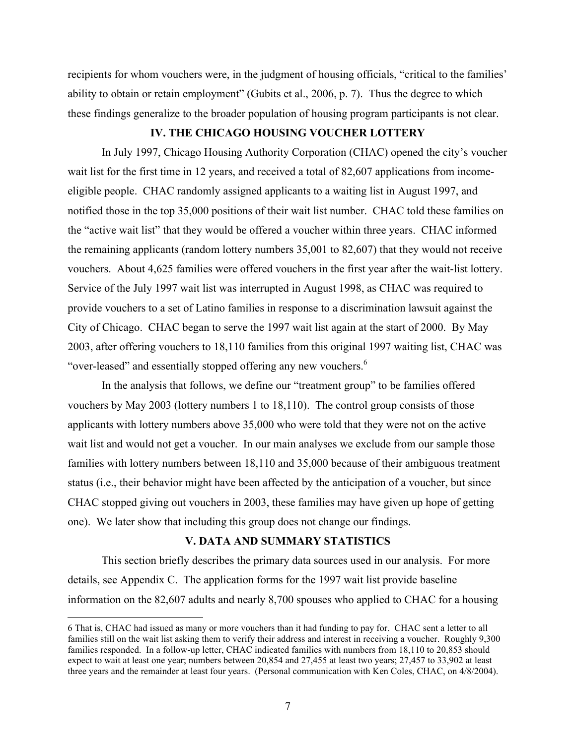recipients for whom vouchers were, in the judgment of housing officials, "critical to the families' ability to obtain or retain employment" (Gubits et al., 2006, p. 7). Thus the degree to which these findings generalize to the broader population of housing program participants is not clear.

## IV. THE CHICAGO HOUSING VOUCHER LOTTERY

In July 1997, Chicago Housing Authority Corporation (CHAC) opened the city's voucher wait list for the first time in 12 years, and received a total of 82,607 applications from income-eligible people. CHAC randomly assigned applicants to a waiting list in August 1997, and notified those in the top 35,000 positions of their wait list number. CHAC told these families on the "active wait list" that they would be offered a voucher within three years. CHAC informed the remaining applicants (random lottery numbers 35,001 to 82,607) that they would not receive vouchers. About 4,625 families were offered vouchers in the first year after the wait-list lottery. Service of the July 1997 wait list was interrupted in August 1998, as CHAC was required to provide vouchers to a set of Latino families in response to a discrimination lawsuit against the City of Chicago. CHAC began to serve the 1997 wait list again at the start of 2000. By May 2003, after offering vouchers to 18,110 families from this original 1997 waiting list, CHAC was "over-leased" and essentially stopped offering any new vouchers.[6]

In the analysis that follows, we define our "treatment group" to be families offered vouchers by May 2003 (lottery numbers 1 to 18,110). The control group consists of those applicants with lottery numbers above 35,000 who were told that they were not on the active wait list and would not get a voucher. In our main analyses we exclude from our sample those families with lottery numbers between 18,110 and 35,000 because of their ambiguous treatment status (i.e., their behavior might have been affected by the anticipation of a voucher, but since CHAC stopped giving out vouchers in 2003, these families may have given up hope of getting one). We later show that including this group does not change our findings.

## V. DATA AND SUMMARY STATISTICS

This section briefly describes the primary data sources used in our analysis. For more details, see Appendix C. The application forms for the 1997 wait list provide baseline information on the 82,607 adults and nearly 8,700 spouses who applied to CHAC for a housing

---

6 That is, CHAC had issued as many or more vouchers than it had funding to pay for. CHAC sent a letter to all families still on the wait list asking them to verify their address and interest in receiving a voucher. Roughly 9,300 families responded. In a follow-up letter, CHAC indicated families with numbers from 18,110 to 20,853 should expect to wait at least one year; numbers between 20,854 and 27,455 at least two years; 27,457 to 33,902 at least three years and the remainder at least four years. (Personal communication with Ken Coles, CHAC, on 4/8/2004).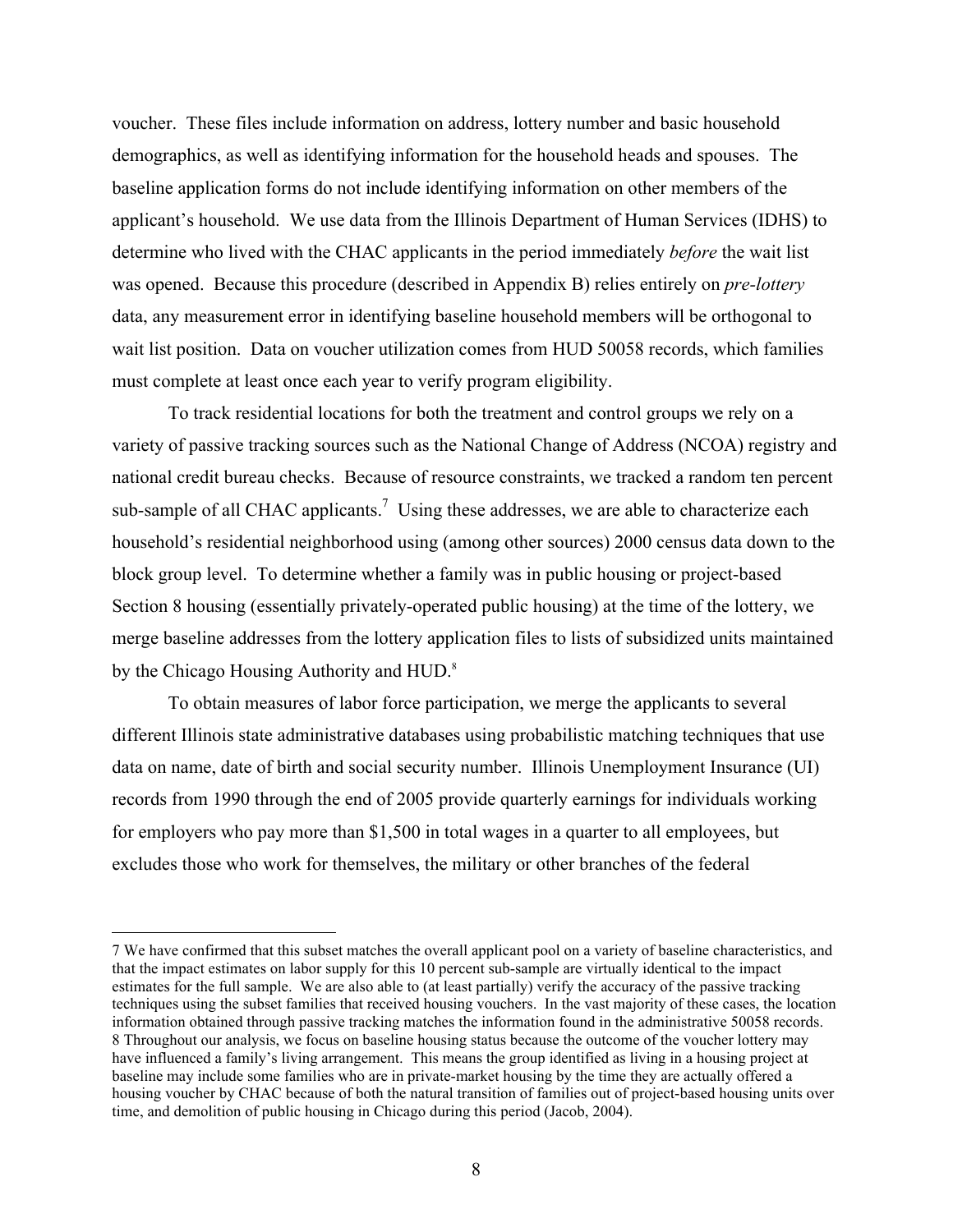voucher. These files include information on address, lottery number and basic household demographics, as well as identifying information for the household heads and spouses. The baseline application forms do not include identifying information on other members of the applicant's household. We use data from the Illinois Department of Human Services (IDHS) to determine who lived with the CHAC applicants in the period immediately *before* the wait list was opened. Because this procedure (described in Appendix B) relies entirely on *pre-lottery* data, any measurement error in identifying baseline household members will be orthogonal to wait list position. Data on voucher utilization comes from HUD 50058 records, which families must complete at least once each year to verify program eligibility.

To track residential locations for both the treatment and control groups we rely on a variety of passive tracking sources such as the National Change of Address (NCOA) registry and national credit bureau checks. Because of resource constraints, we tracked a random ten percent sub-sample of all CHAC applicants.[7] Using these addresses, we are able to characterize each household's residential neighborhood using (among other sources) 2000 census data down to the block group level. To determine whether a family was in public housing or project-based Section 8 housing (essentially privately-operated public housing) at the time of the lottery, we merge baseline addresses from the lottery application files to lists of subsidized units maintained by the Chicago Housing Authority and HUD.[8]

To obtain measures of labor force participation, we merge the applicants to several different Illinois state administrative databases using probabilistic matching techniques that use data on name, date of birth and social security number. Illinois Unemployment Insurance (UI) records from 1990 through the end of 2005 provide quarterly earnings for individuals working for employers who pay more than $1,500 in total wages in a quarter to all employees, but excludes those who work for themselves, the military or other branches of the federal

---

7 We have confirmed that this subset matches the overall applicant pool on a variety of baseline characteristics, and that the impact estimates on labor supply for this 10 percent sub-sample are virtually identical to the impact estimates for the full sample. We are also able to (at least partially) verify the accuracy of the passive tracking techniques using the subset families that received housing vouchers. In the vast majority of these cases, the location information obtained through passive tracking matches the information found in the administrative 50058 records.

8 Throughout our analysis, we focus on baseline housing status because the outcome of the voucher lottery may have influenced a family's living arrangement. This means the group identified as living in a housing project at baseline may include some families who are in private-market housing by the time they are actually offered a housing voucher by CHAC because of both the natural transition of families out of project-based housing units over time, and demolition of public housing in Chicago during this period (Jacob, 2004).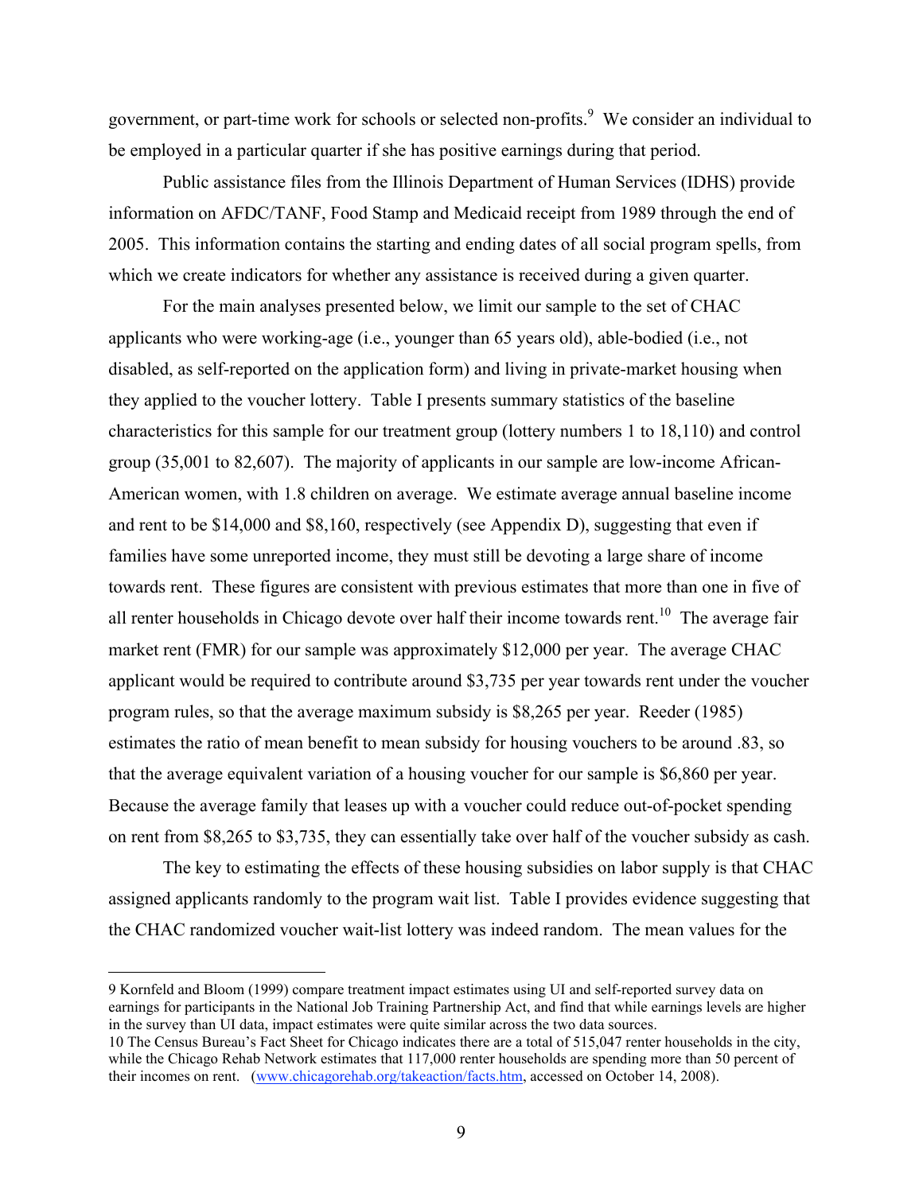government, or part-time work for schools or selected non-profits.[9] We consider an individual to be employed in a particular quarter if she has positive earnings during that period.

Public assistance files from the Illinois Department of Human Services (IDHS) provide information on AFDC/TANF, Food Stamp and Medicaid receipt from 1989 through the end of 2005. This information contains the starting and ending dates of all social program spells, from which we create indicators for whether any assistance is received during a given quarter.

For the main analyses presented below, we limit our sample to the set of CHAC applicants who were working-age (i.e., younger than 65 years old), able-bodied (i.e., not disabled, as self-reported on the application form) and living in private-market housing when they applied to the voucher lottery. Table I presents summary statistics of the baseline characteristics for this sample for our treatment group (lottery numbers 1 to 18,110) and control group (35,001 to 82,607). The majority of applicants in our sample are low-income African-American women, with 1.8 children on average. We estimate average annual baseline income and rent to be $14,000 and $8,160, respectively (see Appendix D), suggesting that even if families have some unreported income, they must still be devoting a large share of income towards rent. These figures are consistent with previous estimates that more than one in five of all renter households in Chicago devote over half their income towards rent.[10] The average fair market rent (FMR) for our sample was approximately $12,000 per year. The average CHAC applicant would be required to contribute around $3,735 per year towards rent under the voucher program rules, so that the average maximum subsidy is $8,265 per year. Reeder (1985) estimates the ratio of mean benefit to mean subsidy for housing vouchers to be around .83, so that the average equivalent variation of a housing voucher for our sample is $6,860 per year. Because the average family that leases up with a voucher could reduce out-of-pocket spending on rent from $8,265 to $3,735, they can essentially take over half of the voucher subsidy as cash.

The key to estimating the effects of these housing subsidies on labor supply is that CHAC assigned applicants randomly to the program wait list. Table I provides evidence suggesting that the CHAC randomized voucher wait-list lottery was indeed random. The mean values for the

---

9 Kornfeld and Bloom (1999) compare treatment impact estimates using UI and self-reported survey data on earnings for participants in the National Job Training Partnership Act, and find that while earnings levels are higher in the survey than UI data, impact estimates were quite similar across the two data sources.

10 The Census Bureau's Fact Sheet for Chicago indicates there are a total of 515,047 renter households in the city, while the Chicago Rehab Network estimates that 117,000 renter households are spending more than 50 percent of their incomes on rent. (www.chicagorehab.org/takeaction/facts.htm, accessed on October 14, 2008).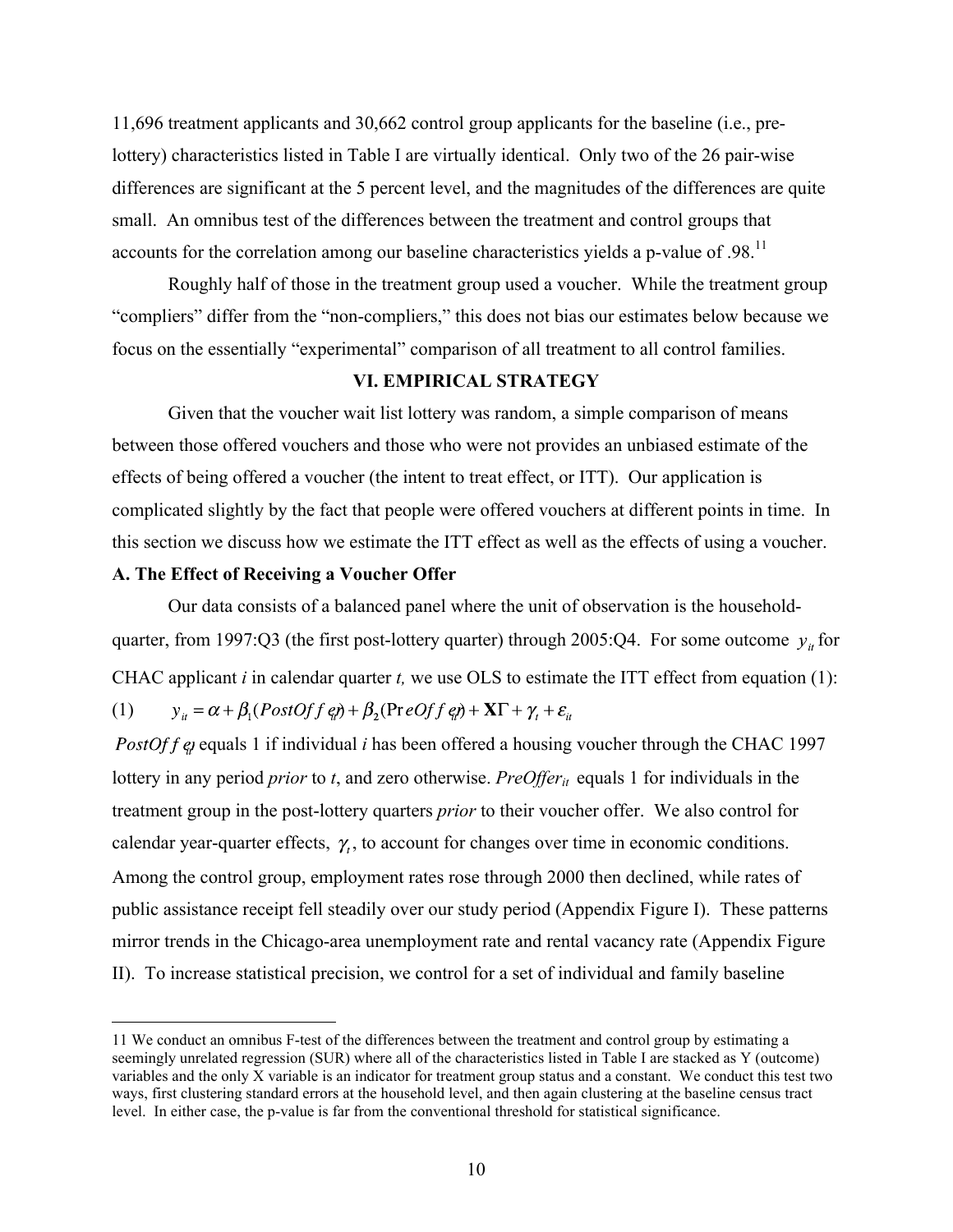11,696 treatment applicants and 30,662 control group applicants for the baseline (i.e., pre-lottery) characteristics listed in Table I are virtually identical. Only two of the 26 pair-wise differences are significant at the 5 percent level, and the magnitudes of the differences are quite small. An omnibus test of the differences between the treatment and control groups that accounts for the correlation among our baseline characteristics yields a p-value of .98.[11]

Roughly half of those in the treatment group used a voucher. While the treatment group "compliers" differ from the "non-compliers," this does not bias our estimates below because we focus on the essentially "experimental" comparison of all treatment to all control families.

## VI. EMPIRICAL STRATEGY

Given that the voucher wait list lottery was random, a simple comparison of means between those offered vouchers and those who were not provides an unbiased estimate of the effects of being offered a voucher (the intent to treat effect, or ITT). Our application is complicated slightly by the fact that people were offered vouchers at different points in time. In this section we discuss how we estimate the ITT effect as well as the effects of using a voucher.

### A. The Effect of Receiving a Voucher Offer

Our data consists of a balanced panel where the unit of observation is the household-quarter, from 1997:Q3 (the first post-lottery quarter) through 2005:Q4. For some outcome $y_{it}$ for CHAC applicant *i* in calendar quarter *t,* we use OLS to estimate the ITT effect from equation (1):

$$(1) \qquad y_{it} = \alpha + \beta_1(PostOffer_{it}) + \beta_2(PreOffer_{it}) + \mathbf{X}\Gamma + \gamma_t + \varepsilon_{it}$$

$PostOffer_{it}$ equals 1 if individual *i* has been offered a housing voucher through the CHAC 1997 lottery in any period *prior* to *t*, and zero otherwise. $PreOffer_{it}$ equals 1 for individuals in the treatment group in the post-lottery quarters *prior* to their voucher offer. We also control for calendar year-quarter effects, $\gamma_t$, to account for changes over time in economic conditions. Among the control group, employment rates rose through 2000 then declined, while rates of public assistance receipt fell steadily over our study period (Appendix Figure I). These patterns mirror trends in the Chicago-area unemployment rate and rental vacancy rate (Appendix Figure II). To increase statistical precision, we control for a set of individual and family baseline

---

11 We conduct an omnibus F-test of the differences between the treatment and control group by estimating a seemingly unrelated regression (SUR) where all of the characteristics listed in Table I are stacked as Y (outcome) variables and the only X variable is an indicator for treatment group status and a constant. We conduct this test two ways, first clustering standard errors at the household level, and then again clustering at the baseline census tract level. In either case, the p-value is far from the conventional threshold for statistical significance.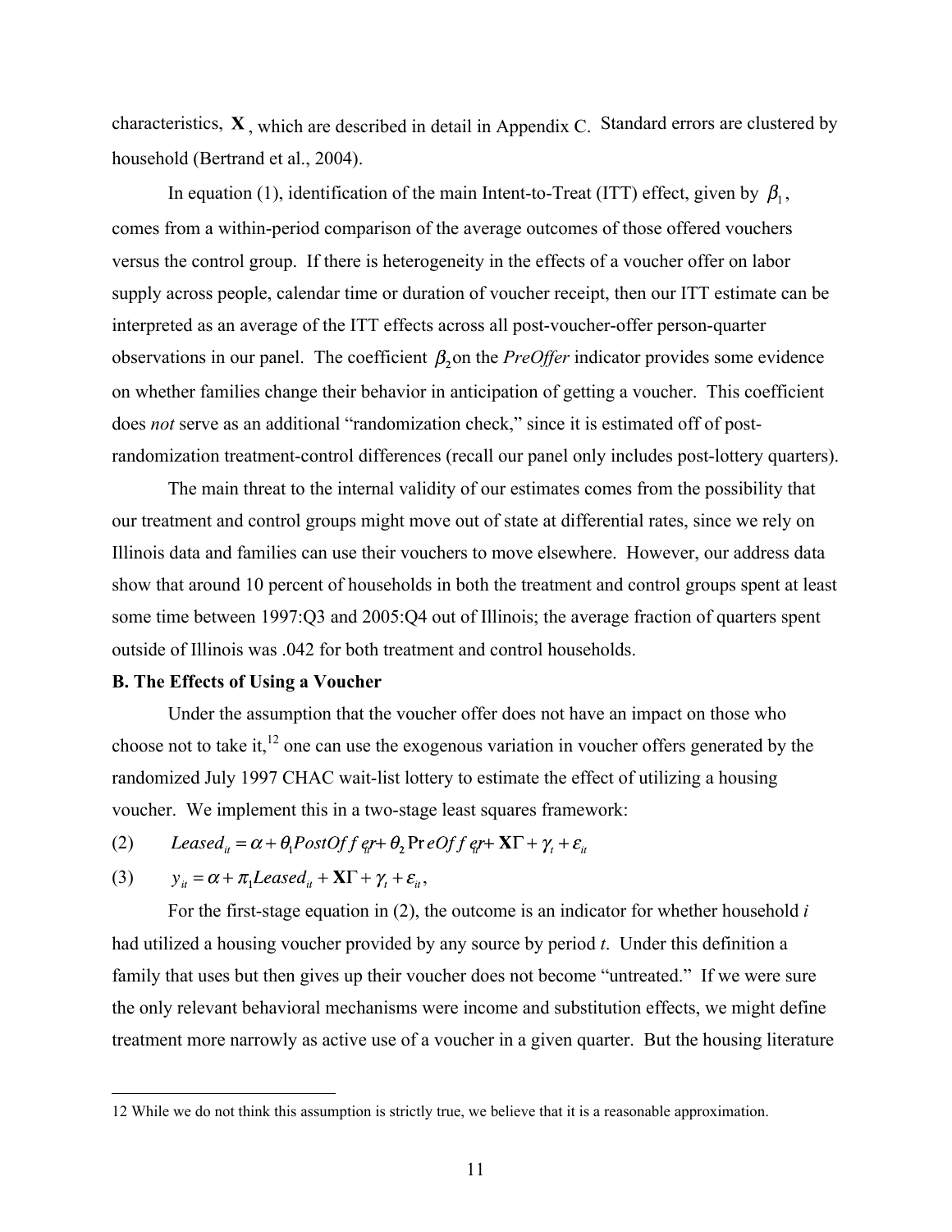characteristics, $\mathbf{X}$, which are described in detail in Appendix C. Standard errors are clustered by household (Bertrand et al., 2004).

In equation (1), identification of the main Intent-to-Treat (ITT) effect, given by $\beta_1$, comes from a within-period comparison of the average outcomes of those offered vouchers versus the control group. If there is heterogeneity in the effects of a voucher offer on labor supply across people, calendar time or duration of voucher receipt, then our ITT estimate can be interpreted as an average of the ITT effects across all post-voucher-offer person-quarter observations in our panel. The coefficient $\beta_2$ on the *PreOffer* indicator provides some evidence on whether families change their behavior in anticipation of getting a voucher. This coefficient does *not* serve as an additional "randomization check," since it is estimated off of post-randomization treatment-control differences (recall our panel only includes post-lottery quarters).

The main threat to the internal validity of our estimates comes from the possibility that our treatment and control groups might move out of state at differential rates, since we rely on Illinois data and families can use their vouchers to move elsewhere. However, our address data show that around 10 percent of households in both the treatment and control groups spent at least some time between 1997:Q3 and 2005:Q4 out of Illinois; the average fraction of quarters spent outside of Illinois was .042 for both treatment and control households.

**B. The Effects of Using a Voucher**

Under the assumption that the voucher offer does not have an impact on those who choose not to take it,[12] one can use the exogenous variation in voucher offers generated by the randomized July 1997 CHAC wait-list lottery to estimate the effect of utilizing a housing voucher. We implement this in a two-stage least squares framework:

$$(2) \qquad Leased_{it} = \alpha + \theta_1 PostOffer_{it} + \theta_2 PreOffer_{it} + \mathbf{X}\Gamma + \gamma_t + \varepsilon_{it}$$

$$(3) \qquad y_{it} = \alpha + \pi_1 Leased_{it} + \mathbf{X}\Gamma + \gamma_t + \varepsilon_{it},$$

For the first-stage equation in (2), the outcome is an indicator for whether household *i* had utilized a housing voucher provided by any source by period *t*. Under this definition a family that uses but then gives up their voucher does not become "untreated." If we were sure the only relevant behavioral mechanisms were income and substitution effects, we might define treatment more narrowly as active use of a voucher in a given quarter. But the housing literature

---

12 While we do not think this assumption is strictly true, we believe that it is a reasonable approximation.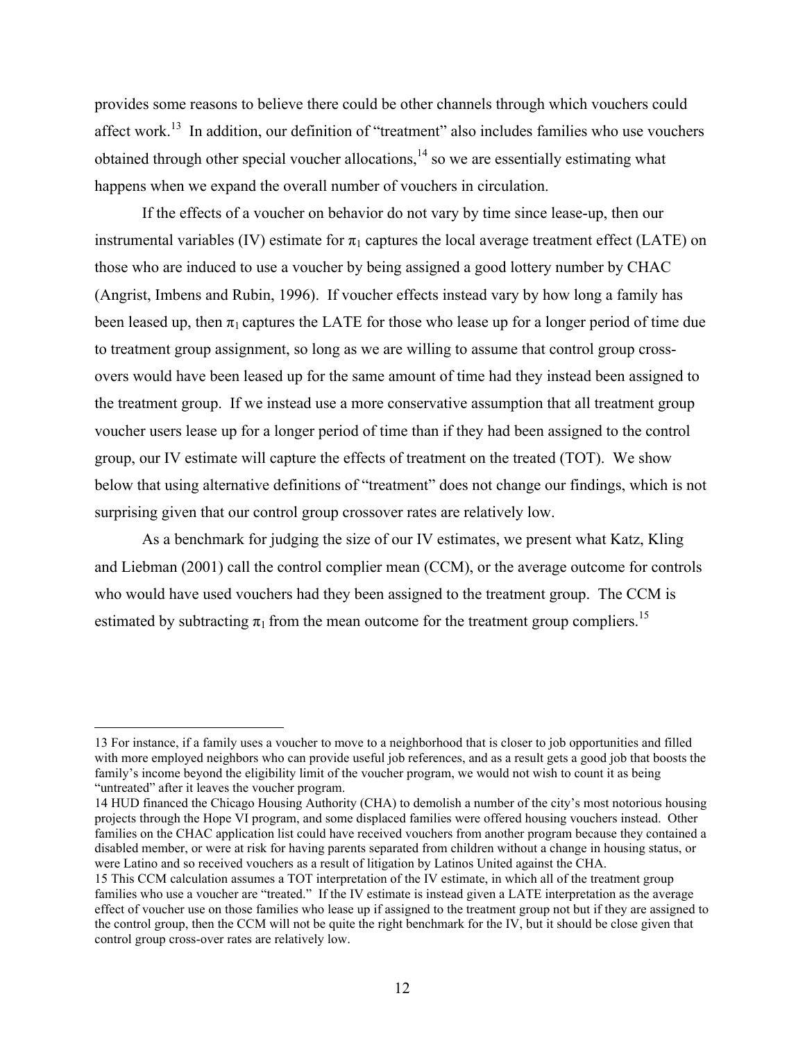provides some reasons to believe there could be other channels through which vouchers could affect work.[13] In addition, our definition of "treatment" also includes families who use vouchers obtained through other special voucher allocations,[14] so we are essentially estimating what happens when we expand the overall number of vouchers in circulation.

If the effects of a voucher on behavior do not vary by time since lease-up, then our instrumental variables (IV) estimate for $\pi_1$ captures the local average treatment effect (LATE) on those who are induced to use a voucher by being assigned a good lottery number by CHAC (Angrist, Imbens and Rubin, 1996). If voucher effects instead vary by how long a family has been leased up, then $\pi_1$ captures the LATE for those who lease up for a longer period of time due to treatment group assignment, so long as we are willing to assume that control group cross-overs would have been leased up for the same amount of time had they instead been assigned to the treatment group. If we instead use a more conservative assumption that all treatment group voucher users lease up for a longer period of time than if they had been assigned to the control group, our IV estimate will capture the effects of treatment on the treated (TOT). We show below that using alternative definitions of "treatment" does not change our findings, which is not surprising given that our control group crossover rates are relatively low.

As a benchmark for judging the size of our IV estimates, we present what Katz, Kling and Liebman (2001) call the control complier mean (CCM), or the average outcome for controls who would have used vouchers had they been assigned to the treatment group. The CCM is estimated by subtracting $\pi_1$ from the mean outcome for the treatment group compliers.[15]

---

13 For instance, if a family uses a voucher to move to a neighborhood that is closer to job opportunities and filled with more employed neighbors who can provide useful job references, and as a result gets a good job that boosts the family's income beyond the eligibility limit of the voucher program, we would not wish to count it as being "untreated" after it leaves the voucher program.

14 HUD financed the Chicago Housing Authority (CHA) to demolish a number of the city's most notorious housing projects through the Hope VI program, and some displaced families were offered housing vouchers instead. Other families on the CHAC application list could have received vouchers from another program because they contained a disabled member, or were at risk for having parents separated from children without a change in housing status, or were Latino and so received vouchers as a result of litigation by Latinos United against the CHA.

15 This CCM calculation assumes a TOT interpretation of the IV estimate, in which all of the treatment group families who use a voucher are "treated." If the IV estimate is instead given a LATE interpretation as the average effect of voucher use on those families who lease up if assigned to the treatment group not but if they are assigned to the control group, then the CCM will not be quite the right benchmark for the IV, but it should be close given that control group cross-over rates are relatively low.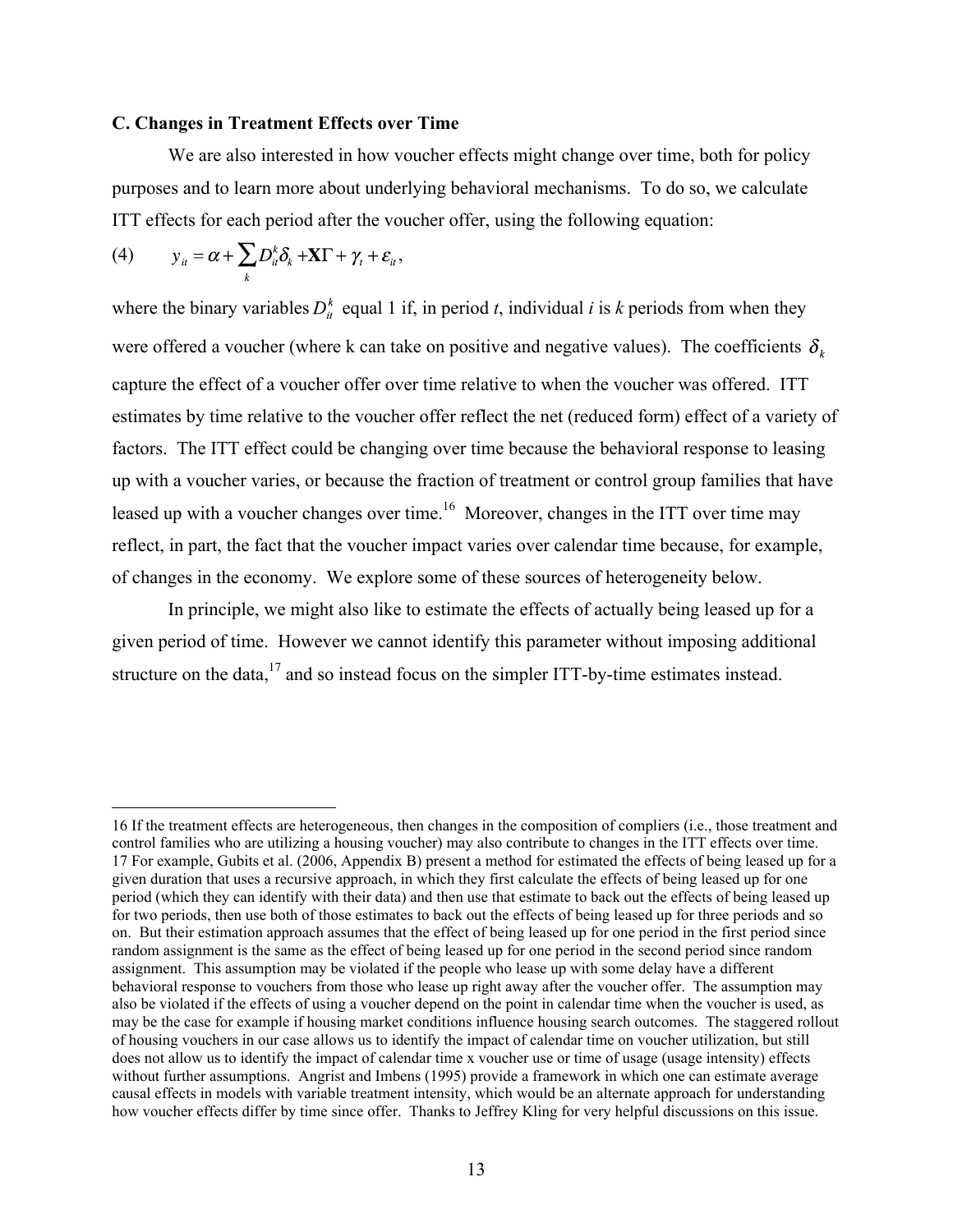### C. Changes in Treatment Effects over Time

We are also interested in how voucher effects might change over time, both for policy purposes and to learn more about underlying behavioral mechanisms. To do so, we calculate ITT effects for each period after the voucher offer, using the following equation:

$$(4) \qquad y_{it} = \alpha + \sum_k D_{it}^k \delta_k + \mathbf{X}\Gamma + \gamma_t + \varepsilon_{it},$$

where the binary variables $D_{it}^k$ equal 1 if, in period *t*, individual *i* is *k* periods from when they were offered a voucher (where k can take on positive and negative values). The coefficients $\delta_k$ capture the effect of a voucher offer over time relative to when the voucher was offered. ITT estimates by time relative to the voucher offer reflect the net (reduced form) effect of a variety of factors. The ITT effect could be changing over time because the behavioral response to leasing up with a voucher varies, or because the fraction of treatment or control group families that have leased up with a voucher changes over time.[16] Moreover, changes in the ITT over time may reflect, in part, the fact that the voucher impact varies over calendar time because, for example, of changes in the economy. We explore some of these sources of heterogeneity below.

In principle, we might also like to estimate the effects of actually being leased up for a given period of time. However we cannot identify this parameter without imposing additional structure on the data,[17] and so instead focus on the simpler ITT-by-time estimates instead.

---

16 If the treatment effects are heterogeneous, then changes in the composition of compliers (i.e., those treatment and control families who are utilizing a housing voucher) may also contribute to changes in the ITT effects over time.

17 For example, Gubits et al. (2006, Appendix B) present a method for estimated the effects of being leased up for a given duration that uses a recursive approach, in which they first calculate the effects of being leased up for one period (which they can identify with their data) and then use that estimate to back out the effects of being leased up for two periods, then use both of those estimates to back out the effects of being leased up for three periods and so on. But their estimation approach assumes that the effect of being leased up for one period in the first period since random assignment is the same as the effect of being leased up for one period in the second period since random assignment. This assumption may be violated if the people who lease up with some delay have a different behavioral response to vouchers from those who lease up right away after the voucher offer. The assumption may also be violated if the effects of using a voucher depend on the point in calendar time when the voucher is used, as may be the case for example if housing market conditions influence housing search outcomes. The staggered rollout of housing vouchers in our case allows us to identify the impact of calendar time on voucher utilization, but still does not allow us to identify the impact of calendar time x voucher use or time of usage (usage intensity) effects without further assumptions. Angrist and Imbens (1995) provide a framework in which one can estimate average causal effects in models with variable treatment intensity, which would be an alternate approach for understanding how voucher effects differ by time since offer. Thanks to Jeffrey Kling for very helpful discussions on this issue.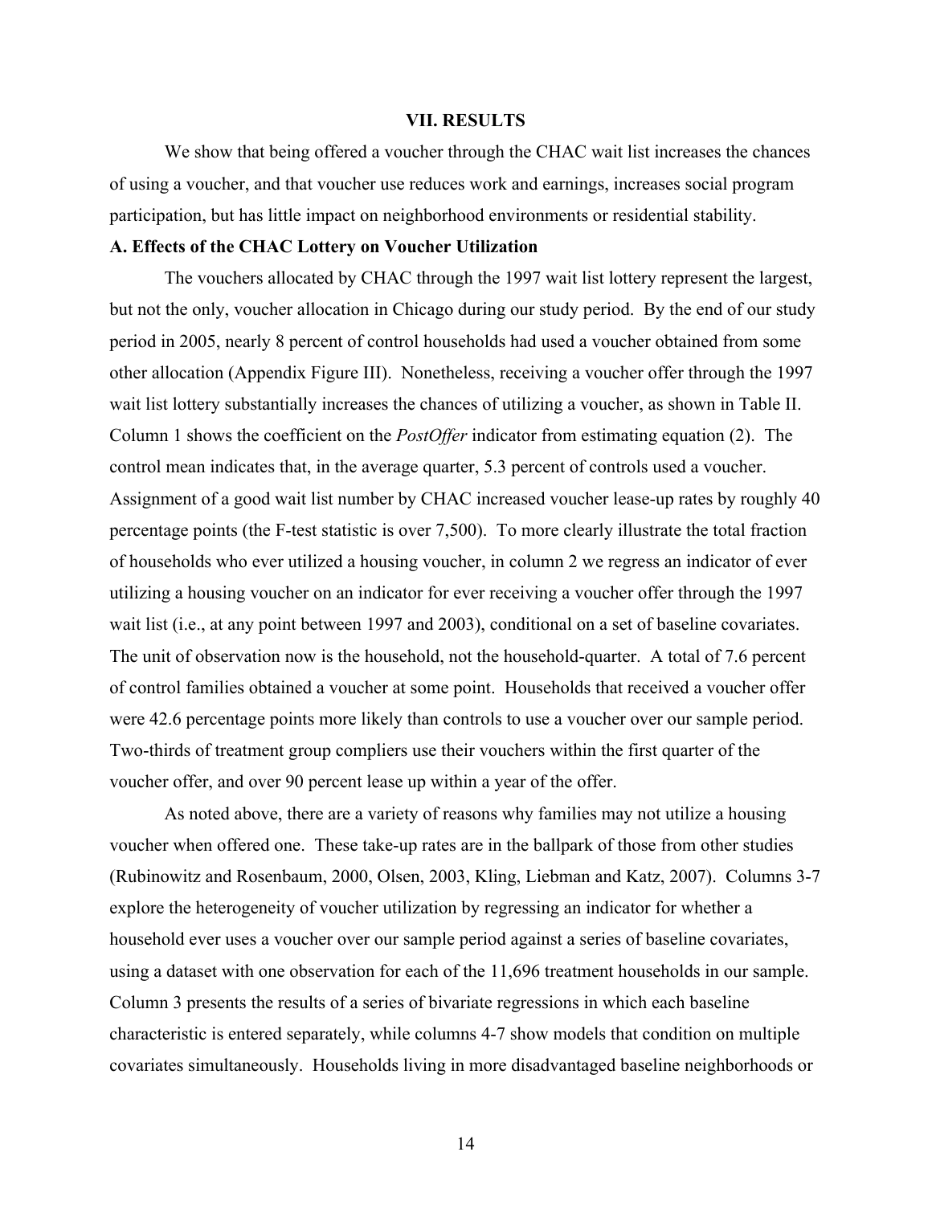## VII. RESULTS

We show that being offered a voucher through the CHAC wait list increases the chances of using a voucher, and that voucher use reduces work and earnings, increases social program participation, but has little impact on neighborhood environments or residential stability.

### A. Effects of the CHAC Lottery on Voucher Utilization

The vouchers allocated by CHAC through the 1997 wait list lottery represent the largest, but not the only, voucher allocation in Chicago during our study period. By the end of our study period in 2005, nearly 8 percent of control households had used a voucher obtained from some other allocation (Appendix Figure III). Nonetheless, receiving a voucher offer through the 1997 wait list lottery substantially increases the chances of utilizing a voucher, as shown in Table II. Column 1 shows the coefficient on the *PostOffer* indicator from estimating equation (2). The control mean indicates that, in the average quarter, 5.3 percent of controls used a voucher. Assignment of a good wait list number by CHAC increased voucher lease-up rates by roughly 40 percentage points (the F-test statistic is over 7,500). To more clearly illustrate the total fraction of households who ever utilized a housing voucher, in column 2 we regress an indicator of ever utilizing a housing voucher on an indicator for ever receiving a voucher offer through the 1997 wait list (i.e., at any point between 1997 and 2003), conditional on a set of baseline covariates. The unit of observation now is the household, not the household-quarter. A total of 7.6 percent of control families obtained a voucher at some point. Households that received a voucher offer were 42.6 percentage points more likely than controls to use a voucher over our sample period. Two-thirds of treatment group compliers use their vouchers within the first quarter of the voucher offer, and over 90 percent lease up within a year of the offer.

As noted above, there are a variety of reasons why families may not utilize a housing voucher when offered one. These take-up rates are in the ballpark of those from other studies (Rubinowitz and Rosenbaum, 2000, Olsen, 2003, Kling, Liebman and Katz, 2007). Columns 3-7 explore the heterogeneity of voucher utilization by regressing an indicator for whether a household ever uses a voucher over our sample period against a series of baseline covariates, using a dataset with one observation for each of the 11,696 treatment households in our sample. Column 3 presents the results of a series of bivariate regressions in which each baseline characteristic is entered separately, while columns 4-7 show models that condition on multiple covariates simultaneously. Households living in more disadvantaged baseline neighborhoods or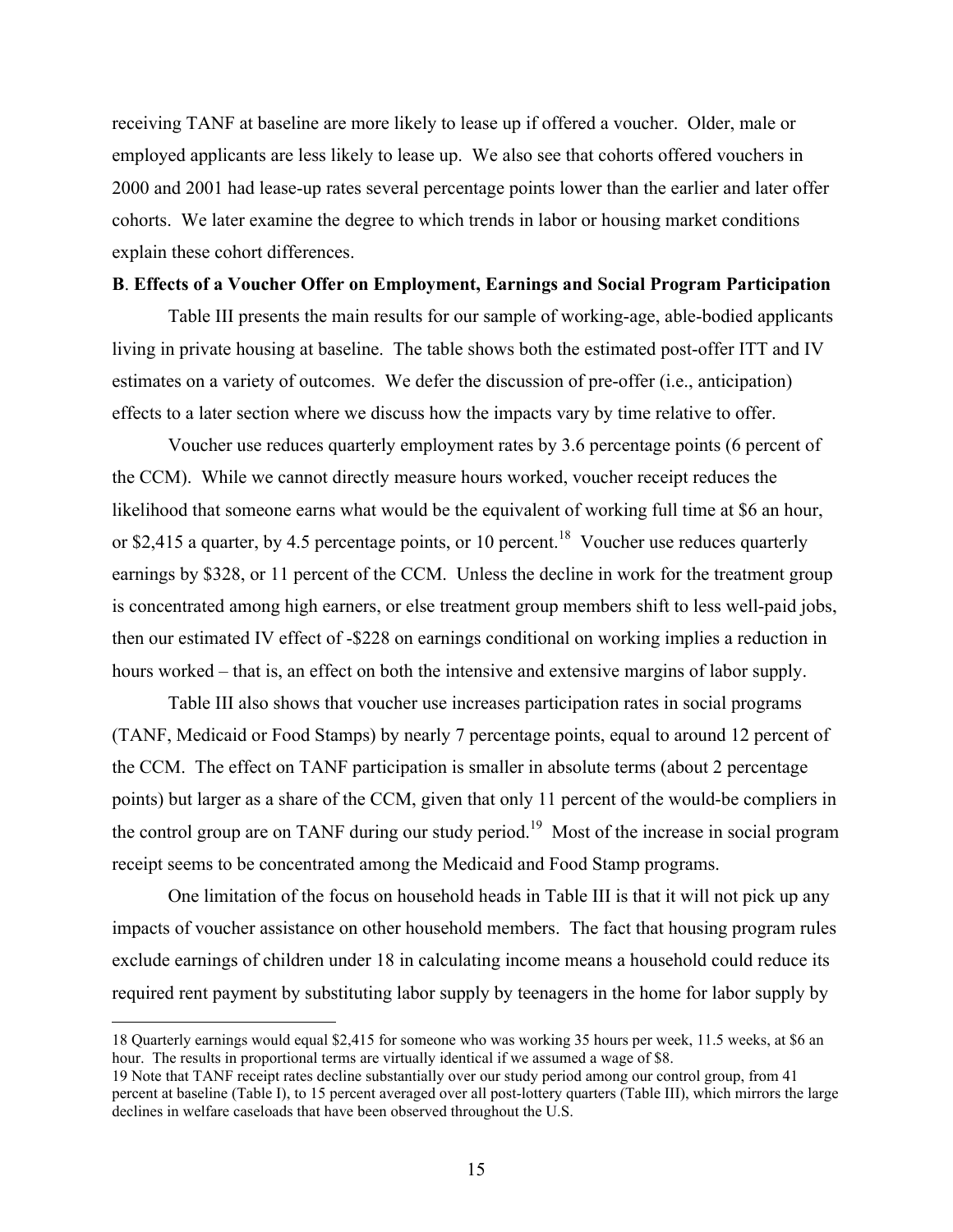receiving TANF at baseline are more likely to lease up if offered a voucher. Older, male or employed applicants are less likely to lease up. We also see that cohorts offered vouchers in 2000 and 2001 had lease-up rates several percentage points lower than the earlier and later offer cohorts. We later examine the degree to which trends in labor or housing market conditions explain these cohort differences.

**B. Effects of a Voucher Offer on Employment, Earnings and Social Program Participation**

Table III presents the main results for our sample of working-age, able-bodied applicants living in private housing at baseline. The table shows both the estimated post-offer ITT and IV estimates on a variety of outcomes. We defer the discussion of pre-offer (i.e., anticipation) effects to a later section where we discuss how the impacts vary by time relative to offer.

Voucher use reduces quarterly employment rates by 3.6 percentage points (6 percent of the CCM). While we cannot directly measure hours worked, voucher receipt reduces the likelihood that someone earns what would be the equivalent of working full time at \$6 an hour, or \$2,415 a quarter, by 4.5 percentage points, or 10 percent.[18] Voucher use reduces quarterly earnings by \$328, or 11 percent of the CCM. Unless the decline in work for the treatment group is concentrated among high earners, or else treatment group members shift to less well-paid jobs, then our estimated IV effect of -\$228 on earnings conditional on working implies a reduction in hours worked – that is, an effect on both the intensive and extensive margins of labor supply.

Table III also shows that voucher use increases participation rates in social programs (TANF, Medicaid or Food Stamps) by nearly 7 percentage points, equal to around 12 percent of the CCM. The effect on TANF participation is smaller in absolute terms (about 2 percentage points) but larger as a share of the CCM, given that only 11 percent of the would-be compliers in the control group are on TANF during our study period.[19] Most of the increase in social program receipt seems to be concentrated among the Medicaid and Food Stamp programs.

One limitation of the focus on household heads in Table III is that it will not pick up any impacts of voucher assistance on other household members. The fact that housing program rules exclude earnings of children under 18 in calculating income means a household could reduce its required rent payment by substituting labor supply by teenagers in the home for labor supply by

---

18 Quarterly earnings would equal \$2,415 for someone who was working 35 hours per week, 11.5 weeks, at \$6 an hour. The results in proportional terms are virtually identical if we assumed a wage of \$8.

19 Note that TANF receipt rates decline substantially over our study period among our control group, from 41 percent at baseline (Table I), to 15 percent averaged over all post-lottery quarters (Table III), which mirrors the large declines in welfare caseloads that have been observed throughout the U.S.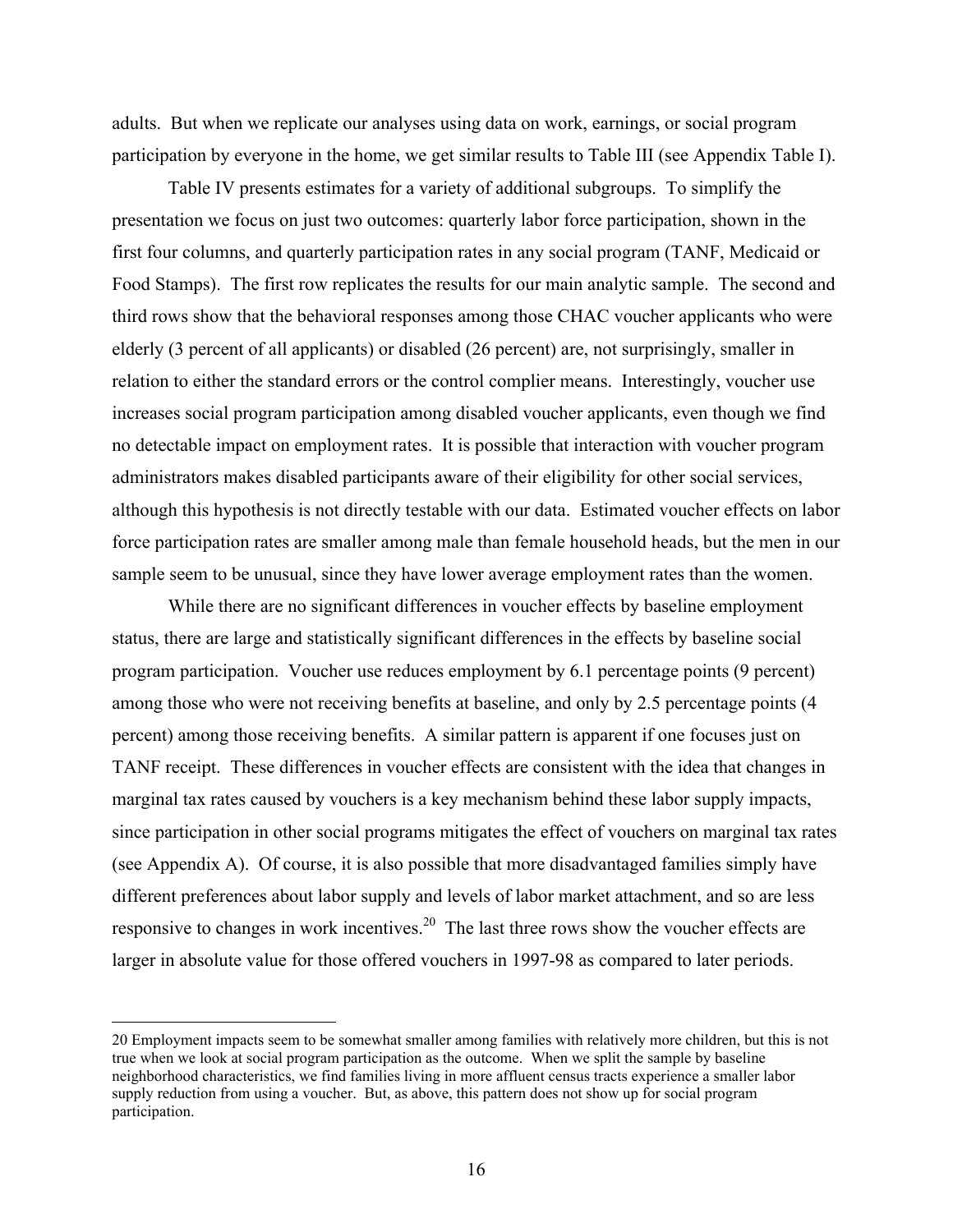adults. But when we replicate our analyses using data on work, earnings, or social program participation by everyone in the home, we get similar results to Table III (see Appendix Table I).

Table IV presents estimates for a variety of additional subgroups. To simplify the presentation we focus on just two outcomes: quarterly labor force participation, shown in the first four columns, and quarterly participation rates in any social program (TANF, Medicaid or Food Stamps). The first row replicates the results for our main analytic sample. The second and third rows show that the behavioral responses among those CHAC voucher applicants who were elderly (3 percent of all applicants) or disabled (26 percent) are, not surprisingly, smaller in relation to either the standard errors or the control complier means. Interestingly, voucher use increases social program participation among disabled voucher applicants, even though we find no detectable impact on employment rates. It is possible that interaction with voucher program administrators makes disabled participants aware of their eligibility for other social services, although this hypothesis is not directly testable with our data. Estimated voucher effects on labor force participation rates are smaller among male than female household heads, but the men in our sample seem to be unusual, since they have lower average employment rates than the women.

While there are no significant differences in voucher effects by baseline employment status, there are large and statistically significant differences in the effects by baseline social program participation. Voucher use reduces employment by 6.1 percentage points (9 percent) among those who were not receiving benefits at baseline, and only by 2.5 percentage points (4 percent) among those receiving benefits. A similar pattern is apparent if one focuses just on TANF receipt. These differences in voucher effects are consistent with the idea that changes in marginal tax rates caused by vouchers is a key mechanism behind these labor supply impacts, since participation in other social programs mitigates the effect of vouchers on marginal tax rates (see Appendix A). Of course, it is also possible that more disadvantaged families simply have different preferences about labor supply and levels of labor market attachment, and so are less responsive to changes in work incentives.[20] The last three rows show the voucher effects are larger in absolute value for those offered vouchers in 1997-98 as compared to later periods.

---

20 Employment impacts seem to be somewhat smaller among families with relatively more children, but this is not true when we look at social program participation as the outcome. When we split the sample by baseline neighborhood characteristics, we find families living in more affluent census tracts experience a smaller labor supply reduction from using a voucher. But, as above, this pattern does not show up for social program participation.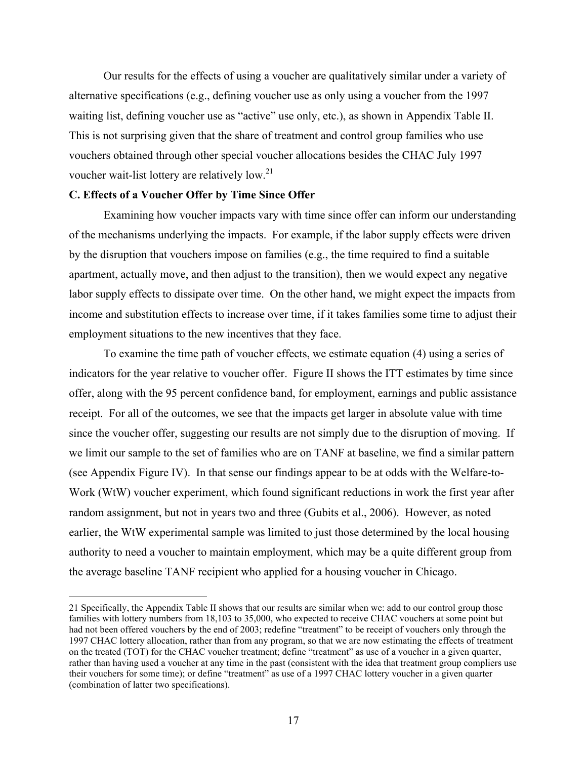Our results for the effects of using a voucher are qualitatively similar under a variety of alternative specifications (e.g., defining voucher use as only using a voucher from the 1997 waiting list, defining voucher use as "active" use only, etc.), as shown in Appendix Table II. This is not surprising given that the share of treatment and control group families who use vouchers obtained through other special voucher allocations besides the CHAC July 1997 voucher wait-list lottery are relatively low.[21]

### C. Effects of a Voucher Offer by Time Since Offer

Examining how voucher impacts vary with time since offer can inform our understanding of the mechanisms underlying the impacts. For example, if the labor supply effects were driven by the disruption that vouchers impose on families (e.g., the time required to find a suitable apartment, actually move, and then adjust to the transition), then we would expect any negative labor supply effects to dissipate over time. On the other hand, we might expect the impacts from income and substitution effects to increase over time, if it takes families some time to adjust their employment situations to the new incentives that they face.

To examine the time path of voucher effects, we estimate equation (4) using a series of indicators for the year relative to voucher offer. Figure II shows the ITT estimates by time since offer, along with the 95 percent confidence band, for employment, earnings and public assistance receipt. For all of the outcomes, we see that the impacts get larger in absolute value with time since the voucher offer, suggesting our results are not simply due to the disruption of moving. If we limit our sample to the set of families who are on TANF at baseline, we find a similar pattern (see Appendix Figure IV). In that sense our findings appear to be at odds with the Welfare-to-Work (WtW) voucher experiment, which found significant reductions in work the first year after random assignment, but not in years two and three (Gubits et al., 2006). However, as noted earlier, the WtW experimental sample was limited to just those determined by the local housing authority to need a voucher to maintain employment, which may be a quite different group from the average baseline TANF recipient who applied for a housing voucher in Chicago.

---

21 Specifically, the Appendix Table II shows that our results are similar when we: add to our control group those families with lottery numbers from 18,103 to 35,000, who expected to receive CHAC vouchers at some point but had not been offered vouchers by the end of 2003; redefine "treatment" to be receipt of vouchers only through the 1997 CHAC lottery allocation, rather than from any program, so that we are now estimating the effects of treatment on the treated (TOT) for the CHAC voucher treatment; define "treatment" as use of a voucher in a given quarter, rather than having used a voucher at any time in the past (consistent with the idea that treatment group compliers use their vouchers for some time); or define "treatment" as use of a 1997 CHAC lottery voucher in a given quarter (combination of latter two specifications).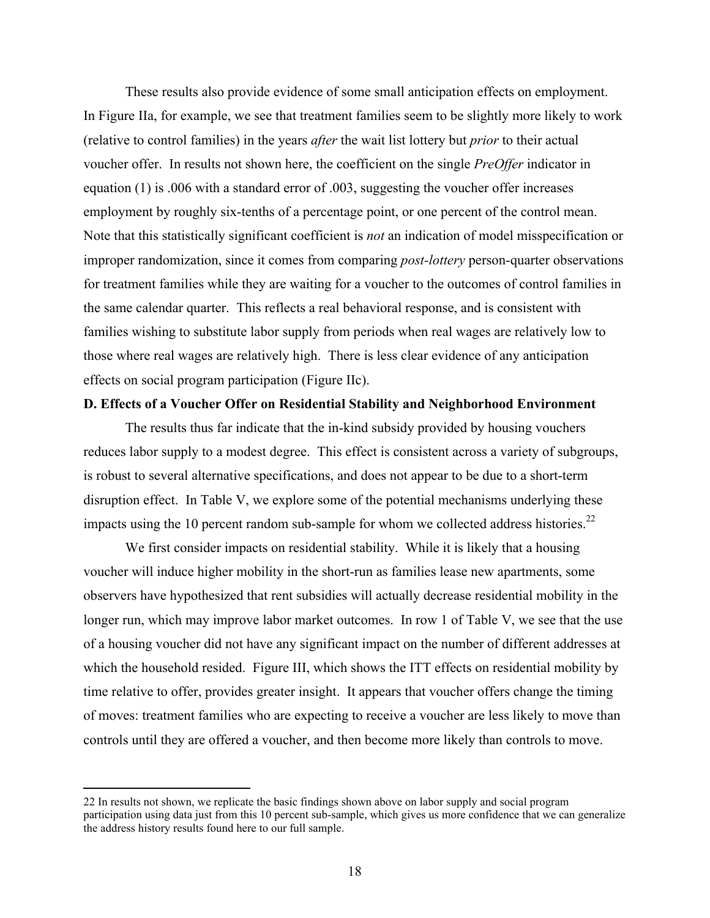These results also provide evidence of some small anticipation effects on employment. In Figure IIa, for example, we see that treatment families seem to be slightly more likely to work (relative to control families) in the years *after* the wait list lottery but *prior* to their actual voucher offer. In results not shown here, the coefficient on the single *PreOffer* indicator in equation (1) is .006 with a standard error of .003, suggesting the voucher offer increases employment by roughly six-tenths of a percentage point, or one percent of the control mean. Note that this statistically significant coefficient is *not* an indication of model misspecification or improper randomization, since it comes from comparing *post-lottery* person-quarter observations for treatment families while they are waiting for a voucher to the outcomes of control families in the same calendar quarter. This reflects a real behavioral response, and is consistent with families wishing to substitute labor supply from periods when real wages are relatively low to those where real wages are relatively high. There is less clear evidence of any anticipation effects on social program participation (Figure IIc).

**D. Effects of a Voucher Offer on Residential Stability and Neighborhood Environment**

The results thus far indicate that the in-kind subsidy provided by housing vouchers reduces labor supply to a modest degree. This effect is consistent across a variety of subgroups, is robust to several alternative specifications, and does not appear to be due to a short-term disruption effect. In Table V, we explore some of the potential mechanisms underlying these impacts using the 10 percent random sub-sample for whom we collected address histories.[22]

We first consider impacts on residential stability. While it is likely that a housing voucher will induce higher mobility in the short-run as families lease new apartments, some observers have hypothesized that rent subsidies will actually decrease residential mobility in the longer run, which may improve labor market outcomes. In row 1 of Table V, we see that the use of a housing voucher did not have any significant impact on the number of different addresses at which the household resided. Figure III, which shows the ITT effects on residential mobility by time relative to offer, provides greater insight. It appears that voucher offers change the timing of moves: treatment families who are expecting to receive a voucher are less likely to move than controls until they are offered a voucher, and then become more likely than controls to move.

22 In results not shown, we replicate the basic findings shown above on labor supply and social program participation using data just from this 10 percent sub-sample, which gives us more confidence that we can generalize the address history results found here to our full sample.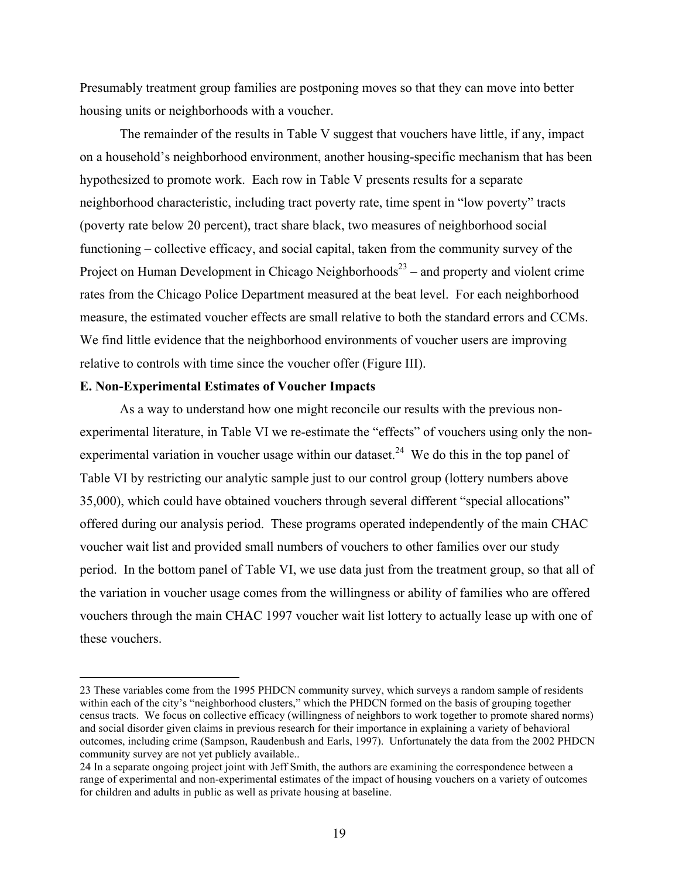Presumably treatment group families are postponing moves so that they can move into better housing units or neighborhoods with a voucher.

The remainder of the results in Table V suggest that vouchers have little, if any, impact on a household's neighborhood environment, another housing-specific mechanism that has been hypothesized to promote work. Each row in Table V presents results for a separate neighborhood characteristic, including tract poverty rate, time spent in "low poverty" tracts (poverty rate below 20 percent), tract share black, two measures of neighborhood social functioning – collective efficacy, and social capital, taken from the community survey of the Project on Human Development in Chicago Neighborhoods[23] – and property and violent crime rates from the Chicago Police Department measured at the beat level. For each neighborhood measure, the estimated voucher effects are small relative to both the standard errors and CCMs. We find little evidence that the neighborhood environments of voucher users are improving relative to controls with time since the voucher offer (Figure III).

**E. Non-Experimental Estimates of Voucher Impacts**

As a way to understand how one might reconcile our results with the previous non-experimental literature, in Table VI we re-estimate the "effects" of vouchers using only the non-experimental variation in voucher usage within our dataset.[24] We do this in the top panel of Table VI by restricting our analytic sample just to our control group (lottery numbers above 35,000), which could have obtained vouchers through several different "special allocations" offered during our analysis period. These programs operated independently of the main CHAC voucher wait list and provided small numbers of vouchers to other families over our study period. In the bottom panel of Table VI, we use data just from the treatment group, so that all of the variation in voucher usage comes from the willingness or ability of families who are offered vouchers through the main CHAC 1997 voucher wait list lottery to actually lease up with one of these vouchers.

---

23 These variables come from the 1995 PHDCN community survey, which surveys a random sample of residents within each of the city's "neighborhood clusters," which the PHDCN formed on the basis of grouping together census tracts. We focus on collective efficacy (willingness of neighbors to work together to promote shared norms) and social disorder given claims in previous research for their importance in explaining a variety of behavioral outcomes, including crime (Sampson, Raudenbush and Earls, 1997). Unfortunately the data from the 2002 PHDCN community survey are not yet publicly available..

24 In a separate ongoing project joint with Jeff Smith, the authors are examining the correspondence between a range of experimental and non-experimental estimates of the impact of housing vouchers on a variety of outcomes for children and adults in public as well as private housing at baseline.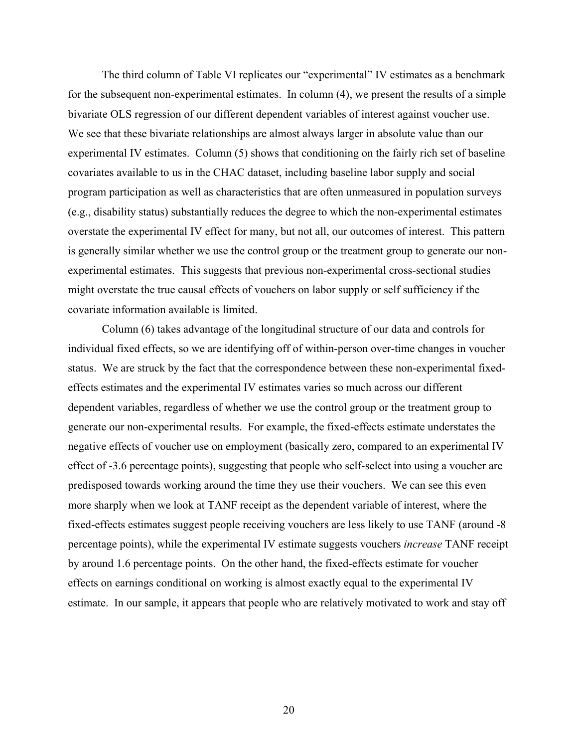The third column of Table VI replicates our "experimental" IV estimates as a benchmark for the subsequent non-experimental estimates. In column (4), we present the results of a simple bivariate OLS regression of our different dependent variables of interest against voucher use. We see that these bivariate relationships are almost always larger in absolute value than our experimental IV estimates. Column (5) shows that conditioning on the fairly rich set of baseline covariates available to us in the CHAC dataset, including baseline labor supply and social program participation as well as characteristics that are often unmeasured in population surveys (e.g., disability status) substantially reduces the degree to which the non-experimental estimates overstate the experimental IV effect for many, but not all, our outcomes of interest. This pattern is generally similar whether we use the control group or the treatment group to generate our non-experimental estimates. This suggests that previous non-experimental cross-sectional studies might overstate the true causal effects of vouchers on labor supply or self sufficiency if the covariate information available is limited.

Column (6) takes advantage of the longitudinal structure of our data and controls for individual fixed effects, so we are identifying off of within-person over-time changes in voucher status. We are struck by the fact that the correspondence between these non-experimental fixed-effects estimates and the experimental IV estimates varies so much across our different dependent variables, regardless of whether we use the control group or the treatment group to generate our non-experimental results. For example, the fixed-effects estimate understates the negative effects of voucher use on employment (basically zero, compared to an experimental IV effect of -3.6 percentage points), suggesting that people who self-select into using a voucher are predisposed towards working around the time they use their vouchers. We can see this even more sharply when we look at TANF receipt as the dependent variable of interest, where the fixed-effects estimates suggest people receiving vouchers are less likely to use TANF (around -8 percentage points), while the experimental IV estimate suggests vouchers *increase* TANF receipt by around 1.6 percentage points. On the other hand, the fixed-effects estimate for voucher effects on earnings conditional on working is almost exactly equal to the experimental IV estimate. In our sample, it appears that people who are relatively motivated to work and stay off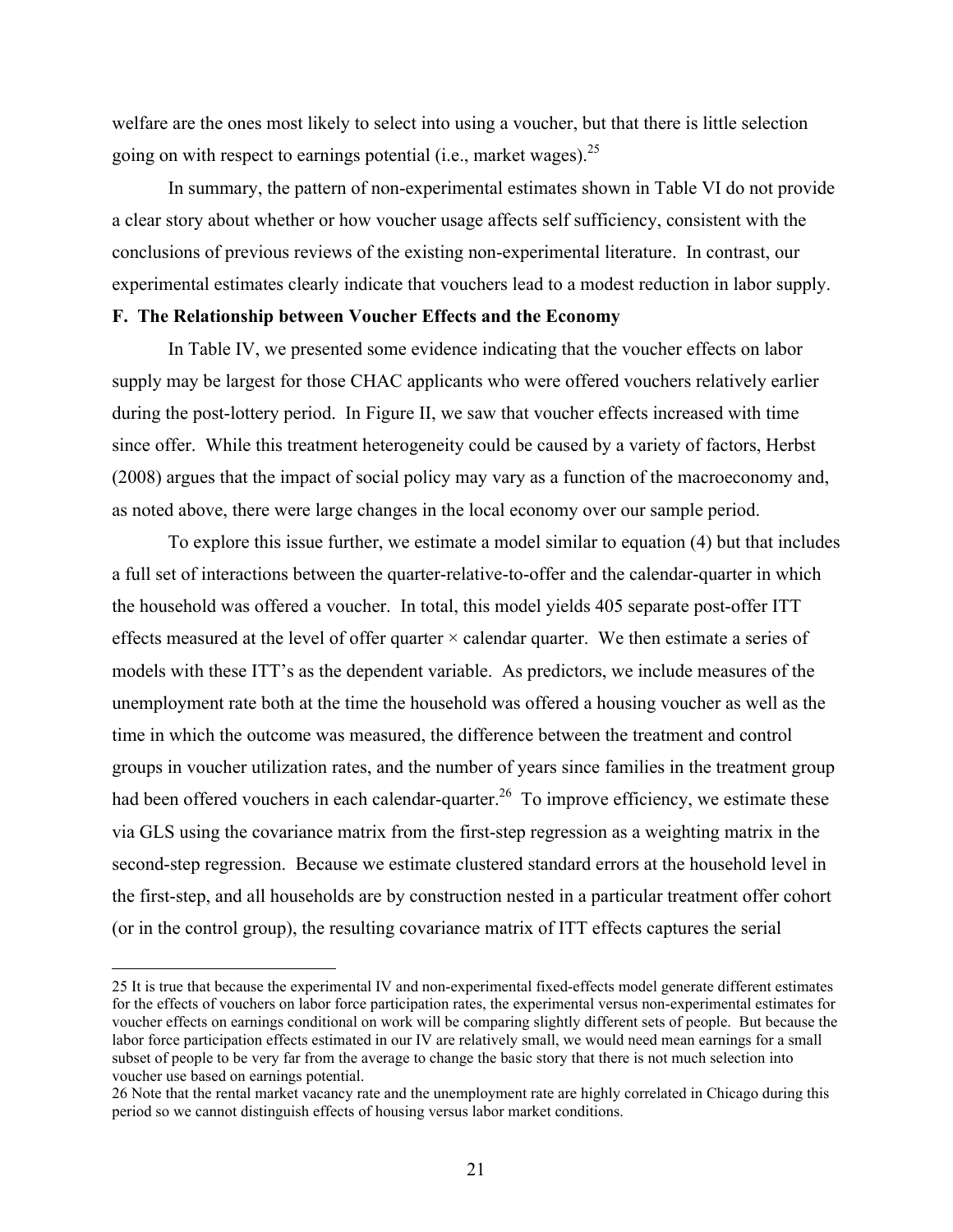welfare are the ones most likely to select into using a voucher, but that there is little selection going on with respect to earnings potential (i.e., market wages).[25]

In summary, the pattern of non-experimental estimates shown in Table VI do not provide a clear story about whether or how voucher usage affects self sufficiency, consistent with the conclusions of previous reviews of the existing non-experimental literature. In contrast, our experimental estimates clearly indicate that vouchers lead to a modest reduction in labor supply.

### F. The Relationship between Voucher Effects and the Economy

In Table IV, we presented some evidence indicating that the voucher effects on labor supply may be largest for those CHAC applicants who were offered vouchers relatively earlier during the post-lottery period. In Figure II, we saw that voucher effects increased with time since offer. While this treatment heterogeneity could be caused by a variety of factors, Herbst (2008) argues that the impact of social policy may vary as a function of the macroeconomy and, as noted above, there were large changes in the local economy over our sample period.

To explore this issue further, we estimate a model similar to equation (4) but that includes a full set of interactions between the quarter-relative-to-offer and the calendar-quarter in which the household was offered a voucher. In total, this model yields 405 separate post-offer ITT effects measured at the level of offer quarter × calendar quarter. We then estimate a series of models with these ITT's as the dependent variable. As predictors, we include measures of the unemployment rate both at the time the household was offered a housing voucher as well as the time in which the outcome was measured, the difference between the treatment and control groups in voucher utilization rates, and the number of years since families in the treatment group had been offered vouchers in each calendar-quarter.[26] To improve efficiency, we estimate these via GLS using the covariance matrix from the first-step regression as a weighting matrix in the second-step regression. Because we estimate clustered standard errors at the household level in the first-step, and all households are by construction nested in a particular treatment offer cohort (or in the control group), the resulting covariance matrix of ITT effects captures the serial

---

25 It is true that because the experimental IV and non-experimental fixed-effects model generate different estimates for the effects of vouchers on labor force participation rates, the experimental versus non-experimental estimates for voucher effects on earnings conditional on work will be comparing slightly different sets of people. But because the labor force participation effects estimated in our IV are relatively small, we would need mean earnings for a small subset of people to be very far from the average to change the basic story that there is not much selection into voucher use based on earnings potential.

26 Note that the rental market vacancy rate and the unemployment rate are highly correlated in Chicago during this period so we cannot distinguish effects of housing versus labor market conditions.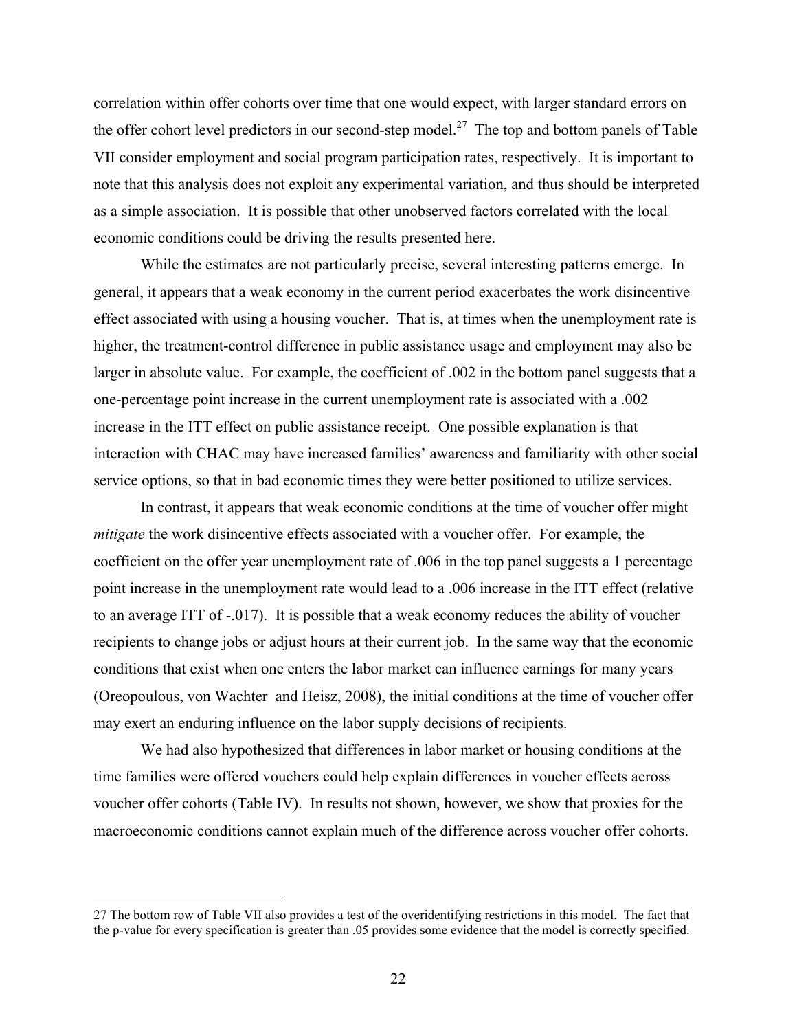correlation within offer cohorts over time that one would expect, with larger standard errors on the offer cohort level predictors in our second-step model.[27] The top and bottom panels of Table VII consider employment and social program participation rates, respectively. It is important to note that this analysis does not exploit any experimental variation, and thus should be interpreted as a simple association. It is possible that other unobserved factors correlated with the local economic conditions could be driving the results presented here.

While the estimates are not particularly precise, several interesting patterns emerge. In general, it appears that a weak economy in the current period exacerbates the work disincentive effect associated with using a housing voucher. That is, at times when the unemployment rate is higher, the treatment-control difference in public assistance usage and employment may also be larger in absolute value. For example, the coefficient of .002 in the bottom panel suggests that a one-percentage point increase in the current unemployment rate is associated with a .002 increase in the ITT effect on public assistance receipt. One possible explanation is that interaction with CHAC may have increased families' awareness and familiarity with other social service options, so that in bad economic times they were better positioned to utilize services.

In contrast, it appears that weak economic conditions at the time of voucher offer might *mitigate* the work disincentive effects associated with a voucher offer. For example, the coefficient on the offer year unemployment rate of .006 in the top panel suggests a 1 percentage point increase in the unemployment rate would lead to a .006 increase in the ITT effect (relative to an average ITT of -.017). It is possible that a weak economy reduces the ability of voucher recipients to change jobs or adjust hours at their current job. In the same way that the economic conditions that exist when one enters the labor market can influence earnings for many years (Oreopoulous, von Wachter and Heisz, 2008), the initial conditions at the time of voucher offer may exert an enduring influence on the labor supply decisions of recipients.

We had also hypothesized that differences in labor market or housing conditions at the time families were offered vouchers could help explain differences in voucher effects across voucher offer cohorts (Table IV). In results not shown, however, we show that proxies for the macroeconomic conditions cannot explain much of the difference across voucher offer cohorts.

---

27 The bottom row of Table VII also provides a test of the overidentifying restrictions in this model. The fact that the p-value for every specification is greater than .05 provides some evidence that the model is correctly specified.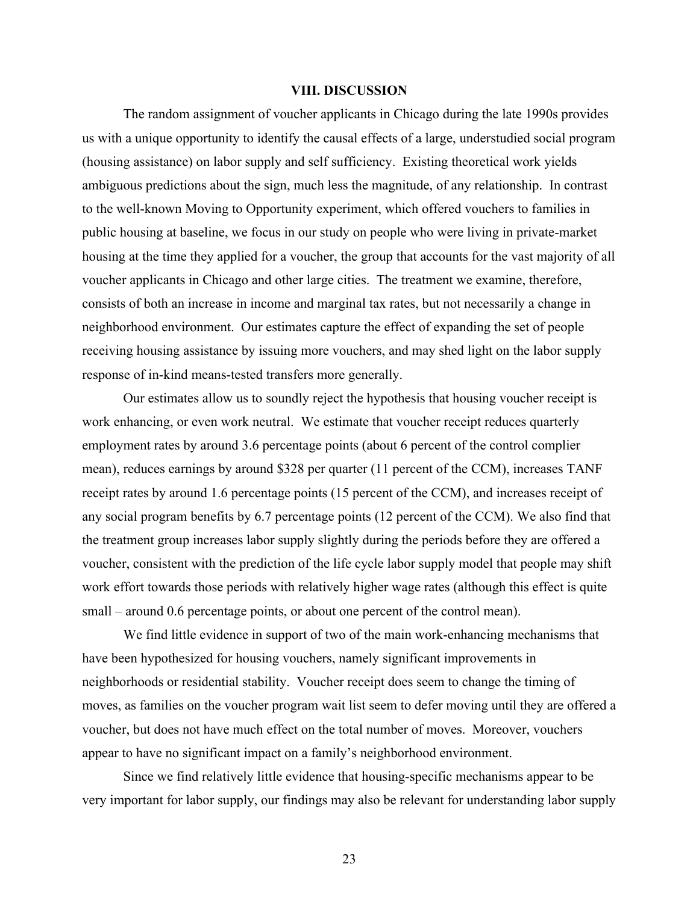## VIII. DISCUSSION

The random assignment of voucher applicants in Chicago during the late 1990s provides us with a unique opportunity to identify the causal effects of a large, understudied social program (housing assistance) on labor supply and self sufficiency. Existing theoretical work yields ambiguous predictions about the sign, much less the magnitude, of any relationship. In contrast to the well-known Moving to Opportunity experiment, which offered vouchers to families in public housing at baseline, we focus in our study on people who were living in private-market housing at the time they applied for a voucher, the group that accounts for the vast majority of all voucher applicants in Chicago and other large cities. The treatment we examine, therefore, consists of both an increase in income and marginal tax rates, but not necessarily a change in neighborhood environment. Our estimates capture the effect of expanding the set of people receiving housing assistance by issuing more vouchers, and may shed light on the labor supply response of in-kind means-tested transfers more generally.

Our estimates allow us to soundly reject the hypothesis that housing voucher receipt is work enhancing, or even work neutral. We estimate that voucher receipt reduces quarterly employment rates by around 3.6 percentage points (about 6 percent of the control complier mean), reduces earnings by around $328 per quarter (11 percent of the CCM), increases TANF receipt rates by around 1.6 percentage points (15 percent of the CCM), and increases receipt of any social program benefits by 6.7 percentage points (12 percent of the CCM). We also find that the treatment group increases labor supply slightly during the periods before they are offered a voucher, consistent with the prediction of the life cycle labor supply model that people may shift work effort towards those periods with relatively higher wage rates (although this effect is quite small – around 0.6 percentage points, or about one percent of the control mean).

We find little evidence in support of two of the main work-enhancing mechanisms that have been hypothesized for housing vouchers, namely significant improvements in neighborhoods or residential stability. Voucher receipt does seem to change the timing of moves, as families on the voucher program wait list seem to defer moving until they are offered a voucher, but does not have much effect on the total number of moves. Moreover, vouchers appear to have no significant impact on a family's neighborhood environment.

Since we find relatively little evidence that housing-specific mechanisms appear to be very important for labor supply, our findings may also be relevant for understanding labor supply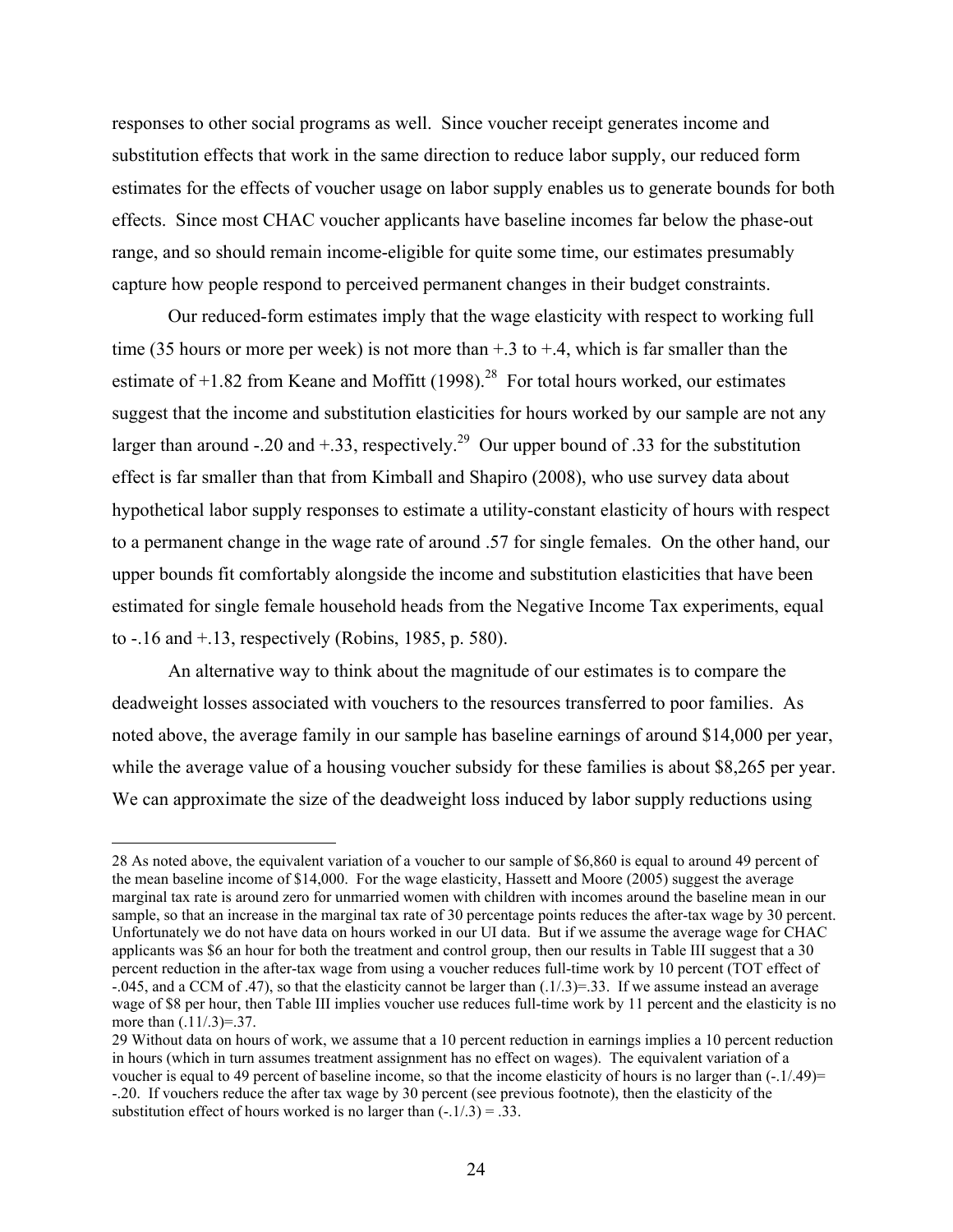responses to other social programs as well. Since voucher receipt generates income and substitution effects that work in the same direction to reduce labor supply, our reduced form estimates for the effects of voucher usage on labor supply enables us to generate bounds for both effects. Since most CHAC voucher applicants have baseline incomes far below the phase-out range, and so should remain income-eligible for quite some time, our estimates presumably capture how people respond to perceived permanent changes in their budget constraints.

Our reduced-form estimates imply that the wage elasticity with respect to working full time (35 hours or more per week) is not more than +.3 to +.4, which is far smaller than the estimate of +1.82 from Keane and Moffitt (1998).[28] For total hours worked, our estimates suggest that the income and substitution elasticities for hours worked by our sample are not any larger than around -.20 and +.33, respectively.[29] Our upper bound of .33 for the substitution effect is far smaller than that from Kimball and Shapiro (2008), who use survey data about hypothetical labor supply responses to estimate a utility-constant elasticity of hours with respect to a permanent change in the wage rate of around .57 for single females. On the other hand, our upper bounds fit comfortably alongside the income and substitution elasticities that have been estimated for single female household heads from the Negative Income Tax experiments, equal to -.16 and +.13, respectively (Robins, 1985, p. 580).

An alternative way to think about the magnitude of our estimates is to compare the deadweight losses associated with vouchers to the resources transferred to poor families. As noted above, the average family in our sample has baseline earnings of around $14,000 per year, while the average value of a housing voucher subsidy for these families is about $8,265 per year. We can approximate the size of the deadweight loss induced by labor supply reductions using

---

28 As noted above, the equivalent variation of a voucher to our sample of $6,860 is equal to around 49 percent of the mean baseline income of $14,000. For the wage elasticity, Hassett and Moore (2005) suggest the average marginal tax rate is around zero for unmarried women with children with incomes around the baseline mean in our sample, so that an increase in the marginal tax rate of 30 percentage points reduces the after-tax wage by 30 percent. Unfortunately we do not have data on hours worked in our UI data. But if we assume the average wage for CHAC applicants was $6 an hour for both the treatment and control group, then our results in Table III suggest that a 30 percent reduction in the after-tax wage from using a voucher reduces full-time work by 10 percent (TOT effect of -.045, and a CCM of .47), so that the elasticity cannot be larger than (.1/.3)=.33. If we assume instead an average wage of $8 per hour, then Table III implies voucher use reduces full-time work by 11 percent and the elasticity is no more than (.11/.3)=.37.

29 Without data on hours of work, we assume that a 10 percent reduction in earnings implies a 10 percent reduction in hours (which in turn assumes treatment assignment has no effect on wages). The equivalent variation of a voucher is equal to 49 percent of baseline income, so that the income elasticity of hours is no larger than (-.1/.49)= -.20. If vouchers reduce the after tax wage by 30 percent (see previous footnote), then the elasticity of the substitution effect of hours worked is no larger than (-.1/.3) = .33.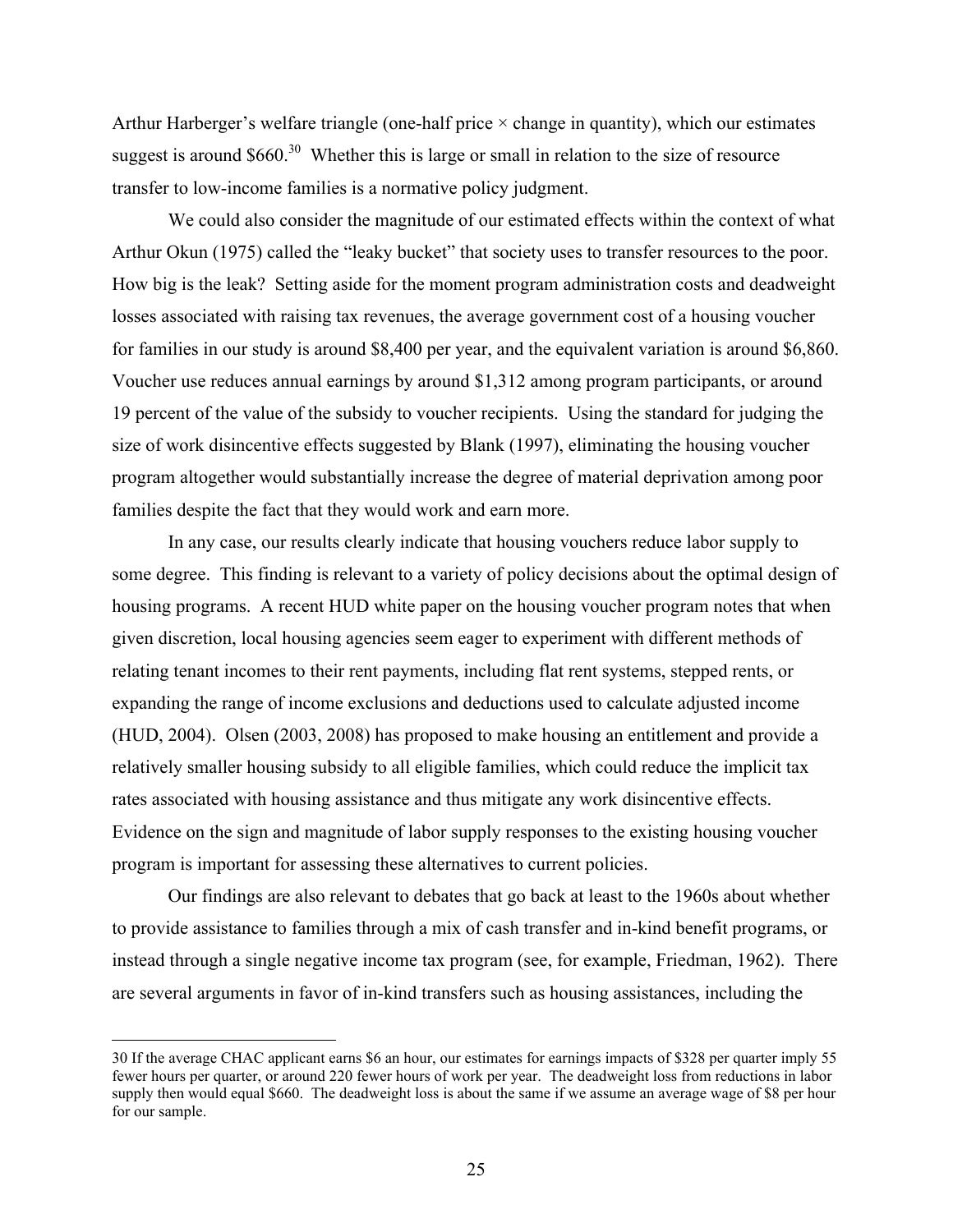Arthur Harberger's welfare triangle (one-half price × change in quantity), which our estimates suggest is around $660.[30] Whether this is large or small in relation to the size of resource transfer to low-income families is a normative policy judgment.

We could also consider the magnitude of our estimated effects within the context of what Arthur Okun (1975) called the "leaky bucket" that society uses to transfer resources to the poor. How big is the leak? Setting aside for the moment program administration costs and deadweight losses associated with raising tax revenues, the average government cost of a housing voucher for families in our study is around $8,400 per year, and the equivalent variation is around $6,860. Voucher use reduces annual earnings by around $1,312 among program participants, or around 19 percent of the value of the subsidy to voucher recipients. Using the standard for judging the size of work disincentive effects suggested by Blank (1997), eliminating the housing voucher program altogether would substantially increase the degree of material deprivation among poor families despite the fact that they would work and earn more.

In any case, our results clearly indicate that housing vouchers reduce labor supply to some degree. This finding is relevant to a variety of policy decisions about the optimal design of housing programs. A recent HUD white paper on the housing voucher program notes that when given discretion, local housing agencies seem eager to experiment with different methods of relating tenant incomes to their rent payments, including flat rent systems, stepped rents, or expanding the range of income exclusions and deductions used to calculate adjusted income (HUD, 2004). Olsen (2003, 2008) has proposed to make housing an entitlement and provide a relatively smaller housing subsidy to all eligible families, which could reduce the implicit tax rates associated with housing assistance and thus mitigate any work disincentive effects. Evidence on the sign and magnitude of labor supply responses to the existing housing voucher program is important for assessing these alternatives to current policies.

Our findings are also relevant to debates that go back at least to the 1960s about whether to provide assistance to families through a mix of cash transfer and in-kind benefit programs, or instead through a single negative income tax program (see, for example, Friedman, 1962). There are several arguments in favor of in-kind transfers such as housing assistances, including the

---

30 If the average CHAC applicant earns $6 an hour, our estimates for earnings impacts of $328 per quarter imply 55 fewer hours per quarter, or around 220 fewer hours of work per year. The deadweight loss from reductions in labor supply then would equal $660. The deadweight loss is about the same if we assume an average wage of $8 per hour for our sample.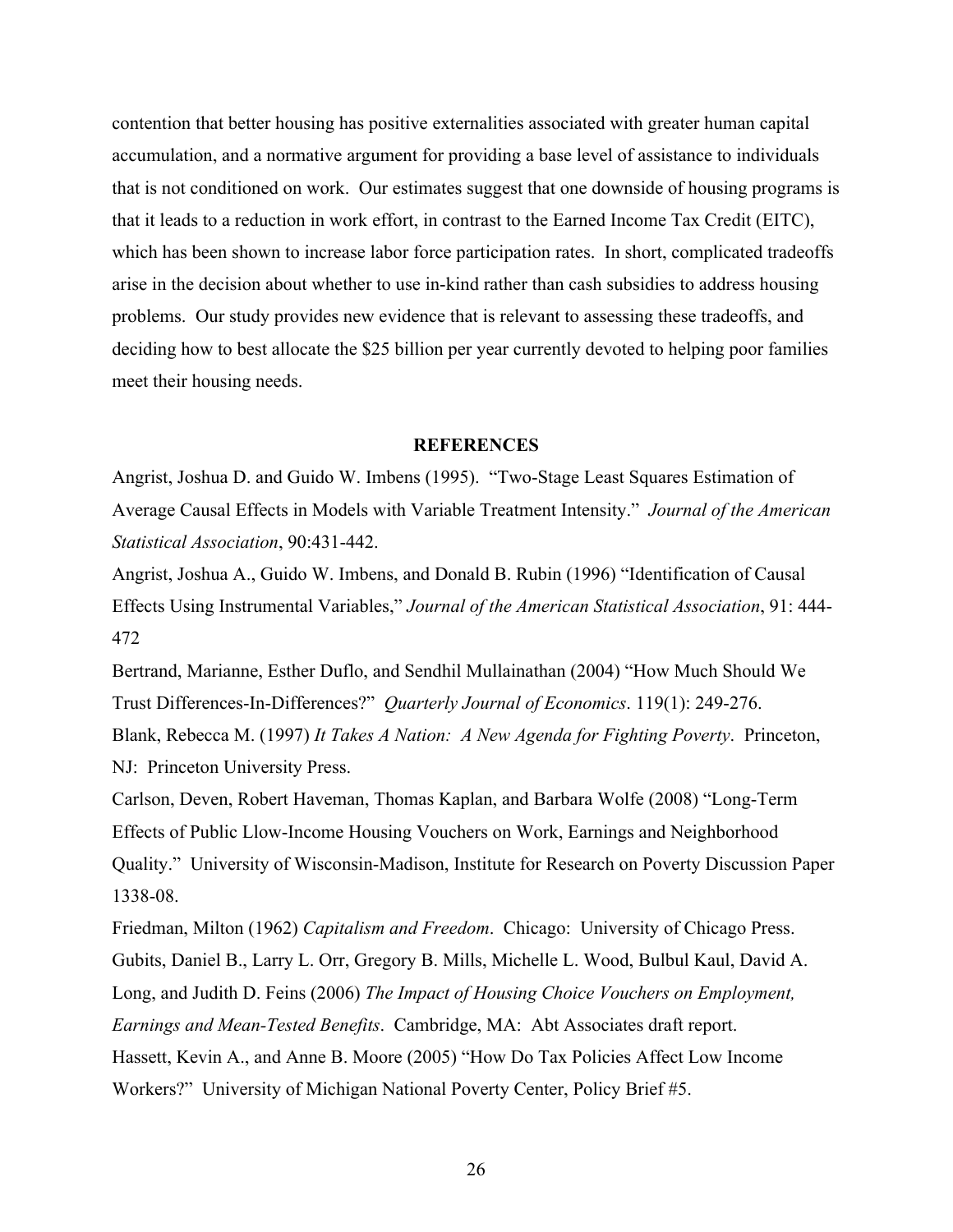contention that better housing has positive externalities associated with greater human capital accumulation, and a normative argument for providing a base level of assistance to individuals that is not conditioned on work. Our estimates suggest that one downside of housing programs is that it leads to a reduction in work effort, in contrast to the Earned Income Tax Credit (EITC), which has been shown to increase labor force participation rates. In short, complicated tradeoffs arise in the decision about whether to use in-kind rather than cash subsidies to address housing problems. Our study provides new evidence that is relevant to assessing these tradeoffs, and deciding how to best allocate the $25 billion per year currently devoted to helping poor families meet their housing needs.

## REFERENCES

Angrist, Joshua D. and Guido W. Imbens (1995). "Two-Stage Least Squares Estimation of Average Causal Effects in Models with Variable Treatment Intensity." *Journal of the American Statistical Association*, 90:431-442.

Angrist, Joshua A., Guido W. Imbens, and Donald B. Rubin (1996) "Identification of Causal Effects Using Instrumental Variables," *Journal of the American Statistical Association*, 91: 444-472

Bertrand, Marianne, Esther Duflo, and Sendhil Mullainathan (2004) "How Much Should We Trust Differences-In-Differences?" *Quarterly Journal of Economics*. 119(1): 249-276.

Blank, Rebecca M. (1997) *It Takes A Nation: A New Agenda for Fighting Poverty*. Princeton, NJ: Princeton University Press.

Carlson, Deven, Robert Haveman, Thomas Kaplan, and Barbara Wolfe (2008) "Long-Term Effects of Public Llow-Income Housing Vouchers on Work, Earnings and Neighborhood Quality." University of Wisconsin-Madison, Institute for Research on Poverty Discussion Paper 1338-08.

Friedman, Milton (1962) *Capitalism and Freedom*. Chicago: University of Chicago Press.

Gubits, Daniel B., Larry L. Orr, Gregory B. Mills, Michelle L. Wood, Bulbul Kaul, David A. Long, and Judith D. Feins (2006) *The Impact of Housing Choice Vouchers on Employment, Earnings and Mean-Tested Benefits*. Cambridge, MA: Abt Associates draft report.

Hassett, Kevin A., and Anne B. Moore (2005) "How Do Tax Policies Affect Low Income Workers?" University of Michigan National Poverty Center, Policy Brief #5.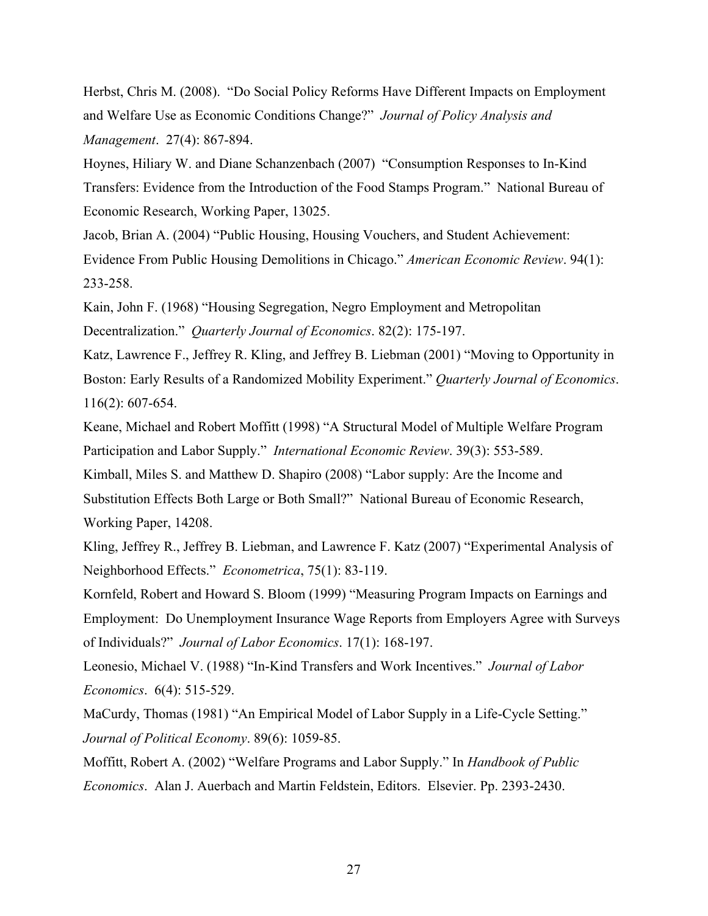Herbst, Chris M. (2008). "Do Social Policy Reforms Have Different Impacts on Employment and Welfare Use as Economic Conditions Change?" *Journal of Policy Analysis and Management*. 27(4): 867-894.

Hoynes, Hiliary W. and Diane Schanzenbach (2007) "Consumption Responses to In-Kind Transfers: Evidence from the Introduction of the Food Stamps Program." National Bureau of Economic Research, Working Paper, 13025.

Jacob, Brian A. (2004) "Public Housing, Housing Vouchers, and Student Achievement: Evidence From Public Housing Demolitions in Chicago." *American Economic Review*. 94(1): 233-258.

Kain, John F. (1968) "Housing Segregation, Negro Employment and Metropolitan Decentralization." *Quarterly Journal of Economics*. 82(2): 175-197.

Katz, Lawrence F., Jeffrey R. Kling, and Jeffrey B. Liebman (2001) "Moving to Opportunity in Boston: Early Results of a Randomized Mobility Experiment." *Quarterly Journal of Economics*. 116(2): 607-654.

Keane, Michael and Robert Moffitt (1998) "A Structural Model of Multiple Welfare Program Participation and Labor Supply." *International Economic Review*. 39(3): 553-589.

Kimball, Miles S. and Matthew D. Shapiro (2008) "Labor supply: Are the Income and Substitution Effects Both Large or Both Small?" National Bureau of Economic Research, Working Paper, 14208.

Kling, Jeffrey R., Jeffrey B. Liebman, and Lawrence F. Katz (2007) "Experimental Analysis of Neighborhood Effects." *Econometrica*, 75(1): 83-119.

Kornfeld, Robert and Howard S. Bloom (1999) "Measuring Program Impacts on Earnings and Employment: Do Unemployment Insurance Wage Reports from Employers Agree with Surveys of Individuals?" *Journal of Labor Economics*. 17(1): 168-197.

Leonesio, Michael V. (1988) "In-Kind Transfers and Work Incentives." *Journal of Labor Economics*. 6(4): 515-529.

MaCurdy, Thomas (1981) "An Empirical Model of Labor Supply in a Life-Cycle Setting." *Journal of Political Economy*. 89(6): 1059-85.

Moffitt, Robert A. (2002) "Welfare Programs and Labor Supply." In *Handbook of Public Economics*. Alan J. Auerbach and Martin Feldstein, Editors. Elsevier. Pp. 2393-2430.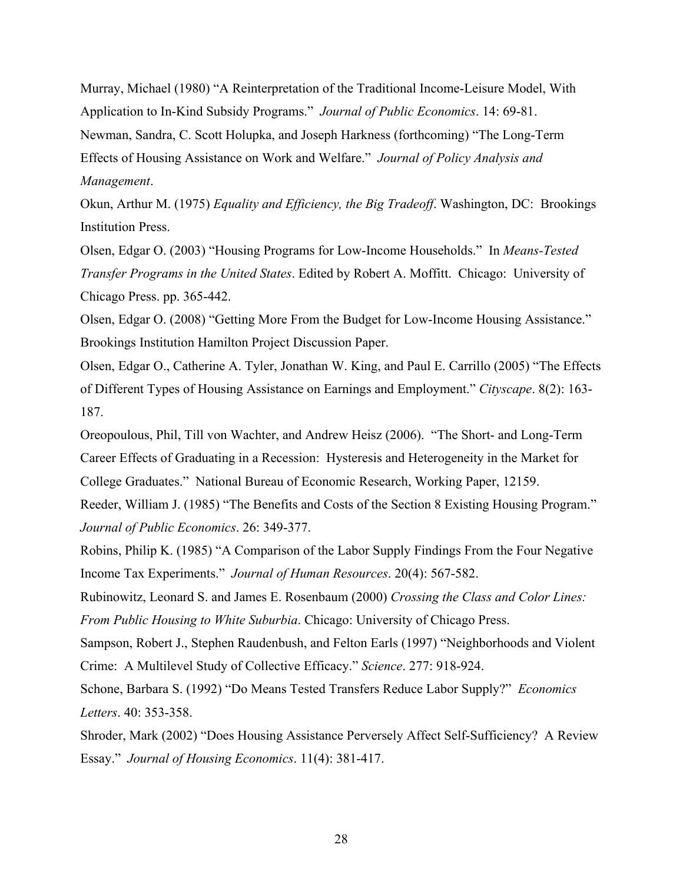Murray, Michael (1980) "A Reinterpretation of the Traditional Income-Leisure Model, With Application to In-Kind Subsidy Programs." *Journal of Public Economics*. 14: 69-81.

Newman, Sandra, C. Scott Holupka, and Joseph Harkness (forthcoming) "The Long-Term Effects of Housing Assistance on Work and Welfare." *Journal of Policy Analysis and Management*.

Okun, Arthur M. (1975) *Equality and Efficiency, the Big Tradeoff*. Washington, DC: Brookings Institution Press.

Olsen, Edgar O. (2003) "Housing Programs for Low-Income Households." In *Means-Tested Transfer Programs in the United States*. Edited by Robert A. Moffitt. Chicago: University of Chicago Press. pp. 365-442.

Olsen, Edgar O. (2008) "Getting More From the Budget for Low-Income Housing Assistance." Brookings Institution Hamilton Project Discussion Paper.

Olsen, Edgar O., Catherine A. Tyler, Jonathan W. King, and Paul E. Carrillo (2005) "The Effects of Different Types of Housing Assistance on Earnings and Employment." *Cityscape*. 8(2): 163-187.

Oreopoulous, Phil, Till von Wachter, and Andrew Heisz (2006). "The Short- and Long-Term Career Effects of Graduating in a Recession: Hysteresis and Heterogeneity in the Market for College Graduates." National Bureau of Economic Research, Working Paper, 12159.

Reeder, William J. (1985) "The Benefits and Costs of the Section 8 Existing Housing Program." *Journal of Public Economics*. 26: 349-377.

Robins, Philip K. (1985) "A Comparison of the Labor Supply Findings From the Four Negative Income Tax Experiments." *Journal of Human Resources*. 20(4): 567-582.

Rubinowitz, Leonard S. and James E. Rosenbaum (2000) *Crossing the Class and Color Lines: From Public Housing to White Suburbia*. Chicago: University of Chicago Press.

Sampson, Robert J., Stephen Raudenbush, and Felton Earls (1997) "Neighborhoods and Violent Crime: A Multilevel Study of Collective Efficacy." *Science*. 277: 918-924.

Schone, Barbara S. (1992) "Do Means Tested Transfers Reduce Labor Supply?" *Economics Letters*. 40: 353-358.

Shroder, Mark (2002) "Does Housing Assistance Perversely Affect Self-Sufficiency? A Review Essay." *Journal of Housing Economics*. 11(4): 381-417.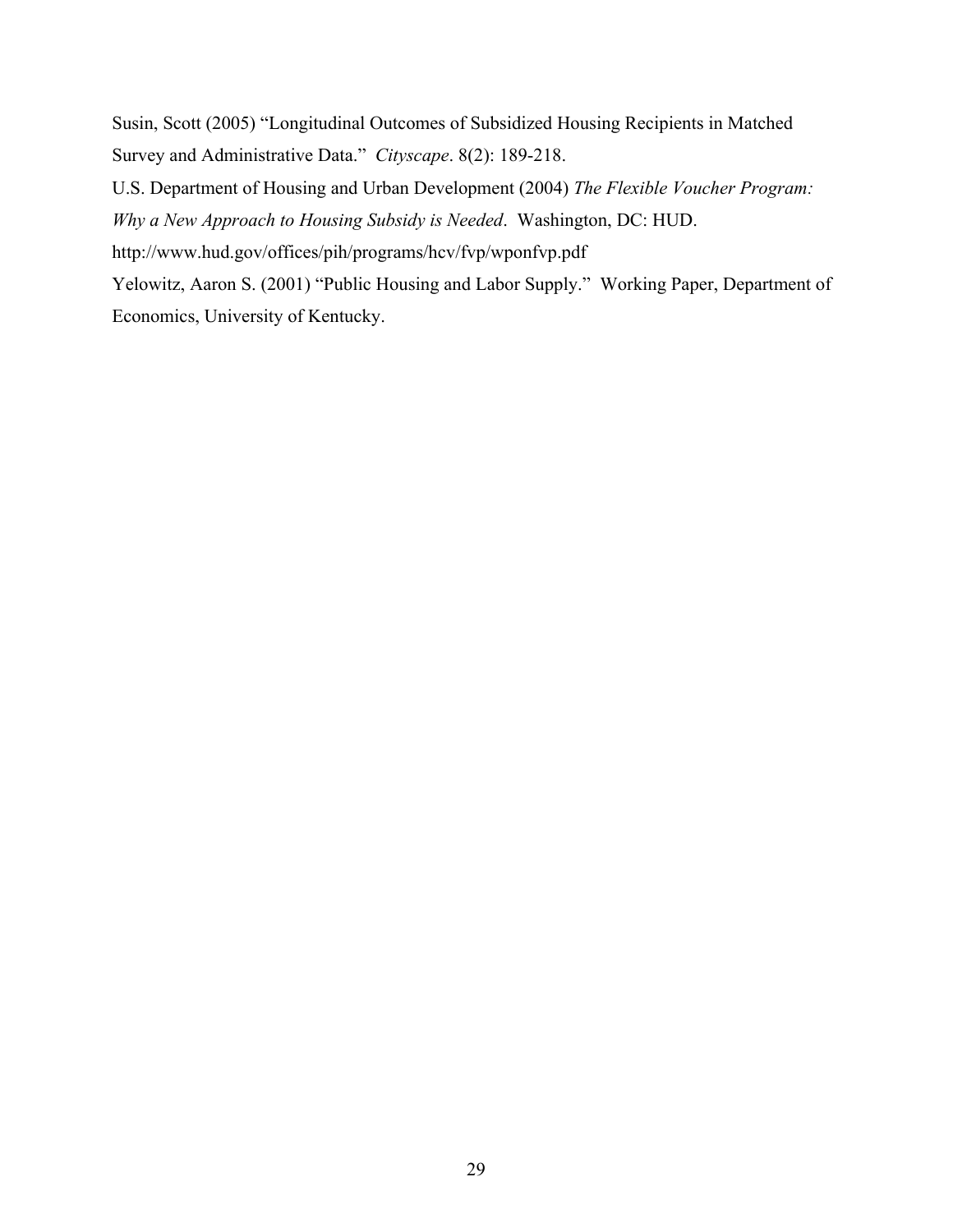Susin, Scott (2005) "Longitudinal Outcomes of Subsidized Housing Recipients in Matched Survey and Administrative Data." *Cityscape*. 8(2): 189-218.

U.S. Department of Housing and Urban Development (2004) *The Flexible Voucher Program: Why a New Approach to Housing Subsidy is Needed*. Washington, DC: HUD. http://www.hud.gov/offices/pih/programs/hcv/fvp/wponfvp.pdf

Yelowitz, Aaron S. (2001) "Public Housing and Labor Supply." Working Paper, Department of Economics, University of Kentucky.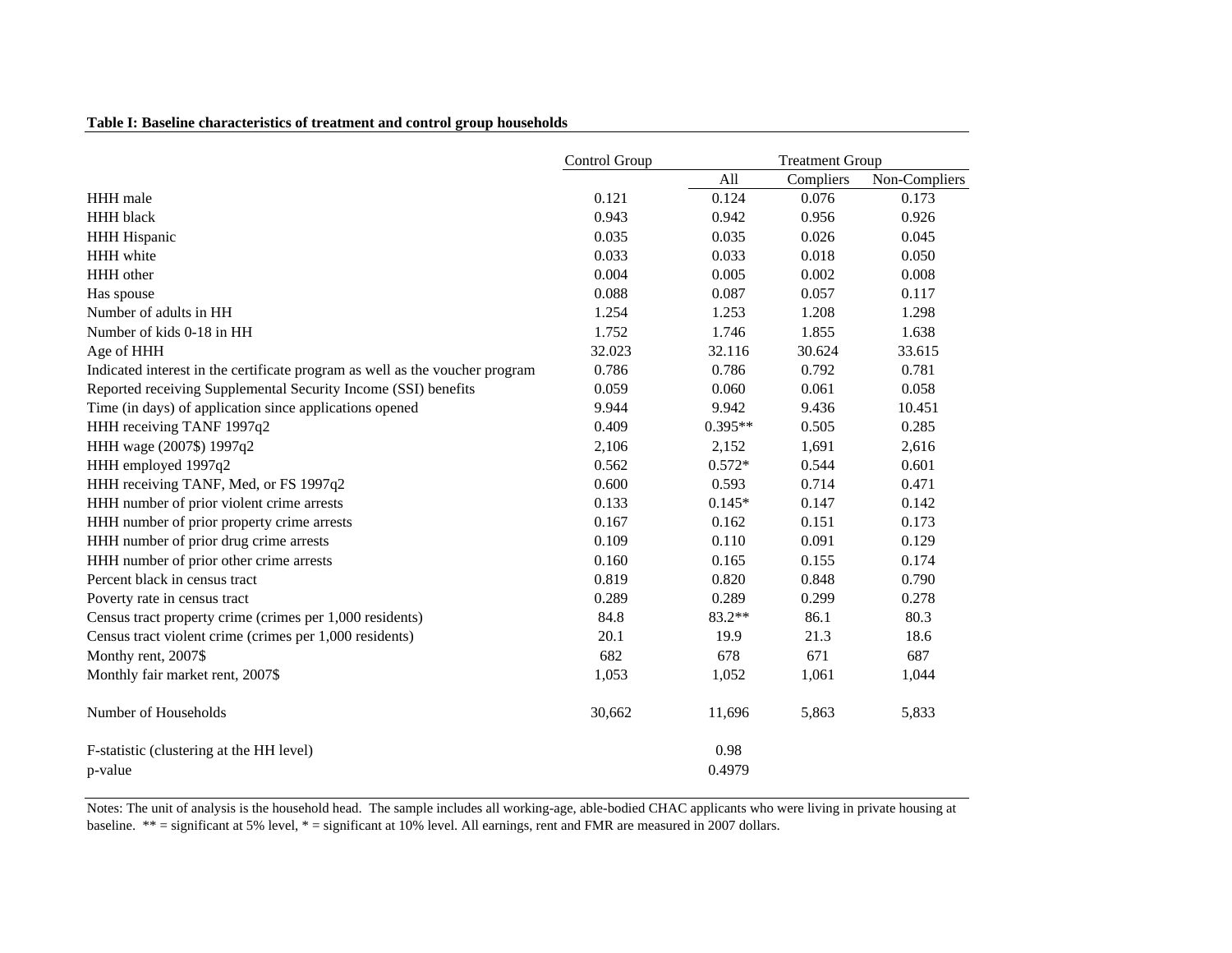**Table I: Baseline characteristics of treatment and control group households**

| | Control Group | Treatment Group | | |
|---|---|---|---|---|
| | | All | Compliers | Non-Compliers |
| HHH male | 0.121 | 0.124 | 0.076 | 0.173 |
| HHH black | 0.943 | 0.942 | 0.956 | 0.926 |
| HHH Hispanic | 0.035 | 0.035 | 0.026 | 0.045 |
| HHH white | 0.033 | 0.033 | 0.018 | 0.050 |
| HHH other | 0.004 | 0.005 | 0.002 | 0.008 |
| Has spouse | 0.088 | 0.087 | 0.057 | 0.117 |
| Number of adults in HH | 1.254 | 1.253 | 1.208 | 1.298 |
| Number of kids 0-18 in HH | 1.752 | 1.746 | 1.855 | 1.638 |
| Age of HHH | 32.023 | 32.116 | 30.624 | 33.615 |
| Indicated interest in the certificate program as well as the voucher program | 0.786 | 0.786 | 0.792 | 0.781 |
| Reported receiving Supplemental Security Income (SSI) benefits | 0.059 | 0.060 | 0.061 | 0.058 |
| Time (in days) of application since applications opened | 9.944 | 9.942 | 9.436 | 10.451 |
| HHH receiving TANF 1997q2 | 0.409 | 0.395** | 0.505 | 0.285 |
| HHH wage (2007$) 1997q2 | 2,106 | 2,152 | 1,691 | 2,616 |
| HHH employed 1997q2 | 0.562 | 0.572* | 0.544 | 0.601 |
| HHH receiving TANF, Med, or FS 1997q2 | 0.600 | 0.593 | 0.714 | 0.471 |
| HHH number of prior violent crime arrests | 0.133 | 0.145* | 0.147 | 0.142 |
| HHH number of prior property crime arrests | 0.167 | 0.162 | 0.151 | 0.173 |
| HHH number of prior drug crime arrests | 0.109 | 0.110 | 0.091 | 0.129 |
| HHH number of prior other crime arrests | 0.160 | 0.165 | 0.155 | 0.174 |
| Percent black in census tract | 0.819 | 0.820 | 0.848 | 0.790 |
| Poverty rate in census tract | 0.289 | 0.289 | 0.299 | 0.278 |
| Census tract property crime (crimes per 1,000 residents) | 84.8 | 83.2** | 86.1 | 80.3 |
| Census tract violent crime (crimes per 1,000 residents) | 20.1 | 19.9 | 21.3 | 18.6 |
| Monthy rent, 2007$ | 682 | 678 | 671 | 687 |
| Monthly fair market rent, 2007$ | 1,053 | 1,052 | 1,061 | 1,044 |
| Number of Households | 30,662 | 11,696 | 5,863 | 5,833 |
| F-statistic (clustering at the HH level) | | 0.98 | | |
| p-value | | 0.4979 | | |

Notes: The unit of analysis is the household head. The sample includes all working-age, able-bodied CHAC applicants who were living in private housing at baseline. ** = significant at 5% level, * = significant at 10% level. All earnings, rent and FMR are measured in 2007 dollars.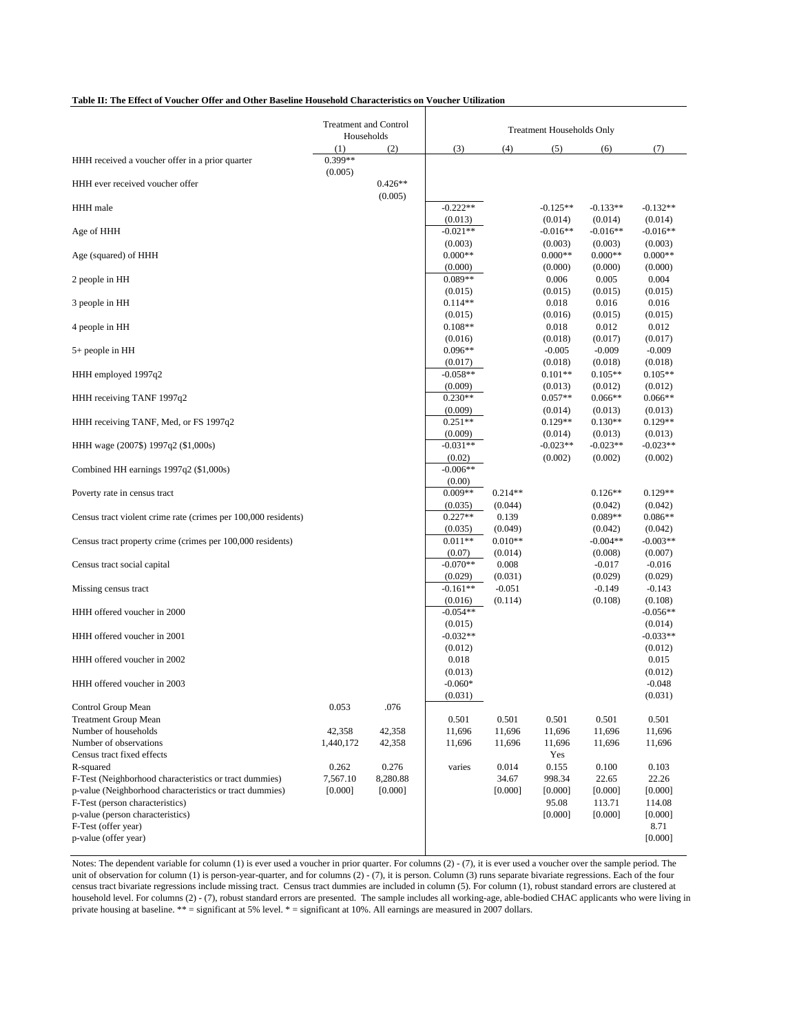**Table II: The Effect of Voucher Offer and Other Baseline Household Characteristics on Voucher Utilization**

| | Treatment and Control Households | | Treatment Households Only | | | | |
|---|---|---|---|---|---|---|---|
| | (1) | (2) | (3) | (4) | (5) | (6) | (7) |
| HHH received a voucher offer in a prior quarter | 0.399** | | | | | | |
| | (0.005) | | | | | | |
| HHH ever received voucher offer | | 0.426** | | | | | |
| | | (0.005) | | | | | |
| HHH male | | | -0.222** | | -0.125** | -0.133** | -0.132** |
| | | | (0.013) | | (0.014) | (0.014) | (0.014) |
| Age of HHH | | | -0.021** | | -0.016** | -0.016** | -0.016** |
| | | | (0.003) | | (0.003) | (0.003) | (0.003) |
| Age (squared) of HHH | | | 0.000** | | 0.000** | 0.000** | 0.000** |
| | | | (0.000) | | (0.000) | (0.000) | (0.000) |
| 2 people in HH | | | 0.089** | | 0.006 | 0.005 | 0.004 |
| | | | (0.015) | | (0.015) | (0.015) | (0.015) |
| 3 people in HH | | | 0.114** | | 0.018 | 0.016 | 0.016 |
| | | | (0.015) | | (0.016) | (0.015) | (0.015) |
| 4 people in HH | | | 0.108** | | 0.018 | 0.012 | 0.012 |
| | | | (0.016) | | (0.018) | (0.017) | (0.017) |
| 5+ people in HH | | | 0.096** | | -0.005 | -0.009 | -0.009 |
| | | | (0.017) | | (0.018) | (0.018) | (0.018) |
| HHH employed 1997q2 | | | -0.058** | | 0.101** | 0.105** | 0.105** |
| | | | (0.009) | | (0.013) | (0.012) | (0.012) |
| HHH receiving TANF 1997q2 | | | 0.230** | | 0.057** | 0.066** | 0.066** |
| | | | (0.009) | | (0.014) | (0.013) | (0.013) |
| HHH receiving TANF, Med, or FS 1997q2 | | | 0.251** | | 0.129** | 0.130** | 0.129** |
| | | | (0.009) | | (0.014) | (0.013) | (0.013) |
| HHH wage (2007$) 1997q2 ($1,000s) | | | -0.031** | | -0.023** | -0.023** | -0.023** |
| | | | (0.02) | | (0.002) | (0.002) | (0.002) |
| Combined HH earnings 1997q2 ($1,000s) | | | -0.006** | | | | |
| | | | (0.00) | | | | |
| Poverty rate in census tract | | | 0.009** | 0.214** | | 0.126** | 0.129** |
| | | | (0.035) | (0.044) | | (0.042) | (0.042) |
| Census tract violent crime rate (crimes per 100,000 residents) | | | 0.227** | 0.139 | | 0.089** | 0.086** |
| | | | (0.035) | (0.049) | | (0.042) | (0.042) |
| Census tract property crime (crimes per 100,000 residents) | | | 0.011** | 0.010** | | -0.004** | -0.003** |
| | | | (0.07) | (0.014) | | (0.008) | (0.007) |
| Census tract social capital | | | -0.070** | 0.008 | | -0.017 | -0.016 |
| | | | (0.029) | (0.031) | | (0.029) | (0.029) |
| Missing census tract | | | -0.161** | -0.051 | | -0.149 | -0.143 |
| | | | (0.016) | (0.114) | | (0.108) | (0.108) |
| HHH offered voucher in 2000 | | | -0.054** | | | | -0.056** |
| | | | (0.015) | | | | (0.014) |
| HHH offered voucher in 2001 | | | -0.032** | | | | -0.033** |
| | | | (0.012) | | | | (0.012) |
| HHH offered voucher in 2002 | | | 0.018 | | | | 0.015 |
| | | | (0.013) | | | | (0.012) |
| HHH offered voucher in 2003 | | | -0.060* | | | | -0.048 |
| | | | (0.031) | | | | (0.031) |
| Control Group Mean | 0.053 | .076 | | | | | |
| Treatment Group Mean | | | 0.501 | 0.501 | 0.501 | 0.501 | 0.501 |
| Number of households | 42,358 | 42,358 | 11,696 | 11,696 | 11,696 | 11,696 | 11,696 |
| Number of observations | 1,440,172 | 42,358 | 11,696 | 11,696 | 11,696 | 11,696 | 11,696 |
| Census tract fixed effects | | | | | Yes | | |
| R-squared | 0.262 | 0.276 | varies | 0.014 | 0.155 | 0.100 | 0.103 |
| F-Test (Neighborhood characteristics or tract dummies) | 7,567.10 | 8,280.88 | | 34.67 | 998.34 | 22.65 | 22.26 |
| p-value (Neighborhood characteristics or tract dummies) | [0.000] | [0.000] | | [0.000] | [0.000] | [0.000] | [0.000] |
| F-Test (person characteristics) | | | | | 95.08 | 113.71 | 114.08 |
| p-value (person characteristics) | | | | | [0.000] | [0.000] | [0.000] |
| F-Test (offer year) | | | | | | | 8.71 |
| p-value (offer year) | | | | | | | [0.000] |

Notes: The dependent variable for column (1) is ever used a voucher in prior quarter. For columns (2) - (7), it is ever used a voucher over the sample period. The unit of observation for column (1) is person-year-quarter, and for columns (2) - (7), it is person. Column (3) runs separate bivariate regressions. Each of the four census tract bivariate regressions include missing tract. Census tract dummies are included in column (5). For column (1), robust standard errors are clustered at household level. For columns (2) - (7), robust standard errors are presented. The sample includes all working-age, able-bodied CHAC applicants who were living in private housing at baseline. ** = significant at 5% level. * = significant at 10%. All earnings are measured in 2007 dollars.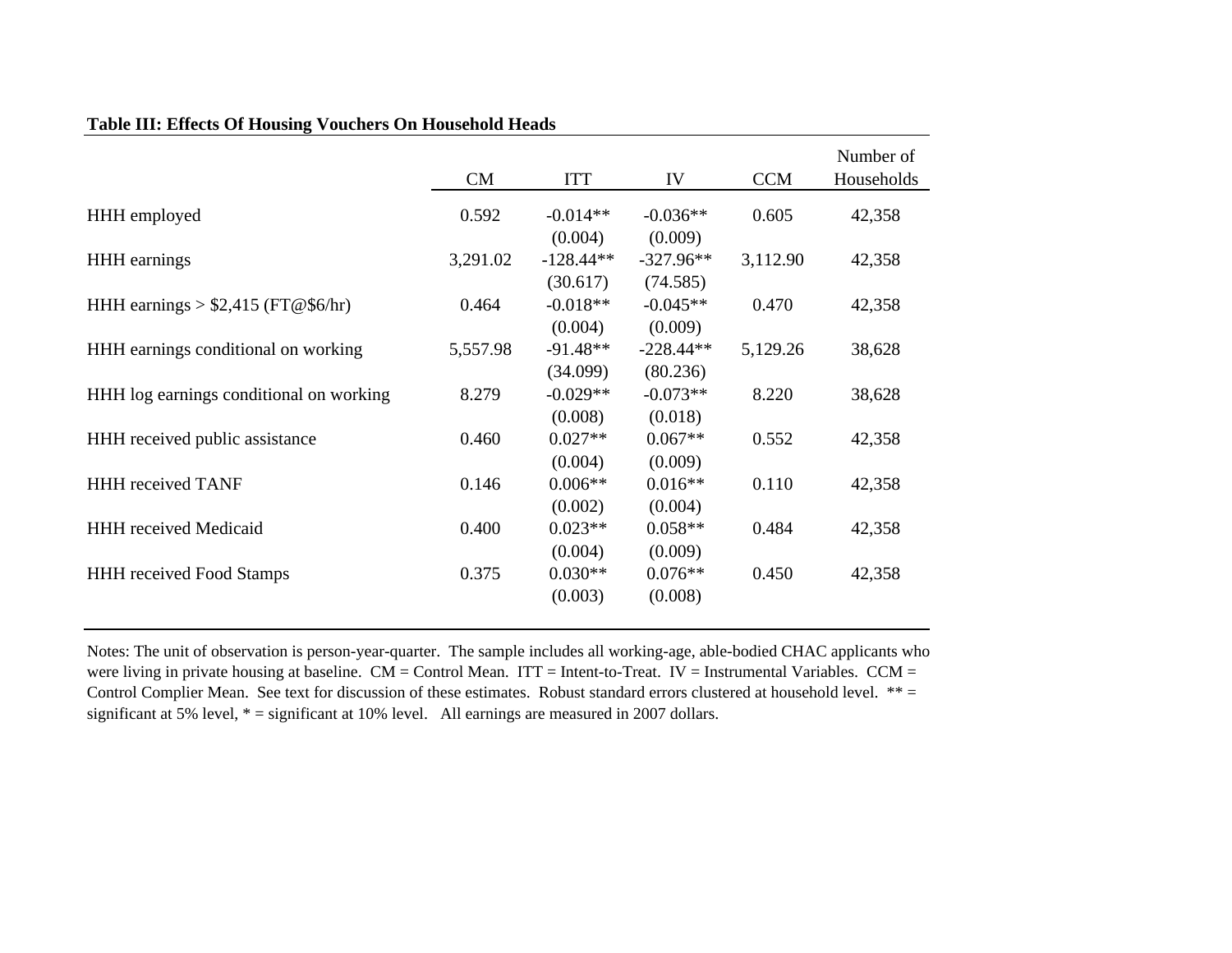**Table III: Effects Of Housing Vouchers On Household Heads**

| | CM | ITT | IV | CCM | Number of Households |
|---|---|---|---|---|---|
| HHH employed | 0.592 | -0.014** | -0.036** | 0.605 | 42,358 |
| | | (0.004) | (0.009) | | |
| HHH earnings | 3,291.02 | -128.44** | -327.96** | 3,112.90 | 42,358 |
| | | (30.617) | (74.585) | | |
| HHH earnings > $2,415 (FT@$6/hr) | 0.464 | -0.018** | -0.045** | 0.470 | 42,358 |
| | | (0.004) | (0.009) | | |
| HHH earnings conditional on working | 5,557.98 | -91.48** | -228.44** | 5,129.26 | 38,628 |
| | | (34.099) | (80.236) | | |
| HHH log earnings conditional on working | 8.279 | -0.029** | -0.073** | 8.220 | 38,628 |
| | | (0.008) | (0.018) | | |
| HHH received public assistance | 0.460 | 0.027** | 0.067** | 0.552 | 42,358 |
| | | (0.004) | (0.009) | | |
| HHH received TANF | 0.146 | 0.006** | 0.016** | 0.110 | 42,358 |
| | | (0.002) | (0.004) | | |
| HHH received Medicaid | 0.400 | 0.023** | 0.058** | 0.484 | 42,358 |
| | | (0.004) | (0.009) | | |
| HHH received Food Stamps | 0.375 | 0.030** | 0.076** | 0.450 | 42,358 |
| | | (0.003) | (0.008) | | |

Notes: The unit of observation is person-year-quarter. The sample includes all working-age, able-bodied CHAC applicants who were living in private housing at baseline. CM = Control Mean. ITT = Intent-to-Treat. IV = Instrumental Variables. CCM = Control Complier Mean. See text for discussion of these estimates. Robust standard errors clustered at household level. ** = significant at 5% level, * = significant at 10% level. All earnings are measured in 2007 dollars.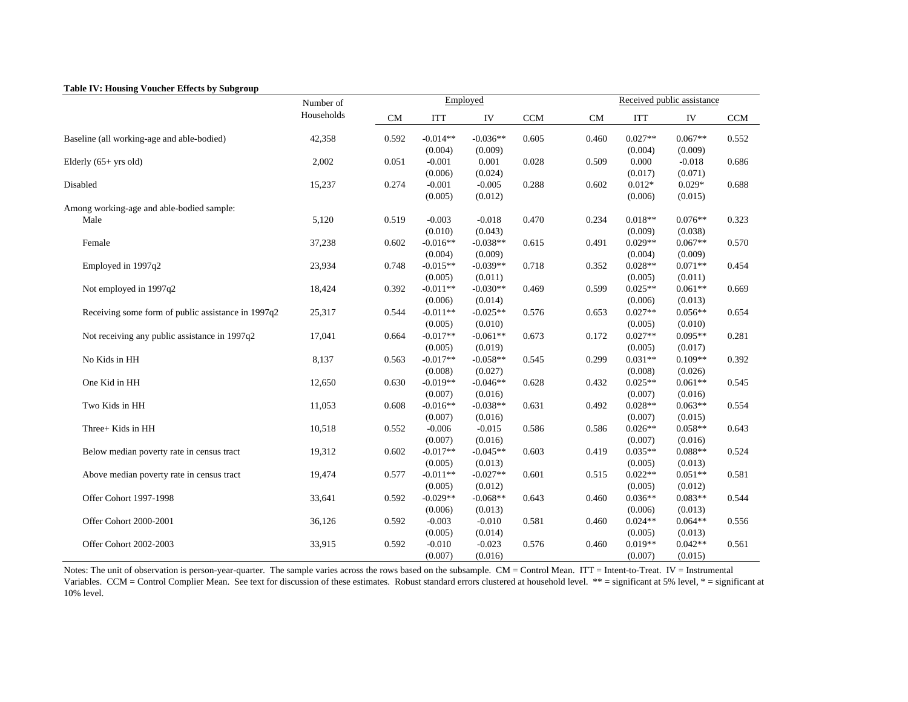**Table IV: Housing Voucher Effects by Subgroup**

| | Number of Households | Employed | | | | Received public assistance | | | |
|---|---|---|---|---|---|---|---|---|---|
| | | CM | ITT | IV | CCM | CM | ITT | IV | CCM |
| Baseline (all working-age and able-bodied) | 42,358 | 0.592 | -0.014** | -0.036** | 0.605 | 0.460 | 0.027** | 0.067** | 0.552 |
| | | | (0.004) | (0.009) | | | (0.004) | (0.009) | |
| Elderly (65+ yrs old) | 2,002 | 0.051 | -0.001 | 0.001 | 0.028 | 0.509 | 0.000 | -0.018 | 0.686 |
| | | | (0.006) | (0.024) | | | (0.017) | (0.071) | |
| Disabled | 15,237 | 0.274 | -0.001 | -0.005 | 0.288 | 0.602 | 0.012* | 0.029* | 0.688 |
| | | | (0.005) | (0.012) | | | (0.006) | (0.015) | |
| Among working-age and able-bodied sample: | | | | | | | | | |
| Male | 5,120 | 0.519 | -0.003 | -0.018 | 0.470 | 0.234 | 0.018** | 0.076** | 0.323 |
| | | | (0.010) | (0.043) | | | (0.009) | (0.038) | |
| Female | 37,238 | 0.602 | -0.016** | -0.038** | 0.615 | 0.491 | 0.029** | 0.067** | 0.570 |
| | | | (0.004) | (0.009) | | | (0.004) | (0.009) | |
| Employed in 1997q2 | 23,934 | 0.748 | -0.015** | -0.039** | 0.718 | 0.352 | 0.028** | 0.071** | 0.454 |
| | | | (0.005) | (0.011) | | | (0.005) | (0.011) | |
| Not employed in 1997q2 | 18,424 | 0.392 | -0.011** | -0.030** | 0.469 | 0.599 | 0.025** | 0.061** | 0.669 |
| | | | (0.006) | (0.014) | | | (0.006) | (0.013) | |
| Receiving some form of public assistance in 1997q2 | 25,317 | 0.544 | -0.011** | -0.025** | 0.576 | 0.653 | 0.027** | 0.056** | 0.654 |
| | | | (0.005) | (0.010) | | | (0.005) | (0.010) | |
| Not receiving any public assistance in 1997q2 | 17,041 | 0.664 | -0.017** | -0.061** | 0.673 | 0.172 | 0.027** | 0.095** | 0.281 |
| | | | (0.005) | (0.019) | | | (0.005) | (0.017) | |
| No Kids in HH | 8,137 | 0.563 | -0.017** | -0.058** | 0.545 | 0.299 | 0.031** | 0.109** | 0.392 |
| | | | (0.008) | (0.027) | | | (0.008) | (0.026) | |
| One Kid in HH | 12,650 | 0.630 | -0.019** | -0.046** | 0.628 | 0.432 | 0.025** | 0.061** | 0.545 |
| | | | (0.007) | (0.016) | | | (0.007) | (0.016) | |
| Two Kids in HH | 11,053 | 0.608 | -0.016** | -0.038** | 0.631 | 0.492 | 0.028** | 0.063** | 0.554 |
| | | | (0.007) | (0.016) | | | (0.007) | (0.015) | |
| Three+ Kids in HH | 10,518 | 0.552 | -0.006 | -0.015 | 0.586 | 0.586 | 0.026** | 0.058** | 0.643 |
| | | | (0.007) | (0.016) | | | (0.007) | (0.016) | |
| Below median poverty rate in census tract | 19,312 | 0.602 | -0.017** | -0.045** | 0.603 | 0.419 | 0.035** | 0.088** | 0.524 |
| | | | (0.005) | (0.013) | | | (0.005) | (0.013) | |
| Above median poverty rate in census tract | 19,474 | 0.577 | -0.011** | -0.027** | 0.601 | 0.515 | 0.022** | 0.051** | 0.581 |
| | | | (0.005) | (0.012) | | | (0.005) | (0.012) | |
| Offer Cohort 1997-1998 | 33,641 | 0.592 | -0.029** | -0.068** | 0.643 | 0.460 | 0.036** | 0.083** | 0.544 |
| | | | (0.006) | (0.013) | | | (0.006) | (0.013) | |
| Offer Cohort 2000-2001 | 36,126 | 0.592 | -0.003 | -0.010 | 0.581 | 0.460 | 0.024** | 0.064** | 0.556 |
| | | | (0.005) | (0.014) | | | (0.005) | (0.013) | |
| Offer Cohort 2002-2003 | 33,915 | 0.592 | -0.010 | -0.023 | 0.576 | 0.460 | 0.019** | 0.042** | 0.561 |
| | | | (0.007) | (0.016) | | | (0.007) | (0.015) | |

Notes: The unit of observation is person-year-quarter. The sample varies across the rows based on the subsample. CM = Control Mean. ITT = Intent-to-Treat. IV = Instrumental Variables. CCM = Control Complier Mean. See text for discussion of these estimates. Robust standard errors clustered at household level. ** = significant at 5% level, * = significant at 10% level.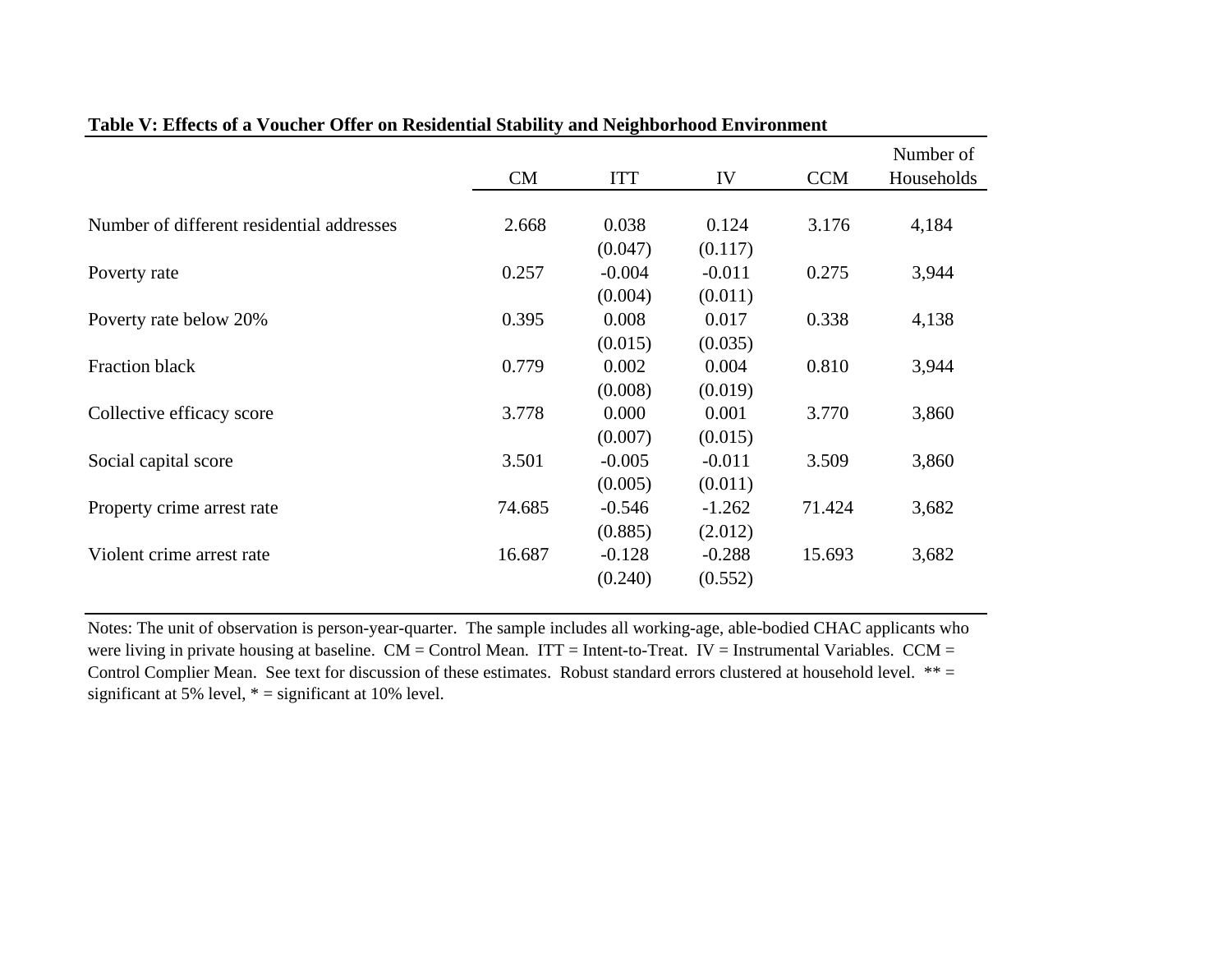**Table V: Effects of a Voucher Offer on Residential Stability and Neighborhood Environment**

| | CM | ITT | IV | CCM | Number of Households |
|---|---|---|---|---|---|
| Number of different residential addresses | 2.668 | 0.038 | 0.124 | 3.176 | 4,184 |
| | | (0.047) | (0.117) | | |
| Poverty rate | 0.257 | -0.004 | -0.011 | 0.275 | 3,944 |
| | | (0.004) | (0.011) | | |
| Poverty rate below 20% | 0.395 | 0.008 | 0.017 | 0.338 | 4,138 |
| | | (0.015) | (0.035) | | |
| Fraction black | 0.779 | 0.002 | 0.004 | 0.810 | 3,944 |
| | | (0.008) | (0.019) | | |
| Collective efficacy score | 3.778 | 0.000 | 0.001 | 3.770 | 3,860 |
| | | (0.007) | (0.015) | | |
| Social capital score | 3.501 | -0.005 | -0.011 | 3.509 | 3,860 |
| | | (0.005) | (0.011) | | |
| Property crime arrest rate | 74.685 | -0.546 | -1.262 | 71.424 | 3,682 |
| | | (0.885) | (2.012) | | |
| Violent crime arrest rate | 16.687 | -0.128 | -0.288 | 15.693 | 3,682 |
| | | (0.240) | (0.552) | | |

Notes: The unit of observation is person-year-quarter. The sample includes all working-age, able-bodied CHAC applicants who were living in private housing at baseline. CM = Control Mean. ITT = Intent-to-Treat. IV = Instrumental Variables. CCM = Control Complier Mean. See text for discussion of these estimates. Robust standard errors clustered at household level. ** = significant at 5% level, * = significant at 10% level.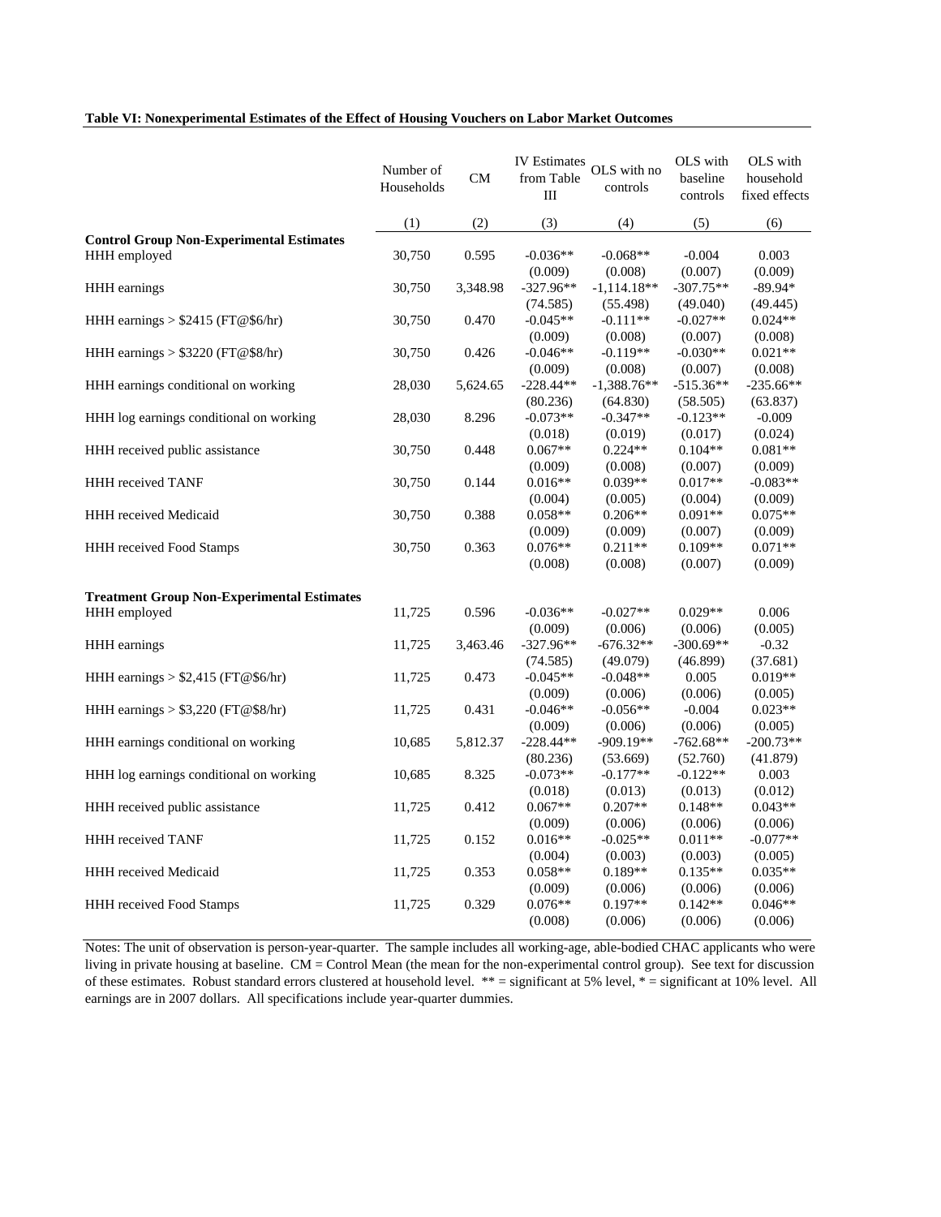**Table VI: Nonexperimental Estimates of the Effect of Housing Vouchers on Labor Market Outcomes**

| | Number of Households | CM | IV Estimates from Table III | OLS with no controls | OLS with baseline controls | OLS with household fixed effects |
|---|---|---|---|---|---|---|
| | (1) | (2) | (3) | (4) | (5) | (6) |
| **Control Group Non-Experimental Estimates** | | | | | | |
| HHH employed | 30,750 | 0.595 | -0.036** | -0.068** | -0.004 | 0.003 |
| | | | (0.009) | (0.008) | (0.007) | (0.009) |
| HHH earnings | 30,750 | 3,348.98 | -327.96** | -1,114.18** | -307.75** | -89.94* |
| | | | (74.585) | (55.498) | (49.040) | (49.445) |
| HHH earnings > $2415 (FT@$6/hr) | 30,750 | 0.470 | -0.045** | -0.111** | -0.027** | 0.024** |
| | | | (0.009) | (0.008) | (0.007) | (0.008) |
| HHH earnings > $3220 (FT@$8/hr) | 30,750 | 0.426 | -0.046** | -0.119** | -0.030** | 0.021** |
| | | | (0.009) | (0.008) | (0.007) | (0.008) |
| HHH earnings conditional on working | 28,030 | 5,624.65 | -228.44** | -1,388.76** | -515.36** | -235.66** |
| | | | (80.236) | (64.830) | (58.505) | (63.837) |
| HHH log earnings conditional on working | 28,030 | 8.296 | -0.073** | -0.347** | -0.123** | -0.009 |
| | | | (0.018) | (0.019) | (0.017) | (0.024) |
| HHH received public assistance | 30,750 | 0.448 | 0.067** | 0.224** | 0.104** | 0.081** |
| | | | (0.009) | (0.008) | (0.007) | (0.009) |
| HHH received TANF | 30,750 | 0.144 | 0.016** | 0.039** | 0.017** | -0.083** |
| | | | (0.004) | (0.005) | (0.004) | (0.009) |
| HHH received Medicaid | 30,750 | 0.388 | 0.058** | 0.206** | 0.091** | 0.075** |
| | | | (0.009) | (0.009) | (0.007) | (0.009) |
| HHH received Food Stamps | 30,750 | 0.363 | 0.076** | 0.211** | 0.109** | 0.071** |
| | | | (0.008) | (0.008) | (0.007) | (0.009) |
| **Treatment Group Non-Experimental Estimates** | | | | | | |
| HHH employed | 11,725 | 0.596 | -0.036** | -0.027** | 0.029** | 0.006 |
| | | | (0.009) | (0.006) | (0.006) | (0.005) |
| HHH earnings | 11,725 | 3,463.46 | -327.96** | -676.32** | -300.69** | -0.32 |
| | | | (74.585) | (49.079) | (46.899) | (37.681) |
| HHH earnings > $2,415 (FT@$6/hr) | 11,725 | 0.473 | -0.045** | -0.048** | 0.005 | 0.019** |
| | | | (0.009) | (0.006) | (0.006) | (0.005) |
| HHH earnings > $3,220 (FT@$8/hr) | 11,725 | 0.431 | -0.046** | -0.056** | -0.004 | 0.023** |
| | | | (0.009) | (0.006) | (0.006) | (0.005) |
| HHH earnings conditional on working | 10,685 | 5,812.37 | -228.44** | -909.19** | -762.68** | -200.73** |
| | | | (80.236) | (53.669) | (52.760) | (41.879) |
| HHH log earnings conditional on working | 10,685 | 8.325 | -0.073** | -0.177** | -0.122** | 0.003 |
| | | | (0.018) | (0.013) | (0.013) | (0.012) |
| HHH received public assistance | 11,725 | 0.412 | 0.067** | 0.207** | 0.148** | 0.043** |
| | | | (0.009) | (0.006) | (0.006) | (0.006) |
| HHH received TANF | 11,725 | 0.152 | 0.016** | -0.025** | 0.011** | -0.077** |
| | | | (0.004) | (0.003) | (0.003) | (0.005) |
| HHH received Medicaid | 11,725 | 0.353 | 0.058** | 0.189** | 0.135** | 0.035** |
| | | | (0.009) | (0.006) | (0.006) | (0.006) |
| HHH received Food Stamps | 11,725 | 0.329 | 0.076** | 0.197** | 0.142** | 0.046** |
| | | | (0.008) | (0.006) | (0.006) | (0.006) |

Notes: The unit of observation is person-year-quarter. The sample includes all working-age, able-bodied CHAC applicants who were living in private housing at baseline. CM = Control Mean (the mean for the non-experimental control group). See text for discussion of these estimates. Robust standard errors clustered at household level. ** = significant at 5% level, * = significant at 10% level. All earnings are in 2007 dollars. All specifications include year-quarter dummies.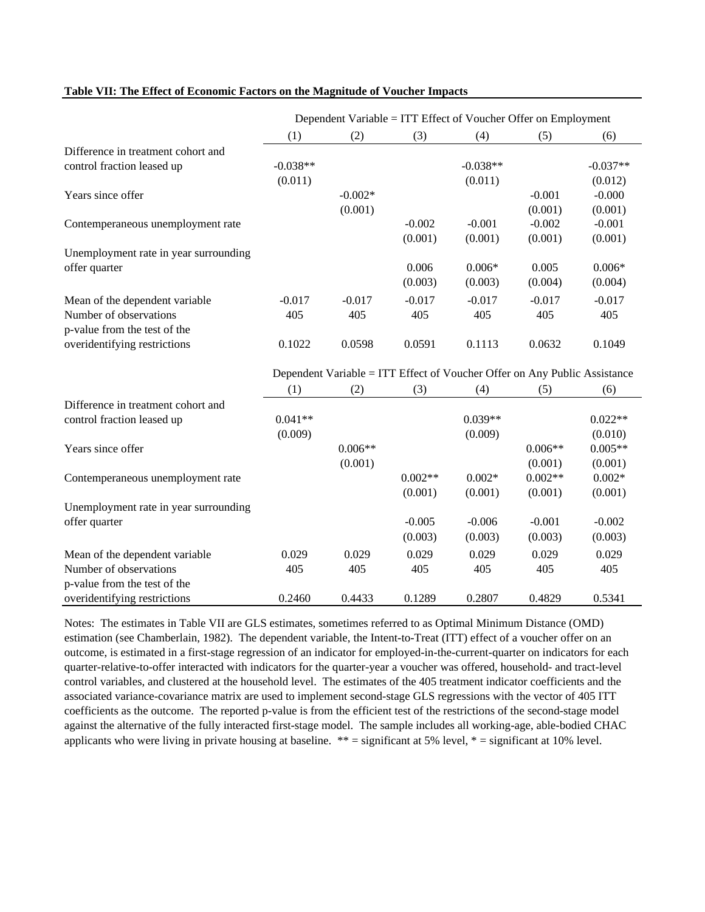**Table VII: The Effect of Economic Factors on the Magnitude of Voucher Impacts**

| | Dependent Variable = ITT Effect of Voucher Offer on Employment | | | | | |
|---|---|---|---|---|---|---|
| | (1) | (2) | (3) | (4) | (5) | (6) |
| Difference in treatment cohort and control fraction leased up | -0.038** | | | -0.038** | | -0.037** |
| | (0.011) | | | (0.011) | | (0.012) |
| Years since offer | | -0.002* | | | -0.001 | -0.000 |
| | | (0.001) | | | (0.001) | (0.001) |
| Contemperaneous unemployment rate | | | -0.002 | -0.001 | -0.002 | -0.001 |
| | | | (0.001) | (0.001) | (0.001) | (0.001) |
| Unemployment rate in year surrounding offer quarter | | | 0.006 | 0.006* | 0.005 | 0.006* |
| | | | (0.003) | (0.003) | (0.004) | (0.004) |
| Mean of the dependent variable | -0.017 | -0.017 | -0.017 | -0.017 | -0.017 | -0.017 |
| Number of observations | 405 | 405 | 405 | 405 | 405 | 405 |
| p-value from the test of the overidentifying restrictions | 0.1022 | 0.0598 | 0.0591 | 0.1113 | 0.0632 | 0.1049 |
| | **Dependent Variable = ITT Effect of Voucher Offer on Any Public Assistance** | | | | | |
| | (1) | (2) | (3) | (4) | (5) | (6) |
| Difference in treatment cohort and control fraction leased up | 0.041** | | | 0.039** | | 0.022** |
| | (0.009) | | | (0.009) | | (0.010) |
| Years since offer | | 0.006** | | | 0.006** | 0.005** |
| | | (0.001) | | | (0.001) | (0.001) |
| Contemperaneous unemployment rate | | | 0.002** | 0.002* | 0.002** | 0.002* |
| | | | (0.001) | (0.001) | (0.001) | (0.001) |
| Unemployment rate in year surrounding offer quarter | | | -0.005 | -0.006 | -0.001 | -0.002 |
| | | | (0.003) | (0.003) | (0.003) | (0.003) |
| Mean of the dependent variable | 0.029 | 0.029 | 0.029 | 0.029 | 0.029 | 0.029 |
| Number of observations | 405 | 405 | 405 | 405 | 405 | 405 |
| p-value from the test of the overidentifying restrictions | 0.2460 | 0.4433 | 0.1289 | 0.2807 | 0.4829 | 0.5341 |

Notes: The estimates in Table VII are GLS estimates, sometimes referred to as Optimal Minimum Distance (OMD) estimation (see Chamberlain, 1982). The dependent variable, the Intent-to-Treat (ITT) effect of a voucher offer on an outcome, is estimated in a first-stage regression of an indicator for employed-in-the-current-quarter on indicators for each quarter-relative-to-offer interacted with indicators for the quarter-year a voucher was offered, household- and tract-level control variables, and clustered at the household level. The estimates of the 405 treatment indicator coefficients and the associated variance-covariance matrix are used to implement second-stage GLS regressions with the vector of 405 ITT coefficients as the outcome. The reported p-value is from the efficient test of the restrictions of the second-stage model against the alternative of the fully interacted first-stage model. The sample includes all working-age, able-bodied CHAC applicants who were living in private housing at baseline. ** = significant at 5% level, * = significant at 10% level.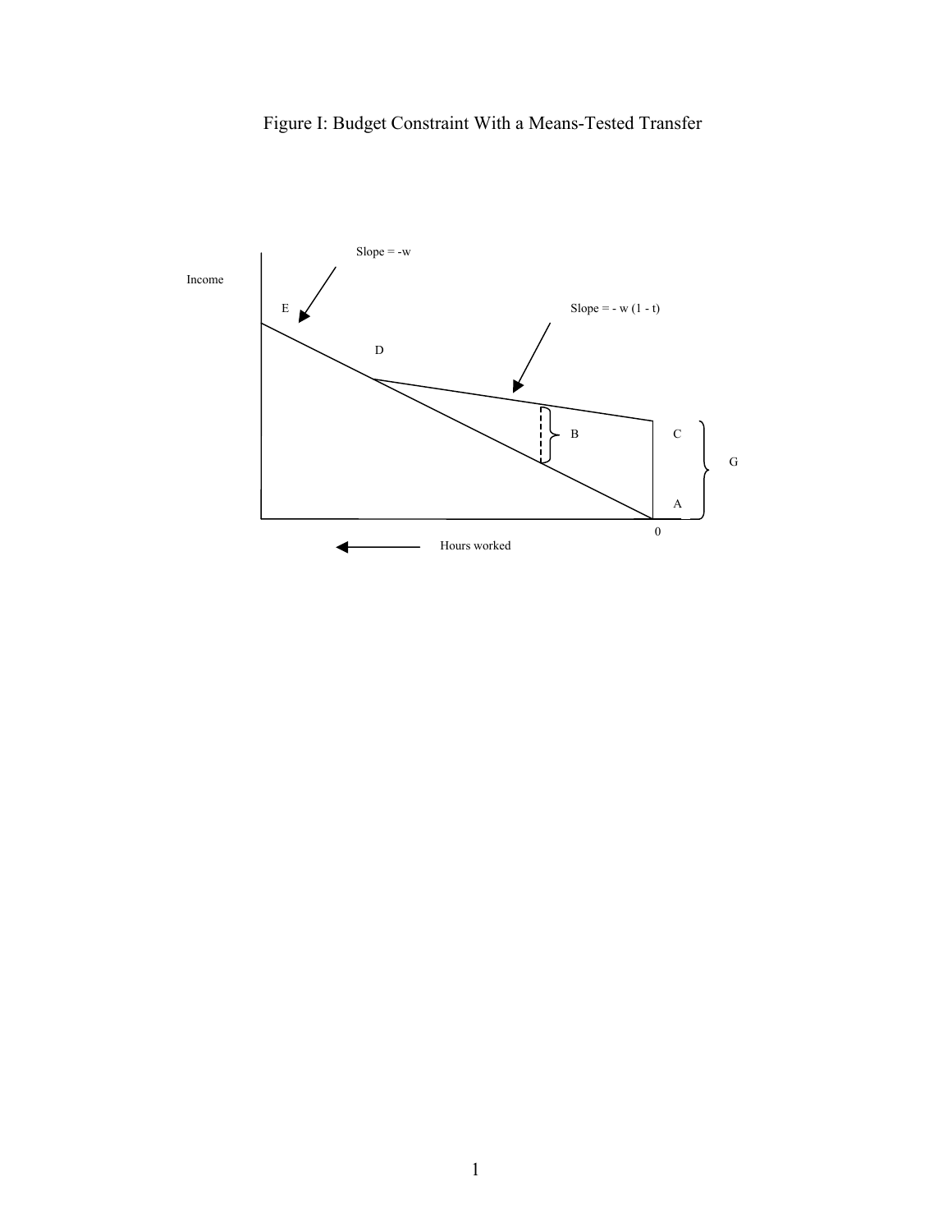# Figure I: Budget Constraint With a Means-Tested Transfer

Income

Slope = $-w$

Slope = $-w(1-t)$

E

D

B

C

G

A

0

Hours worked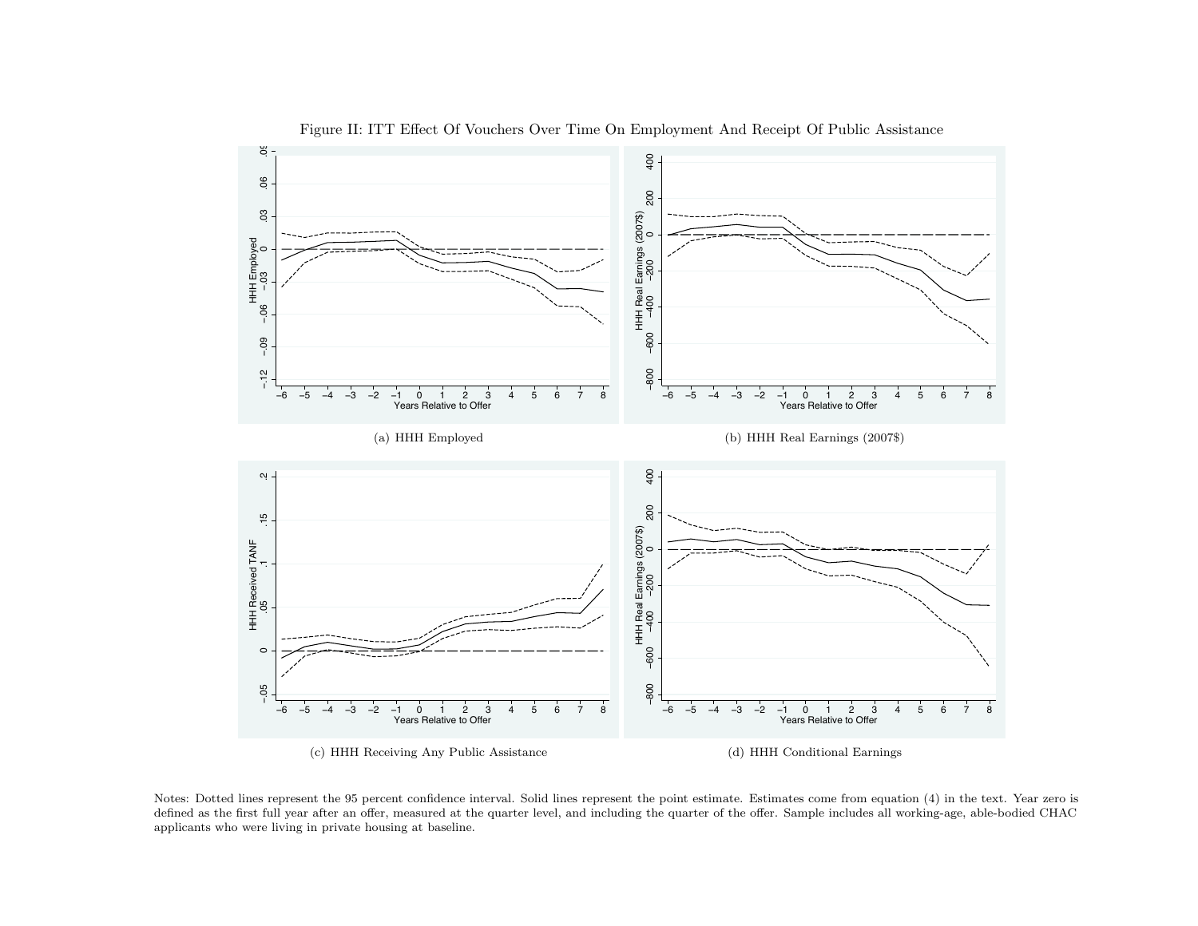Figure II: ITT Effect Of Vouchers Over Time On Employment And Receipt Of Public Assistance

(a) HHH Employed

(b) HHH Real Earnings (2007$)

(c) HHH Receiving Any Public Assistance

(d) HHH Conditional Earnings

Notes: Dotted lines represent the 95 percent confidence interval. Solid lines represent the point estimate. Estimates come from equation (4) in the text. Year zero is defined as the first full year after an offer, measured at the quarter level, and including the quarter of the offer. Sample includes all working-age, able-bodied CHAC applicants who were living in private housing at baseline.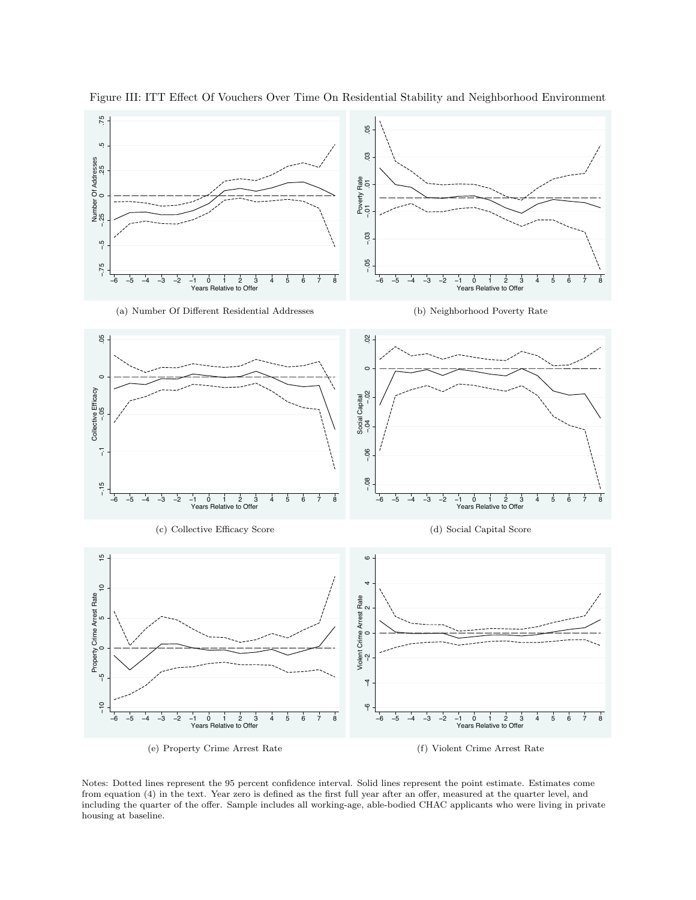Figure III: ITT Effect Of Vouchers Over Time On Residential Stability and Neighborhood Environment

(a) Number Of Different Residential Addresses

(b) Neighborhood Poverty Rate

(c) Collective Efficacy Score

(d) Social Capital Score

(e) Property Crime Arrest Rate

(f) Violent Crime Arrest Rate

Notes: Dotted lines represent the 95 percent confidence interval. Solid lines represent the point estimate. Estimates come from equation (4) in the text. Year zero is defined as the first full year after an offer, measured at the quarter level, and including the quarter of the offer. Sample includes all working-age, able-bodied CHAC applicants who were living in private housing at baseline.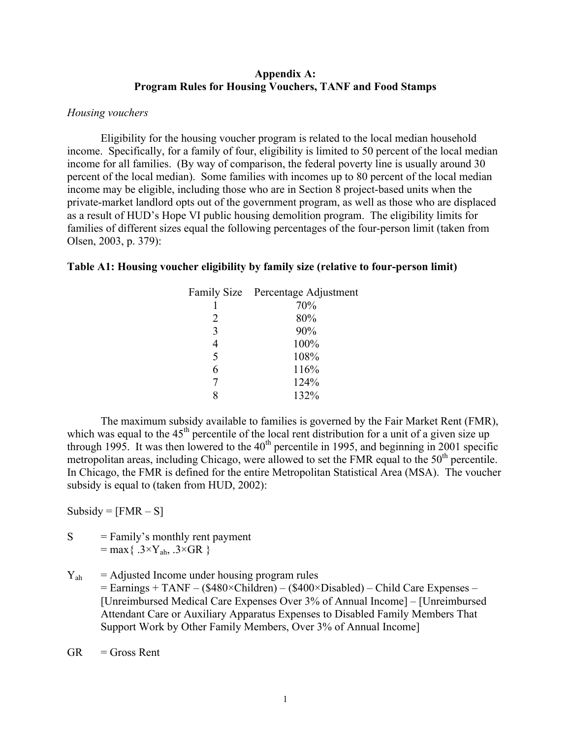## Appendix A: Program Rules for Housing Vouchers, TANF and Food Stamps

*Housing vouchers*

Eligibility for the housing voucher program is related to the local median household income. Specifically, for a family of four, eligibility is limited to 50 percent of the local median income for all families. (By way of comparison, the federal poverty line is usually around 30 percent of the local median). Some families with incomes up to 80 percent of the local median income may be eligible, including those who are in Section 8 project-based units when the private-market landlord opts out of the government program, as well as those who are displaced as a result of HUD's Hope VI public housing demolition program. The eligibility limits for families of different sizes equal the following percentages of the four-person limit (taken from Olsen, 2003, p. 379):

**Table A1: Housing voucher eligibility by family size (relative to four-person limit)**

| Family Size | Percentage Adjustment |
|---|---|
| 1 | 70% |
| 2 | 80% |
| 3 | 90% |
| 4 | 100% |
| 5 | 108% |
| 6 | 116% |
| 7 | 124% |
| 8 | 132% |

The maximum subsidy available to families is governed by the Fair Market Rent (FMR), which was equal to the 45th percentile of the local rent distribution for a unit of a given size up through 1995. It was then lowered to the 40th percentile in 1995, and beginning in 2001 specific metropolitan areas, including Chicago, were allowed to set the FMR equal to the 50th percentile. In Chicago, the FMR is defined for the entire Metropolitan Statistical Area (MSA). The voucher subsidy is equal to (taken from HUD, 2002):

Subsidy = [FMR – S]

S = Family's monthly rent payment
= $\max\{ .3\times Y_{ah}, .3\times GR \}$

$Y_{ah}$ = Adjusted Income under housing program rules
= Earnings + TANF – (\$480×Children) – (\$400×Disabled) – Child Care Expenses – [Unreimbursed Medical Care Expenses Over 3% of Annual Income] – [Unreimbursed Attendant Care or Auxiliary Apparatus Expenses to Disabled Family Members That Support Work by Other Family Members, Over 3% of Annual Income]

GR = Gross Rent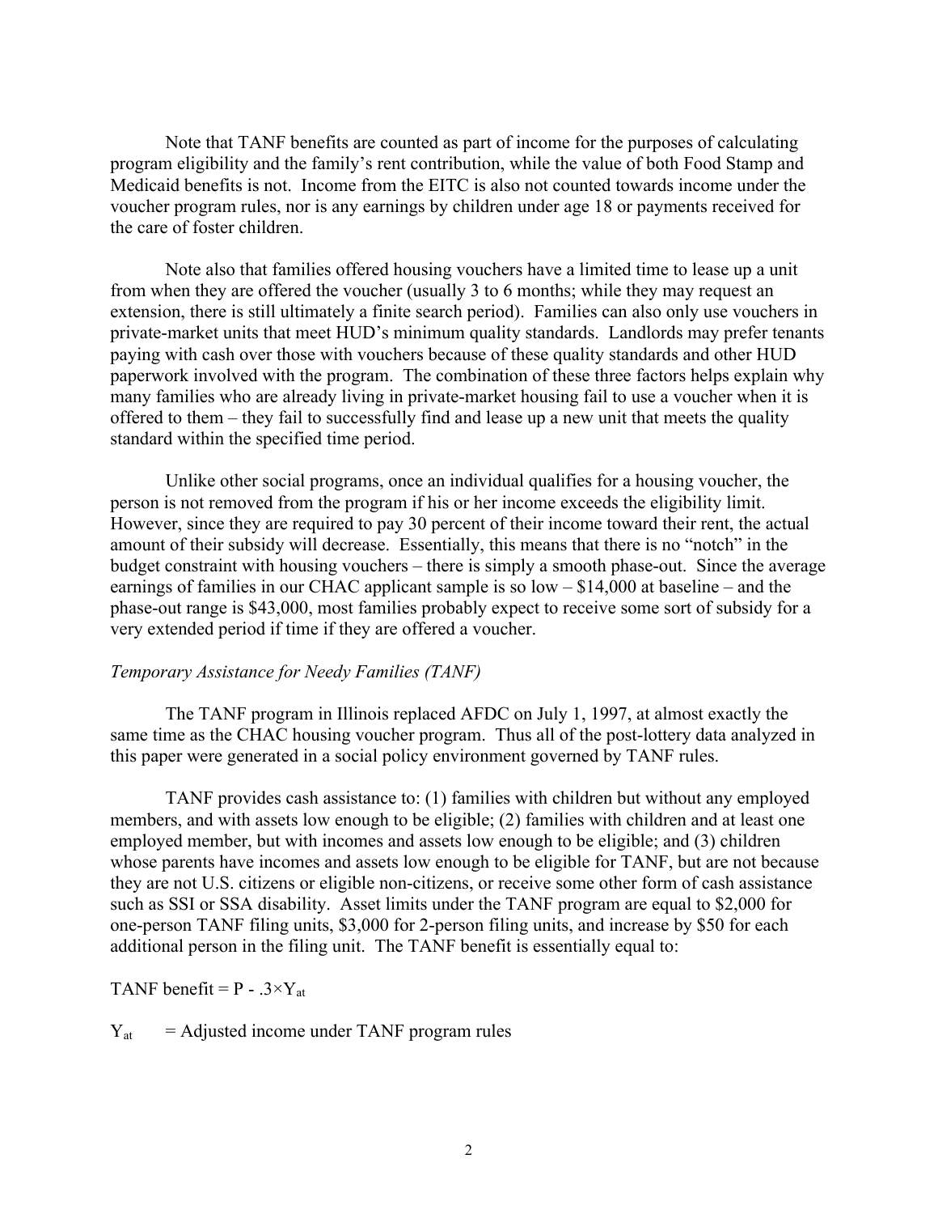Note that TANF benefits are counted as part of income for the purposes of calculating program eligibility and the family's rent contribution, while the value of both Food Stamp and Medicaid benefits is not. Income from the EITC is also not counted towards income under the voucher program rules, nor is any earnings by children under age 18 or payments received for the care of foster children.

Note also that families offered housing vouchers have a limited time to lease up a unit from when they are offered the voucher (usually 3 to 6 months; while they may request an extension, there is still ultimately a finite search period). Families can also only use vouchers in private-market units that meet HUD's minimum quality standards. Landlords may prefer tenants paying with cash over those with vouchers because of these quality standards and other HUD paperwork involved with the program. The combination of these three factors helps explain why many families who are already living in private-market housing fail to use a voucher when it is offered to them – they fail to successfully find and lease up a new unit that meets the quality standard within the specified time period.

Unlike other social programs, once an individual qualifies for a housing voucher, the person is not removed from the program if his or her income exceeds the eligibility limit. However, since they are required to pay 30 percent of their income toward their rent, the actual amount of their subsidy will decrease. Essentially, this means that there is no "notch" in the budget constraint with housing vouchers – there is simply a smooth phase-out. Since the average earnings of families in our CHAC applicant sample is so low – $14,000 at baseline – and the phase-out range is $43,000, most families probably expect to receive some sort of subsidy for a very extended period if time if they are offered a voucher.

*Temporary Assistance for Needy Families (TANF)*

The TANF program in Illinois replaced AFDC on July 1, 1997, at almost exactly the same time as the CHAC housing voucher program. Thus all of the post-lottery data analyzed in this paper were generated in a social policy environment governed by TANF rules.

TANF provides cash assistance to: (1) families with children but without any employed members, and with assets low enough to be eligible; (2) families with children and at least one employed member, but with incomes and assets low enough to be eligible; and (3) children whose parents have incomes and assets low enough to be eligible for TANF, but are not because they are not U.S. citizens or eligible non-citizens, or receive some other form of cash assistance such as SSI or SSA disability. Asset limits under the TANF program are equal to $2,000 for one-person TANF filing units, $3,000 for 2-person filing units, and increase by $50 for each additional person in the filing unit. The TANF benefit is essentially equal to:

TANF benefit = $P - .3 \times Y_{at}$

$Y_{at}$ = Adjusted income under TANF program rules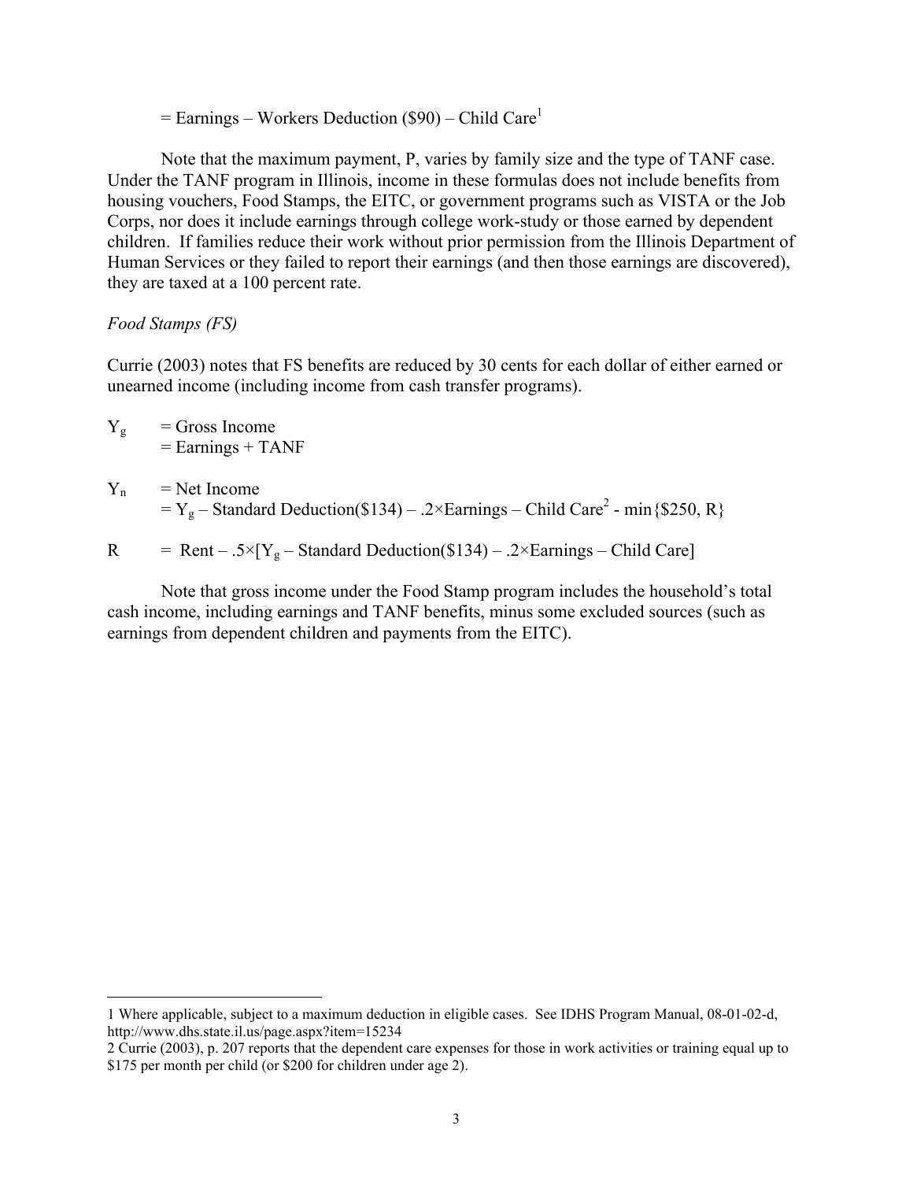= Earnings – Workers Deduction (\$90) – Child Care[1]

Note that the maximum payment, P, varies by family size and the type of TANF case. Under the TANF program in Illinois, income in these formulas does not include benefits from housing vouchers, Food Stamps, the EITC, or government programs such as VISTA or the Job Corps, nor does it include earnings through college work-study or those earned by dependent children. If families reduce their work without prior permission from the Illinois Department of Human Services or they failed to report their earnings (and then those earnings are discovered), they are taxed at a 100 percent rate.

*Food Stamps (FS)*

Currie (2003) notes that FS benefits are reduced by 30 cents for each dollar of either earned or unearned income (including income from cash transfer programs).

$Y_g$ = Gross Income
= Earnings + TANF

$Y_n$ = Net Income
= $Y_g$ – Standard Deduction(\$134) – .2×Earnings – Child Care[2] - min{\$250, R}

R = Rent – .5×[$Y_g$ – Standard Deduction(\$134) – .2×Earnings – Child Care]

Note that gross income under the Food Stamp program includes the household's total cash income, including earnings and TANF benefits, minus some excluded sources (such as earnings from dependent children and payments from the EITC).

---

1 Where applicable, subject to a maximum deduction in eligible cases. See IDHS Program Manual, 08-01-02-d, http://www.dhs.state.il.us/page.aspx?item=15234

2 Currie (2003), p. 207 reports that the dependent care expenses for those in work activities or training equal up to \$175 per month per child (or \$200 for children under age 2).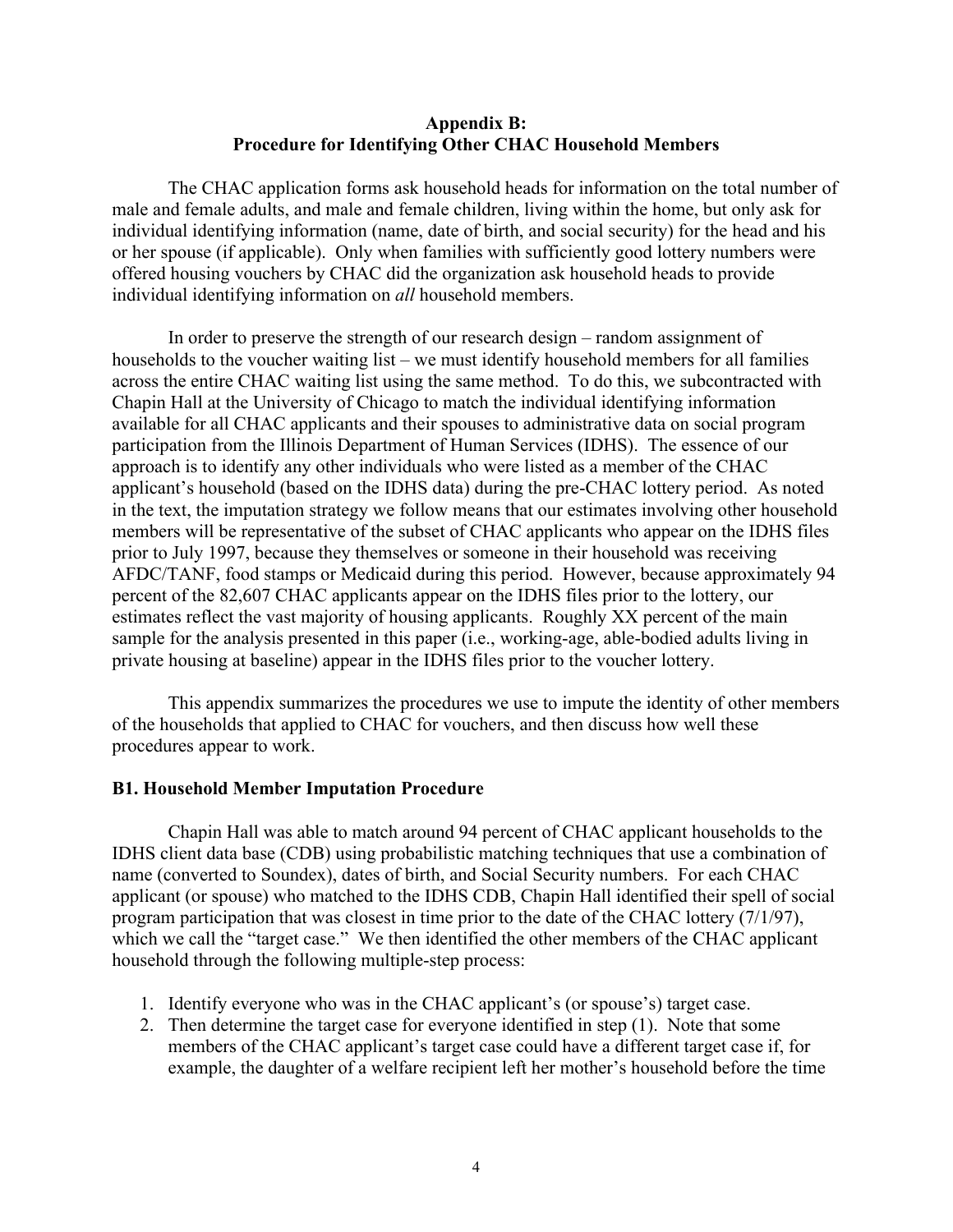## Appendix B: Procedure for Identifying Other CHAC Household Members

The CHAC application forms ask household heads for information on the total number of male and female adults, and male and female children, living within the home, but only ask for individual identifying information (name, date of birth, and social security) for the head and his or her spouse (if applicable). Only when families with sufficiently good lottery numbers were offered housing vouchers by CHAC did the organization ask household heads to provide individual identifying information on *all* household members.

In order to preserve the strength of our research design – random assignment of households to the voucher waiting list – we must identify household members for all families across the entire CHAC waiting list using the same method. To do this, we subcontracted with Chapin Hall at the University of Chicago to match the individual identifying information available for all CHAC applicants and their spouses to administrative data on social program participation from the Illinois Department of Human Services (IDHS). The essence of our approach is to identify any other individuals who were listed as a member of the CHAC applicant's household (based on the IDHS data) during the pre-CHAC lottery period. As noted in the text, the imputation strategy we follow means that our estimates involving other household members will be representative of the subset of CHAC applicants who appear on the IDHS files prior to July 1997, because they themselves or someone in their household was receiving AFDC/TANF, food stamps or Medicaid during this period. However, because approximately 94 percent of the 82,607 CHAC applicants appear on the IDHS files prior to the lottery, our estimates reflect the vast majority of housing applicants. Roughly XX percent of the main sample for the analysis presented in this paper (i.e., working-age, able-bodied adults living in private housing at baseline) appear in the IDHS files prior to the voucher lottery.

This appendix summarizes the procedures we use to impute the identity of other members of the households that applied to CHAC for vouchers, and then discuss how well these procedures appear to work.

### B1. Household Member Imputation Procedure

Chapin Hall was able to match around 94 percent of CHAC applicant households to the IDHS client data base (CDB) using probabilistic matching techniques that use a combination of name (converted to Soundex), dates of birth, and Social Security numbers. For each CHAC applicant (or spouse) who matched to the IDHS CDB, Chapin Hall identified their spell of social program participation that was closest in time prior to the date of the CHAC lottery (7/1/97), which we call the "target case." We then identified the other members of the CHAC applicant household through the following multiple-step process:

1. Identify everyone who was in the CHAC applicant's (or spouse's) target case.
2. Then determine the target case for everyone identified in step (1). Note that some members of the CHAC applicant's target case could have a different target case if, for example, the daughter of a welfare recipient left her mother's household before the time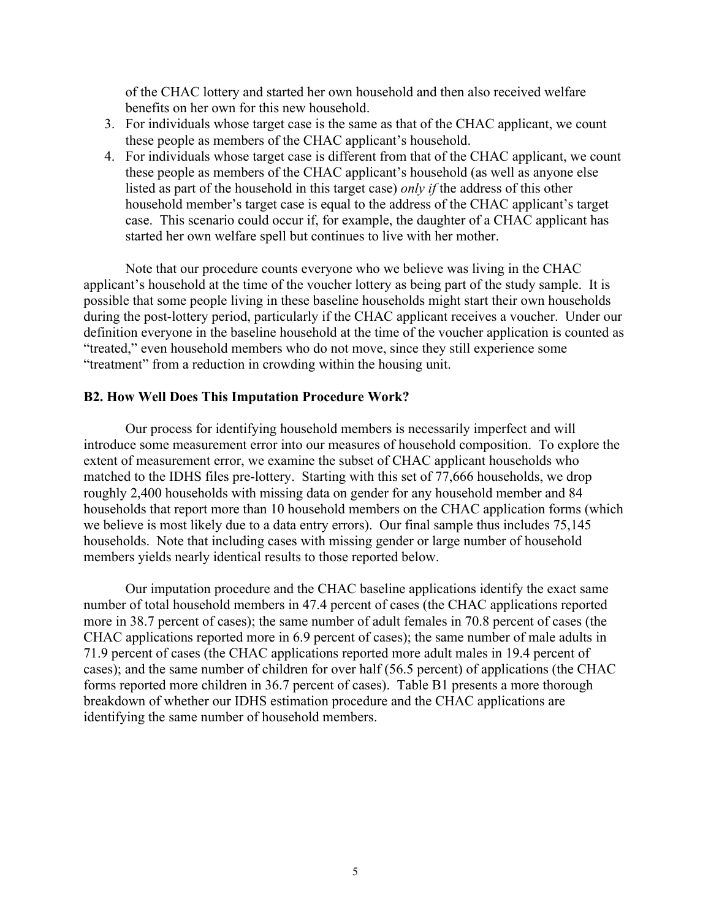of the CHAC lottery and started her own household and then also received welfare benefits on her own for this new household.

3. For individuals whose target case is the same as that of the CHAC applicant, we count these people as members of the CHAC applicant's household.
4. For individuals whose target case is different from that of the CHAC applicant, we count these people as members of the CHAC applicant's household (as well as anyone else listed as part of the household in this target case) *only if* the address of this other household member's target case is equal to the address of the CHAC applicant's target case. This scenario could occur if, for example, the daughter of a CHAC applicant has started her own welfare spell but continues to live with her mother.

Note that our procedure counts everyone who we believe was living in the CHAC applicant's household at the time of the voucher lottery as being part of the study sample. It is possible that some people living in these baseline households might start their own households during the post-lottery period, particularly if the CHAC applicant receives a voucher. Under our definition everyone in the baseline household at the time of the voucher application is counted as "treated," even household members who do not move, since they still experience some "treatment" from a reduction in crowding within the housing unit.

## B2. How Well Does This Imputation Procedure Work?

Our process for identifying household members is necessarily imperfect and will introduce some measurement error into our measures of household composition. To explore the extent of measurement error, we examine the subset of CHAC applicant households who matched to the IDHS files pre-lottery. Starting with this set of 77,666 households, we drop roughly 2,400 households with missing data on gender for any household member and 84 households that report more than 10 household members on the CHAC application forms (which we believe is most likely due to a data entry errors). Our final sample thus includes 75,145 households. Note that including cases with missing gender or large number of household members yields nearly identical results to those reported below.

Our imputation procedure and the CHAC baseline applications identify the exact same number of total household members in 47.4 percent of cases (the CHAC applications reported more in 38.7 percent of cases); the same number of adult females in 70.8 percent of cases (the CHAC applications reported more in 6.9 percent of cases); the same number of male adults in 71.9 percent of cases (the CHAC applications reported more adult males in 19.4 percent of cases); and the same number of children for over half (56.5 percent) of applications (the CHAC forms reported more children in 36.7 percent of cases). Table B1 presents a more thorough breakdown of whether our IDHS estimation procedure and the CHAC applications are identifying the same number of household members.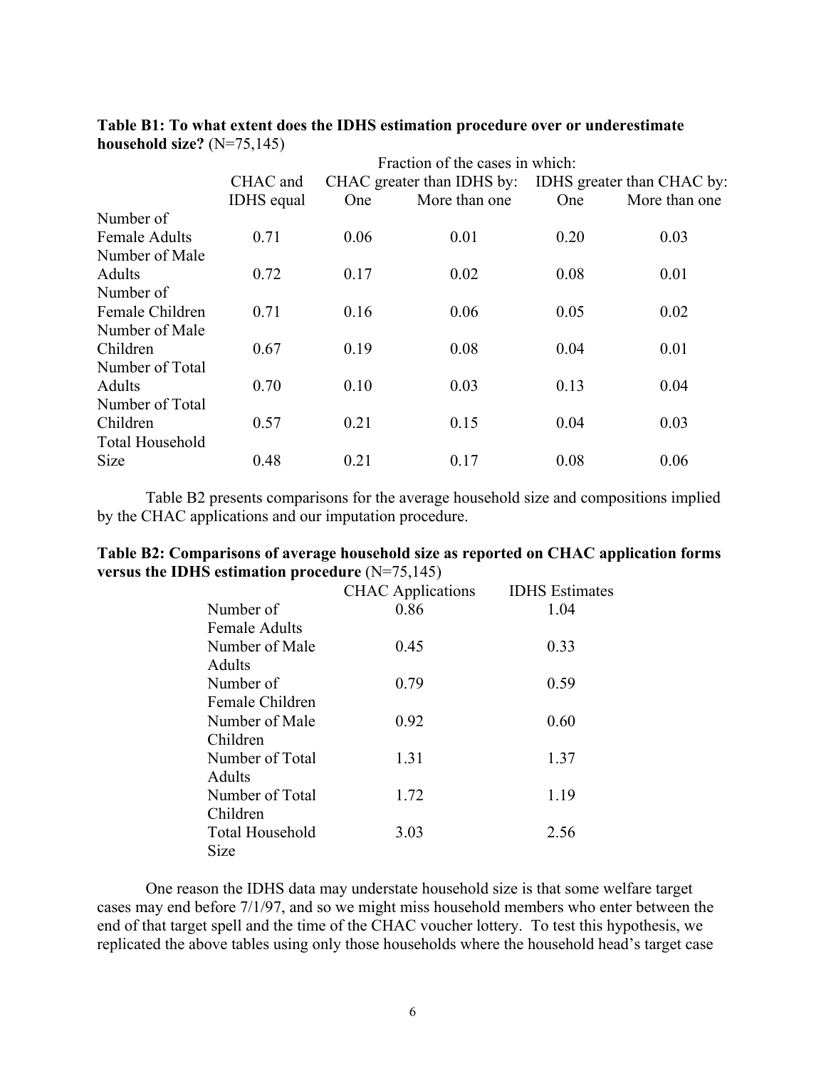**Table B1: To what extent does the IDHS estimation procedure over or underestimate household size?** (N=75,145)

| | Fraction of the cases in which: | | | | |
|---|---|---|---|---|---|
| | CHAC and IDHS equal | CHAC greater than IDHS by: | | IDHS greater than CHAC by: | |
| | | One | More than one | One | More than one |
| Number of Female Adults | 0.71 | 0.06 | 0.01 | 0.20 | 0.03 |
| Number of Male Adults | 0.72 | 0.17 | 0.02 | 0.08 | 0.01 |
| Number of Female Children | 0.71 | 0.16 | 0.06 | 0.05 | 0.02 |
| Number of Male Children | 0.67 | 0.19 | 0.08 | 0.04 | 0.01 |
| Number of Total Adults | 0.70 | 0.10 | 0.03 | 0.13 | 0.04 |
| Number of Total Children | 0.57 | 0.21 | 0.15 | 0.04 | 0.03 |
| Total Household Size | 0.48 | 0.21 | 0.17 | 0.08 | 0.06 |

Table B2 presents comparisons for the average household size and compositions implied by the CHAC applications and our imputation procedure.

**Table B2: Comparisons of average household size as reported on CHAC application forms versus the IDHS estimation procedure** (N=75,145)

| | CHAC Applications | IDHS Estimates |
|---|---|---|
| Number of Female Adults | 0.86 | 1.04 |
| Number of Male Adults | 0.45 | 0.33 |
| Number of Female Children | 0.79 | 0.59 |
| Number of Male Children | 0.92 | 0.60 |
| Number of Total Adults | 1.31 | 1.37 |
| Number of Total Children | 1.72 | 1.19 |
| Total Household Size | 3.03 | 2.56 |

One reason the IDHS data may understate household size is that some welfare target cases may end before 7/1/97, and so we might miss household members who enter between the end of that target spell and the time of the CHAC voucher lottery. To test this hypothesis, we replicated the above tables using only those households where the household head's target case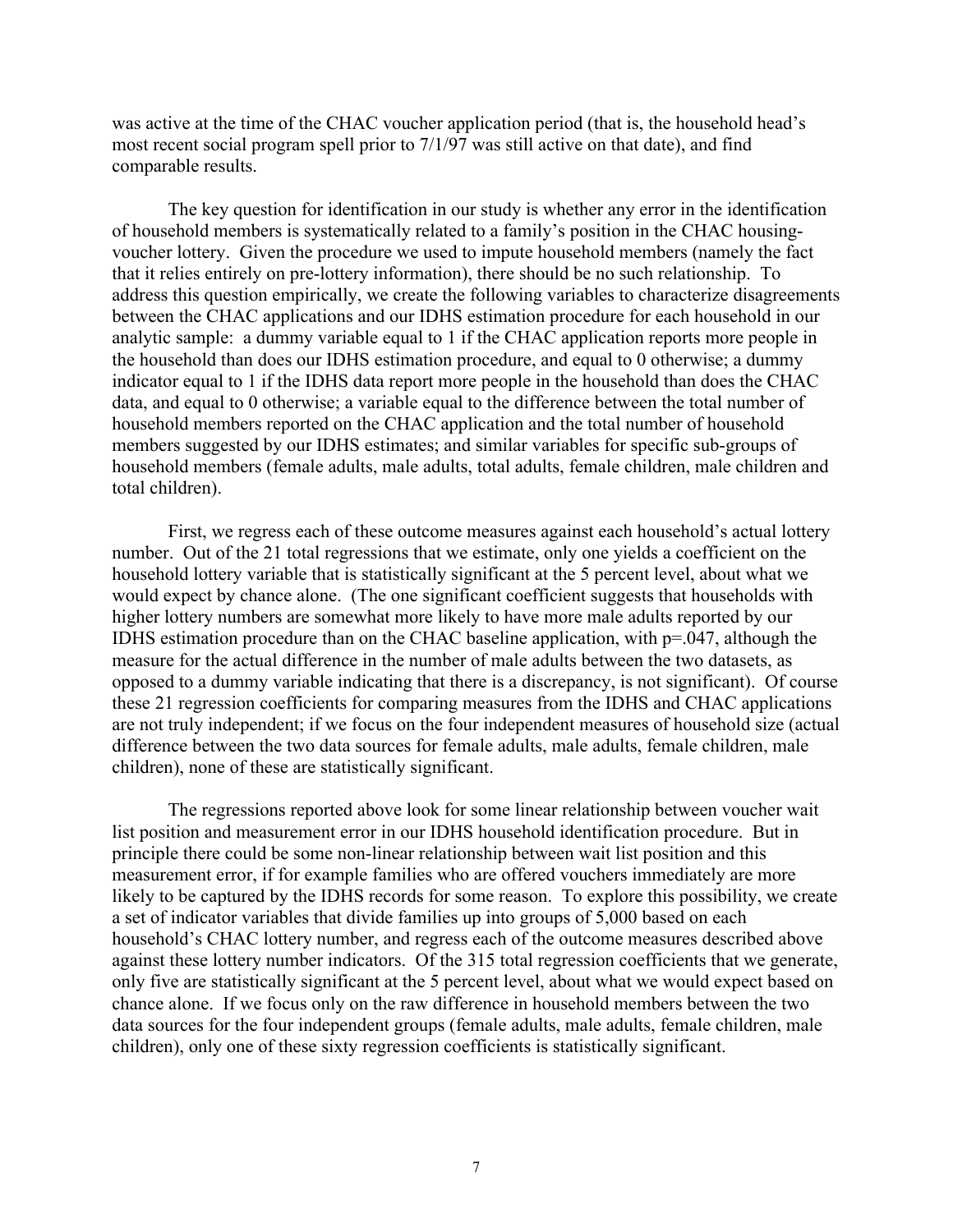was active at the time of the CHAC voucher application period (that is, the household head's most recent social program spell prior to 7/1/97 was still active on that date), and find comparable results.

The key question for identification in our study is whether any error in the identification of household members is systematically related to a family's position in the CHAC housing-voucher lottery. Given the procedure we used to impute household members (namely the fact that it relies entirely on pre-lottery information), there should be no such relationship. To address this question empirically, we create the following variables to characterize disagreements between the CHAC applications and our IDHS estimation procedure for each household in our analytic sample: a dummy variable equal to 1 if the CHAC application reports more people in the household than does our IDHS estimation procedure, and equal to 0 otherwise; a dummy indicator equal to 1 if the IDHS data report more people in the household than does the CHAC data, and equal to 0 otherwise; a variable equal to the difference between the total number of household members reported on the CHAC application and the total number of household members suggested by our IDHS estimates; and similar variables for specific sub-groups of household members (female adults, male adults, total adults, female children, male children and total children).

First, we regress each of these outcome measures against each household's actual lottery number. Out of the 21 total regressions that we estimate, only one yields a coefficient on the household lottery variable that is statistically significant at the 5 percent level, about what we would expect by chance alone. (The one significant coefficient suggests that households with higher lottery numbers are somewhat more likely to have more male adults reported by our IDHS estimation procedure than on the CHAC baseline application, with $p=.047$, although the measure for the actual difference in the number of male adults between the two datasets, as opposed to a dummy variable indicating that there is a discrepancy, is not significant). Of course these 21 regression coefficients for comparing measures from the IDHS and CHAC applications are not truly independent; if we focus on the four independent measures of household size (actual difference between the two data sources for female adults, male adults, female children, male children), none of these are statistically significant.

The regressions reported above look for some linear relationship between voucher wait list position and measurement error in our IDHS household identification procedure. But in principle there could be some non-linear relationship between wait list position and this measurement error, if for example families who are offered vouchers immediately are more likely to be captured by the IDHS records for some reason. To explore this possibility, we create a set of indicator variables that divide families up into groups of 5,000 based on each household's CHAC lottery number, and regress each of the outcome measures described above against these lottery number indicators. Of the 315 total regression coefficients that we generate, only five are statistically significant at the 5 percent level, about what we would expect based on chance alone. If we focus only on the raw difference in household members between the two data sources for the four independent groups (female adults, male adults, female children, male children), only one of these sixty regression coefficients is statistically significant.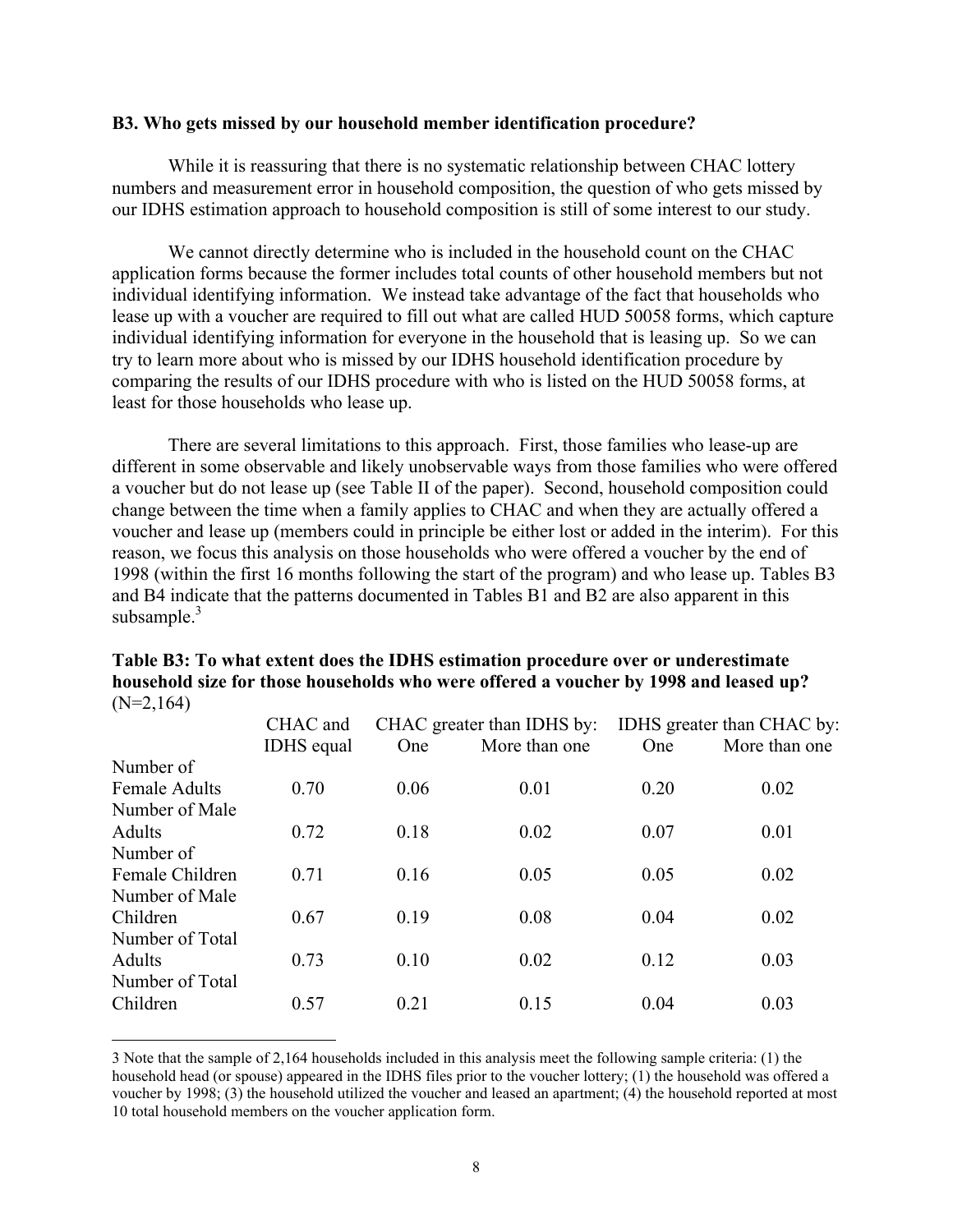### B3. Who gets missed by our household member identification procedure?

While it is reassuring that there is no systematic relationship between CHAC lottery numbers and measurement error in household composition, the question of who gets missed by our IDHS estimation approach to household composition is still of some interest to our study.

We cannot directly determine who is included in the household count on the CHAC application forms because the former includes total counts of other household members but not individual identifying information. We instead take advantage of the fact that households who lease up with a voucher are required to fill out what are called HUD 50058 forms, which capture individual identifying information for everyone in the household that is leasing up. So we can try to learn more about who is missed by our IDHS household identification procedure by comparing the results of our IDHS procedure with who is listed on the HUD 50058 forms, at least for those households who lease up.

There are several limitations to this approach. First, those families who lease-up are different in some observable and likely unobservable ways from those families who were offered a voucher but do not lease up (see Table II of the paper). Second, household composition could change between the time when a family applies to CHAC and when they are actually offered a voucher and lease up (members could in principle be either lost or added in the interim). For this reason, we focus this analysis on those households who were offered a voucher by the end of 1998 (within the first 16 months following the start of the program) and who lease up. Tables B3 and B4 indicate that the patterns documented in Tables B1 and B2 are also apparent in this subsample.[3]

**Table B3: To what extent does the IDHS estimation procedure over or underestimate household size for those households who were offered a voucher by 1998 and leased up?** (N=2,164)

| | CHAC and IDHS equal | CHAC greater than IDHS by: | | IDHS greater than CHAC by: | |
|---|---|---|---|---|---|
| | | One | More than one | One | More than one |
| Number of Female Adults | 0.70 | 0.06 | 0.01 | 0.20 | 0.02 |
| Number of Male Adults | 0.72 | 0.18 | 0.02 | 0.07 | 0.01 |
| Number of Female Children | 0.71 | 0.16 | 0.05 | 0.05 | 0.02 |
| Number of Male Children | 0.67 | 0.19 | 0.08 | 0.04 | 0.02 |
| Number of Total Adults | 0.73 | 0.10 | 0.02 | 0.12 | 0.03 |
| Number of Total Children | 0.57 | 0.21 | 0.15 | 0.04 | 0.03 |

---

3 Note that the sample of 2,164 households included in this analysis meet the following sample criteria: (1) the household head (or spouse) appeared in the IDHS files prior to the voucher lottery; (1) the household was offered a voucher by 1998; (3) the household utilized the voucher and leased an apartment; (4) the household reported at most 10 total household members on the voucher application form.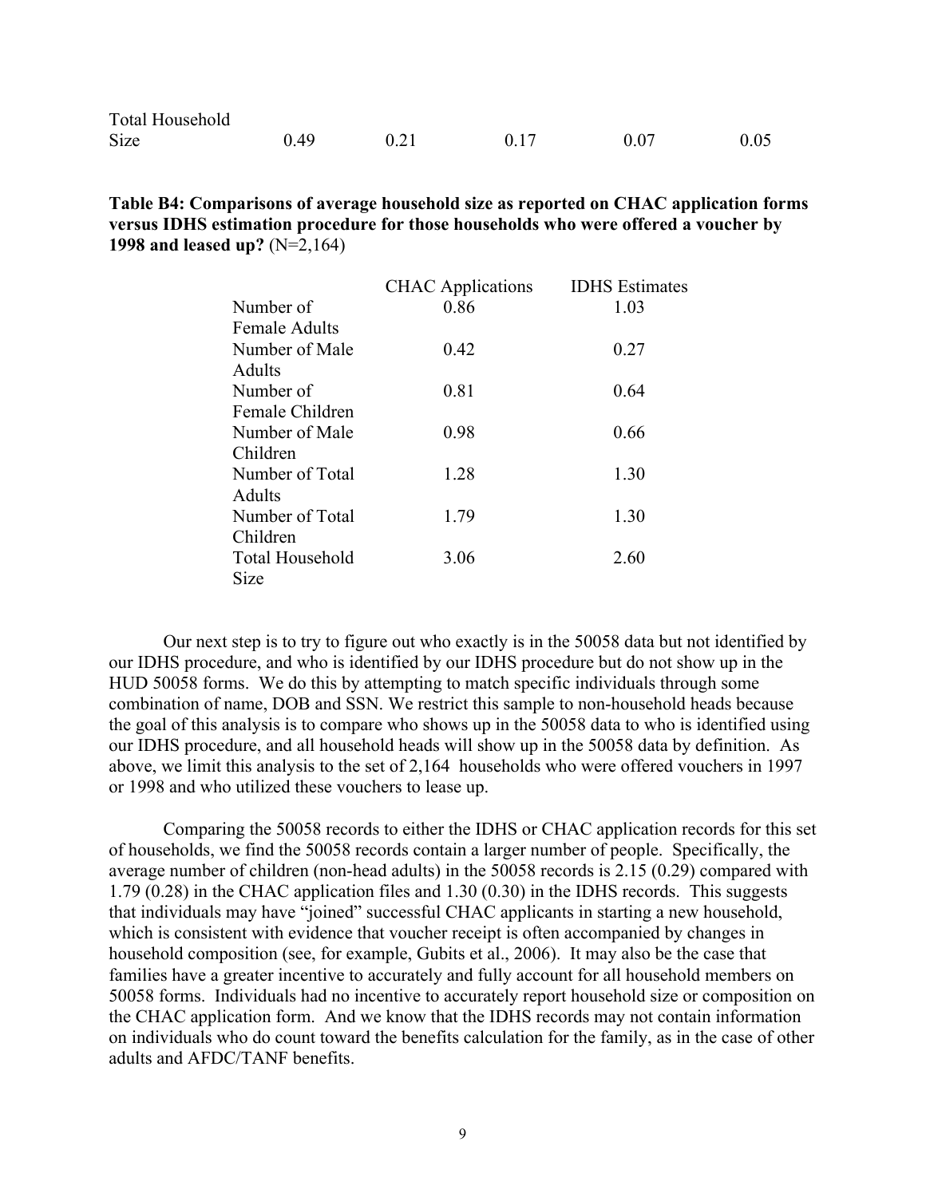| Total Household Size | 0.49 | 0.21 | 0.17 | 0.07 | 0.05 |
|---|---|---|---|---|---|

**Table B4: Comparisons of average household size as reported on CHAC application forms versus IDHS estimation procedure for those households who were offered a voucher by 1998 and leased up?** (N=2,164)

| | CHAC Applications | IDHS Estimates |
|---|---|---|
| Number of Female Adults | 0.86 | 1.03 |
| Number of Male Adults | 0.42 | 0.27 |
| Number of Female Children | 0.81 | 0.64 |
| Number of Male Children | 0.98 | 0.66 |
| Number of Total Adults | 1.28 | 1.30 |
| Number of Total Children | 1.79 | 1.30 |
| Total Household Size | 3.06 | 2.60 |

Our next step is to try to figure out who exactly is in the 50058 data but not identified by our IDHS procedure, and who is identified by our IDHS procedure but do not show up in the HUD 50058 forms. We do this by attempting to match specific individuals through some combination of name, DOB and SSN. We restrict this sample to non-household heads because the goal of this analysis is to compare who shows up in the 50058 data to who is identified using our IDHS procedure, and all household heads will show up in the 50058 data by definition. As above, we limit this analysis to the set of 2,164 households who were offered vouchers in 1997 or 1998 and who utilized these vouchers to lease up.

Comparing the 50058 records to either the IDHS or CHAC application records for this set of households, we find the 50058 records contain a larger number of people. Specifically, the average number of children (non-head adults) in the 50058 records is 2.15 (0.29) compared with 1.79 (0.28) in the CHAC application files and 1.30 (0.30) in the IDHS records. This suggests that individuals may have "joined" successful CHAC applicants in starting a new household, which is consistent with evidence that voucher receipt is often accompanied by changes in household composition (see, for example, Gubits et al., 2006). It may also be the case that families have a greater incentive to accurately and fully account for all household members on 50058 forms. Individuals had no incentive to accurately report household size or composition on the CHAC application form. And we know that the IDHS records may not contain information on individuals who do count toward the benefits calculation for the family, as in the case of other adults and AFDC/TANF benefits.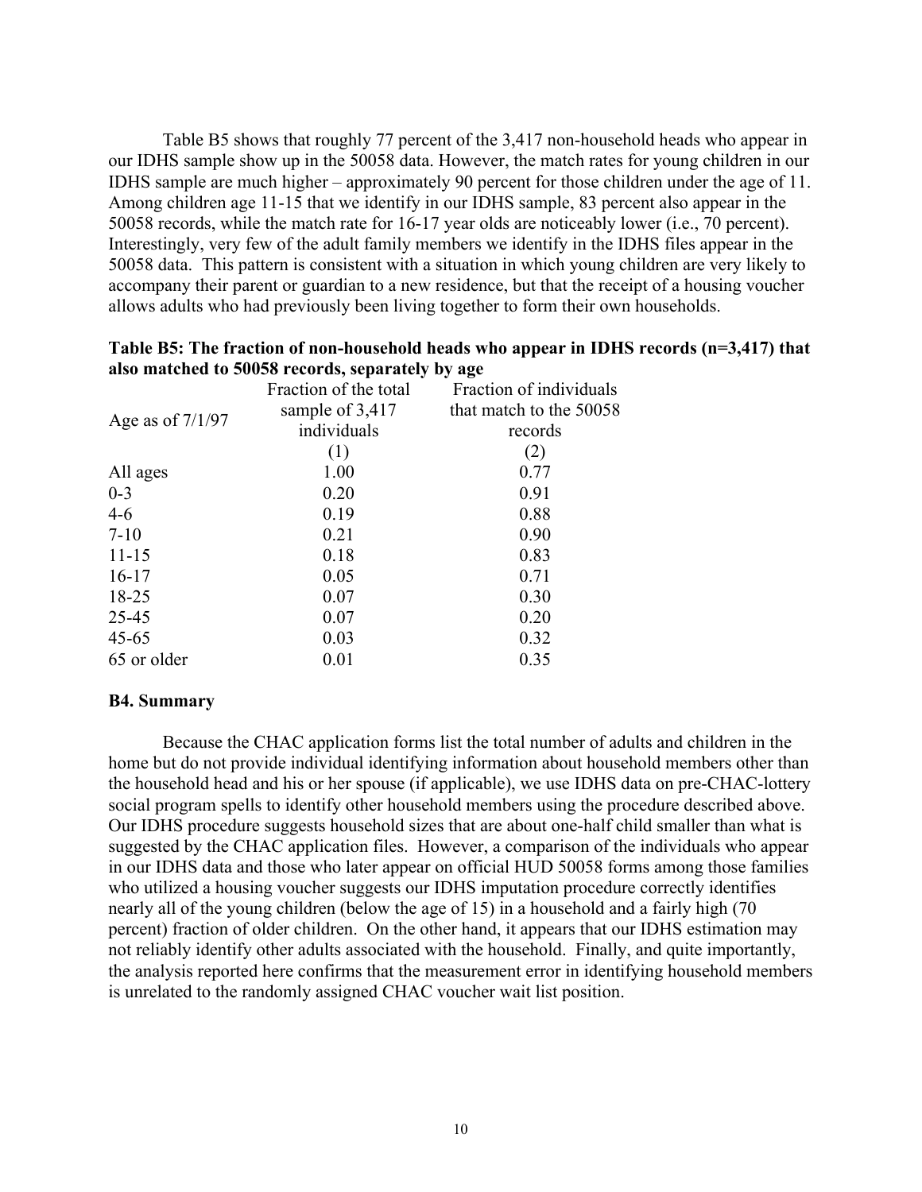Table B5 shows that roughly 77 percent of the 3,417 non-household heads who appear in our IDHS sample show up in the 50058 data. However, the match rates for young children in our IDHS sample are much higher – approximately 90 percent for those children under the age of 11. Among children age 11-15 that we identify in our IDHS sample, 83 percent also appear in the 50058 records, while the match rate for 16-17 year olds are noticeably lower (i.e., 70 percent). Interestingly, very few of the adult family members we identify in the IDHS files appear in the 50058 data. This pattern is consistent with a situation in which young children are very likely to accompany their parent or guardian to a new residence, but that the receipt of a housing voucher allows adults who had previously been living together to form their own households.

**Table B5: The fraction of non-household heads who appear in IDHS records (n=3,417) that also matched to 50058 records, separately by age**

| Age as of 7/1/97 | Fraction of the total sample of 3,417 individuals | Fraction of individuals that match to the 50058 records |
|---|---|---|
| | (1) | (2) |
| All ages | 1.00 | 0.77 |
| 0-3 | 0.20 | 0.91 |
| 4-6 | 0.19 | 0.88 |
| 7-10 | 0.21 | 0.90 |
| 11-15 | 0.18 | 0.83 |
| 16-17 | 0.05 | 0.71 |
| 18-25 | 0.07 | 0.30 |
| 25-45 | 0.07 | 0.20 |
| 45-65 | 0.03 | 0.32 |
| 65 or older | 0.01 | 0.35 |

### B4. Summary

Because the CHAC application forms list the total number of adults and children in the home but do not provide individual identifying information about household members other than the household head and his or her spouse (if applicable), we use IDHS data on pre-CHAC-lottery social program spells to identify other household members using the procedure described above. Our IDHS procedure suggests household sizes that are about one-half child smaller than what is suggested by the CHAC application files. However, a comparison of the individuals who appear in our IDHS data and those who later appear on official HUD 50058 forms among those families who utilized a housing voucher suggests our IDHS imputation procedure correctly identifies nearly all of the young children (below the age of 15) in a household and a fairly high (70 percent) fraction of older children. On the other hand, it appears that our IDHS estimation may not reliably identify other adults associated with the household. Finally, and quite importantly, the analysis reported here confirms that the measurement error in identifying household members is unrelated to the randomly assigned CHAC voucher wait list position.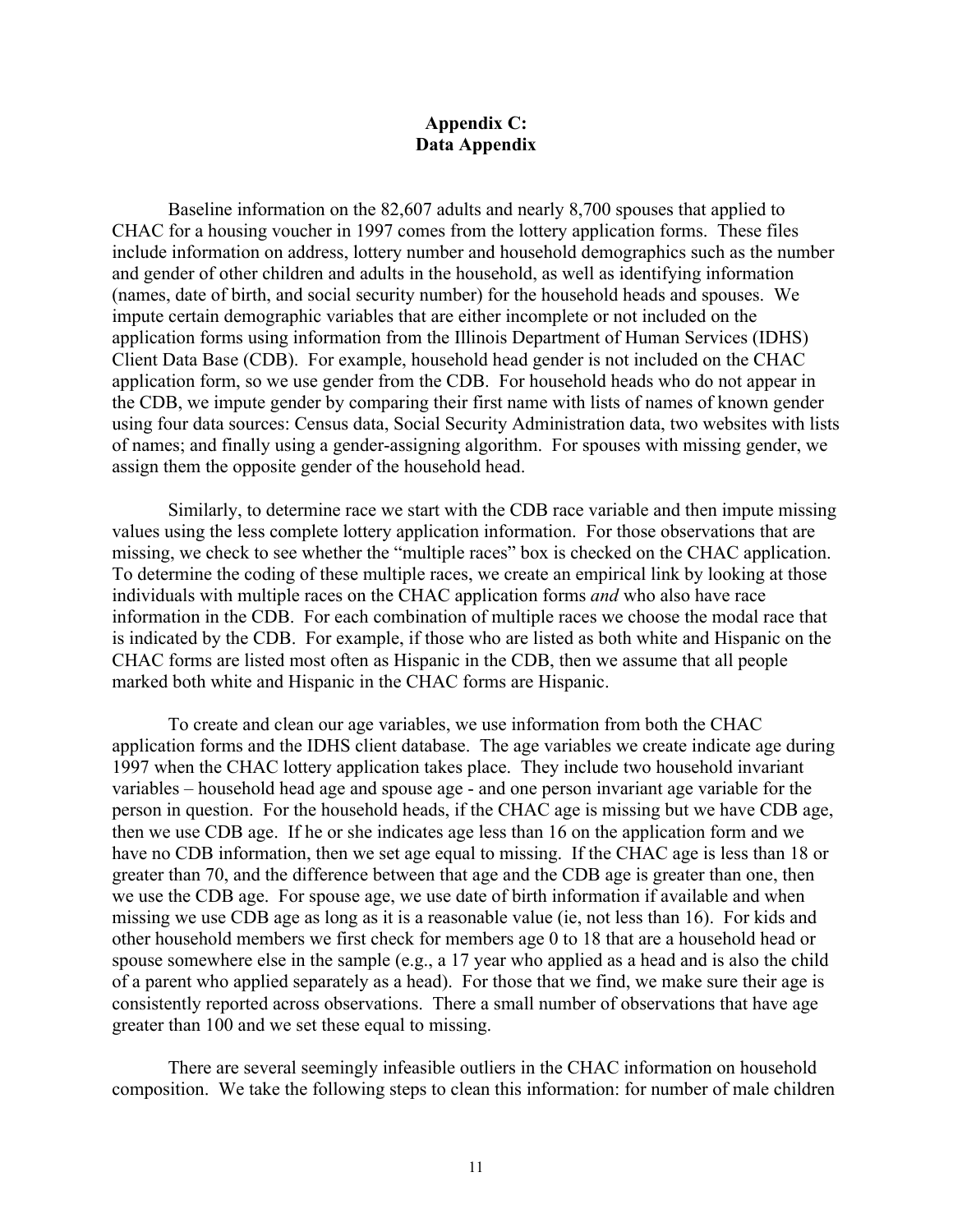# Appendix C: Data Appendix

Baseline information on the 82,607 adults and nearly 8,700 spouses that applied to CHAC for a housing voucher in 1997 comes from the lottery application forms. These files include information on address, lottery number and household demographics such as the number and gender of other children and adults in the household, as well as identifying information (names, date of birth, and social security number) for the household heads and spouses. We impute certain demographic variables that are either incomplete or not included on the application forms using information from the Illinois Department of Human Services (IDHS) Client Data Base (CDB). For example, household head gender is not included on the CHAC application form, so we use gender from the CDB. For household heads who do not appear in the CDB, we impute gender by comparing their first name with lists of names of known gender using four data sources: Census data, Social Security Administration data, two websites with lists of names; and finally using a gender-assigning algorithm. For spouses with missing gender, we assign them the opposite gender of the household head.

Similarly, to determine race we start with the CDB race variable and then impute missing values using the less complete lottery application information. For those observations that are missing, we check to see whether the "multiple races" box is checked on the CHAC application. To determine the coding of these multiple races, we create an empirical link by looking at those individuals with multiple races on the CHAC application forms *and* who also have race information in the CDB. For each combination of multiple races we choose the modal race that is indicated by the CDB. For example, if those who are listed as both white and Hispanic on the CHAC forms are listed most often as Hispanic in the CDB, then we assume that all people marked both white and Hispanic in the CHAC forms are Hispanic.

To create and clean our age variables, we use information from both the CHAC application forms and the IDHS client database. The age variables we create indicate age during 1997 when the CHAC lottery application takes place. They include two household invariant variables – household head age and spouse age - and one person invariant age variable for the person in question. For the household heads, if the CHAC age is missing but we have CDB age, then we use CDB age. If he or she indicates age less than 16 on the application form and we have no CDB information, then we set age equal to missing. If the CHAC age is less than 18 or greater than 70, and the difference between that age and the CDB age is greater than one, then we use the CDB age. For spouse age, we use date of birth information if available and when missing we use CDB age as long as it is a reasonable value (ie, not less than 16). For kids and other household members we first check for members age 0 to 18 that are a household head or spouse somewhere else in the sample (e.g., a 17 year who applied as a head and is also the child of a parent who applied separately as a head). For those that we find, we make sure their age is consistently reported across observations. There a small number of observations that have age greater than 100 and we set these equal to missing.

There are several seemingly infeasible outliers in the CHAC information on household composition. We take the following steps to clean this information: for number of male children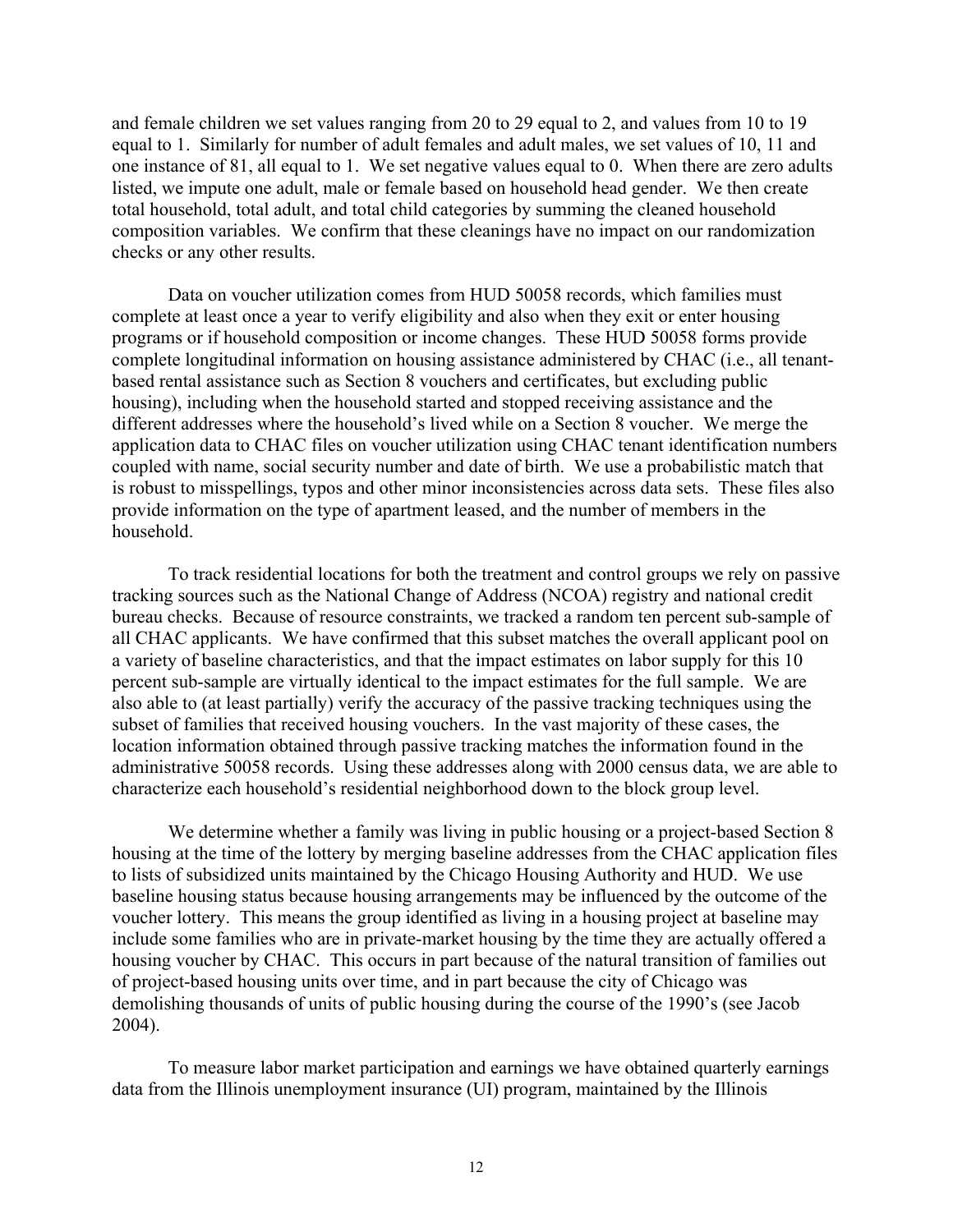and female children we set values ranging from 20 to 29 equal to 2, and values from 10 to 19 equal to 1. Similarly for number of adult females and adult males, we set values of 10, 11 and one instance of 81, all equal to 1. We set negative values equal to 0. When there are zero adults listed, we impute one adult, male or female based on household head gender. We then create total household, total adult, and total child categories by summing the cleaned household composition variables. We confirm that these cleanings have no impact on our randomization checks or any other results.

Data on voucher utilization comes from HUD 50058 records, which families must complete at least once a year to verify eligibility and also when they exit or enter housing programs or if household composition or income changes. These HUD 50058 forms provide complete longitudinal information on housing assistance administered by CHAC (i.e., all tenant-based rental assistance such as Section 8 vouchers and certificates, but excluding public housing), including when the household started and stopped receiving assistance and the different addresses where the household's lived while on a Section 8 voucher. We merge the application data to CHAC files on voucher utilization using CHAC tenant identification numbers coupled with name, social security number and date of birth. We use a probabilistic match that is robust to misspellings, typos and other minor inconsistencies across data sets. These files also provide information on the type of apartment leased, and the number of members in the household.

To track residential locations for both the treatment and control groups we rely on passive tracking sources such as the National Change of Address (NCOA) registry and national credit bureau checks. Because of resource constraints, we tracked a random ten percent sub-sample of all CHAC applicants. We have confirmed that this subset matches the overall applicant pool on a variety of baseline characteristics, and that the impact estimates on labor supply for this 10 percent sub-sample are virtually identical to the impact estimates for the full sample. We are also able to (at least partially) verify the accuracy of the passive tracking techniques using the subset of families that received housing vouchers. In the vast majority of these cases, the location information obtained through passive tracking matches the information found in the administrative 50058 records. Using these addresses along with 2000 census data, we are able to characterize each household's residential neighborhood down to the block group level.

We determine whether a family was living in public housing or a project-based Section 8 housing at the time of the lottery by merging baseline addresses from the CHAC application files to lists of subsidized units maintained by the Chicago Housing Authority and HUD. We use baseline housing status because housing arrangements may be influenced by the outcome of the voucher lottery. This means the group identified as living in a housing project at baseline may include some families who are in private-market housing by the time they are actually offered a housing voucher by CHAC. This occurs in part because of the natural transition of families out of project-based housing units over time, and in part because the city of Chicago was demolishing thousands of units of public housing during the course of the 1990's (see Jacob 2004).

To measure labor market participation and earnings we have obtained quarterly earnings data from the Illinois unemployment insurance (UI) program, maintained by the Illinois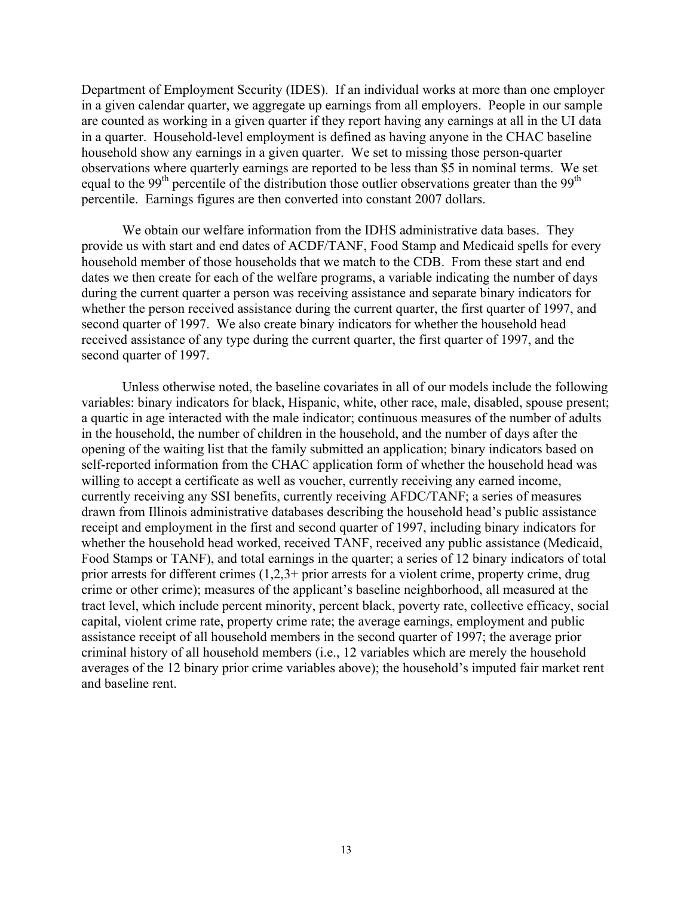Department of Employment Security (IDES). If an individual works at more than one employer in a given calendar quarter, we aggregate up earnings from all employers. People in our sample are counted as working in a given quarter if they report having any earnings at all in the UI data in a quarter. Household-level employment is defined as having anyone in the CHAC baseline household show any earnings in a given quarter. We set to missing those person-quarter observations where quarterly earnings are reported to be less than \$5 in nominal terms. We set equal to the 99th percentile of the distribution those outlier observations greater than the 99th percentile. Earnings figures are then converted into constant 2007 dollars.

We obtain our welfare information from the IDHS administrative data bases. They provide us with start and end dates of ACDF/TANF, Food Stamp and Medicaid spells for every household member of those households that we match to the CDB. From these start and end dates we then create for each of the welfare programs, a variable indicating the number of days during the current quarter a person was receiving assistance and separate binary indicators for whether the person received assistance during the current quarter, the first quarter of 1997, and second quarter of 1997. We also create binary indicators for whether the household head received assistance of any type during the current quarter, the first quarter of 1997, and the second quarter of 1997.

Unless otherwise noted, the baseline covariates in all of our models include the following variables: binary indicators for black, Hispanic, white, other race, male, disabled, spouse present; a quartic in age interacted with the male indicator; continuous measures of the number of adults in the household, the number of children in the household, and the number of days after the opening of the waiting list that the family submitted an application; binary indicators based on self-reported information from the CHAC application form of whether the household head was willing to accept a certificate as well as voucher, currently receiving any earned income, currently receiving any SSI benefits, currently receiving AFDC/TANF; a series of measures drawn from Illinois administrative databases describing the household head's public assistance receipt and employment in the first and second quarter of 1997, including binary indicators for whether the household head worked, received TANF, received any public assistance (Medicaid, Food Stamps or TANF), and total earnings in the quarter; a series of 12 binary indicators of total prior arrests for different crimes (1,2,3+ prior arrests for a violent crime, property crime, drug crime or other crime); measures of the applicant's baseline neighborhood, all measured at the tract level, which include percent minority, percent black, poverty rate, collective efficacy, social capital, violent crime rate, property crime rate; the average earnings, employment and public assistance receipt of all household members in the second quarter of 1997; the average prior criminal history of all household members (i.e., 12 variables which are merely the household averages of the 12 binary prior crime variables above); the household's imputed fair market rent and baseline rent.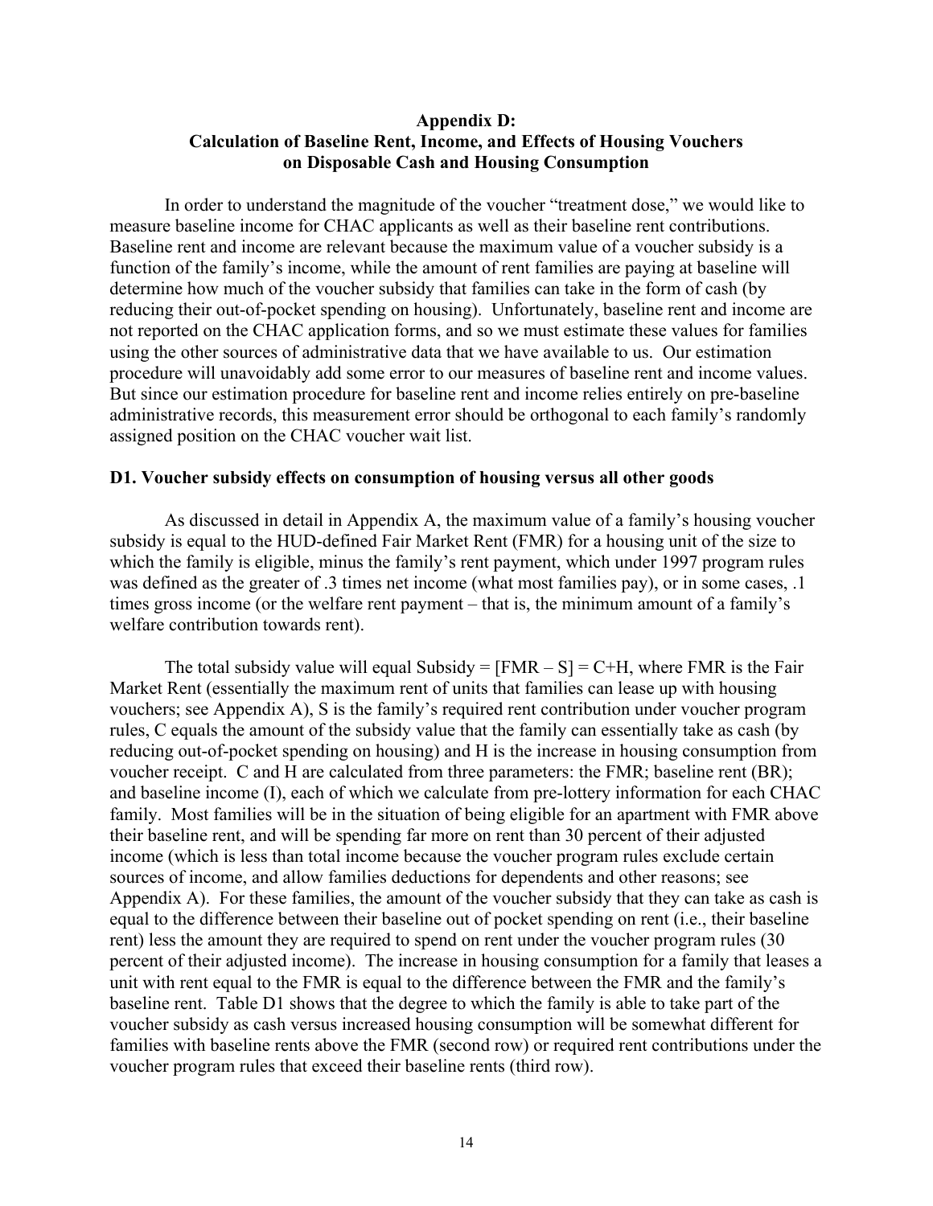## Appendix D: Calculation of Baseline Rent, Income, and Effects of Housing Vouchers on Disposable Cash and Housing Consumption

In order to understand the magnitude of the voucher "treatment dose," we would like to measure baseline income for CHAC applicants as well as their baseline rent contributions. Baseline rent and income are relevant because the maximum value of a voucher subsidy is a function of the family's income, while the amount of rent families are paying at baseline will determine how much of the voucher subsidy that families can take in the form of cash (by reducing their out-of-pocket spending on housing). Unfortunately, baseline rent and income are not reported on the CHAC application forms, and so we must estimate these values for families using the other sources of administrative data that we have available to us. Our estimation procedure will unavoidably add some error to our measures of baseline rent and income values. But since our estimation procedure for baseline rent and income relies entirely on pre-baseline administrative records, this measurement error should be orthogonal to each family's randomly assigned position on the CHAC voucher wait list.

### D1. Voucher subsidy effects on consumption of housing versus all other goods

As discussed in detail in Appendix A, the maximum value of a family's housing voucher subsidy is equal to the HUD-defined Fair Market Rent (FMR) for a housing unit of the size to which the family is eligible, minus the family's rent payment, which under 1997 program rules was defined as the greater of .3 times net income (what most families pay), or in some cases, .1 times gross income (or the welfare rent payment – that is, the minimum amount of a family's welfare contribution towards rent).

The total subsidy value will equal $\text{Subsidy} = [FMR - S] = C + H$, where FMR is the Fair Market Rent (essentially the maximum rent of units that families can lease up with housing vouchers; see Appendix A), S is the family's required rent contribution under voucher program rules, C equals the amount of the subsidy value that the family can essentially take as cash (by reducing out-of-pocket spending on housing) and H is the increase in housing consumption from voucher receipt. C and H are calculated from three parameters: the FMR; baseline rent (BR); and baseline income (I), each of which we calculate from pre-lottery information for each CHAC family. Most families will be in the situation of being eligible for an apartment with FMR above their baseline rent, and will be spending far more on rent than 30 percent of their adjusted income (which is less than total income because the voucher program rules exclude certain sources of income, and allow families deductions for dependents and other reasons; see Appendix A). For these families, the amount of the voucher subsidy that they can take as cash is equal to the difference between their baseline out of pocket spending on rent (i.e., their baseline rent) less the amount they are required to spend on rent under the voucher program rules (30 percent of their adjusted income). The increase in housing consumption for a family that leases a unit with rent equal to the FMR is equal to the difference between the FMR and the family's baseline rent. Table D1 shows that the degree to which the family is able to take part of the voucher subsidy as cash versus increased housing consumption will be somewhat different for families with baseline rents above the FMR (second row) or required rent contributions under the voucher program rules that exceed their baseline rents (third row).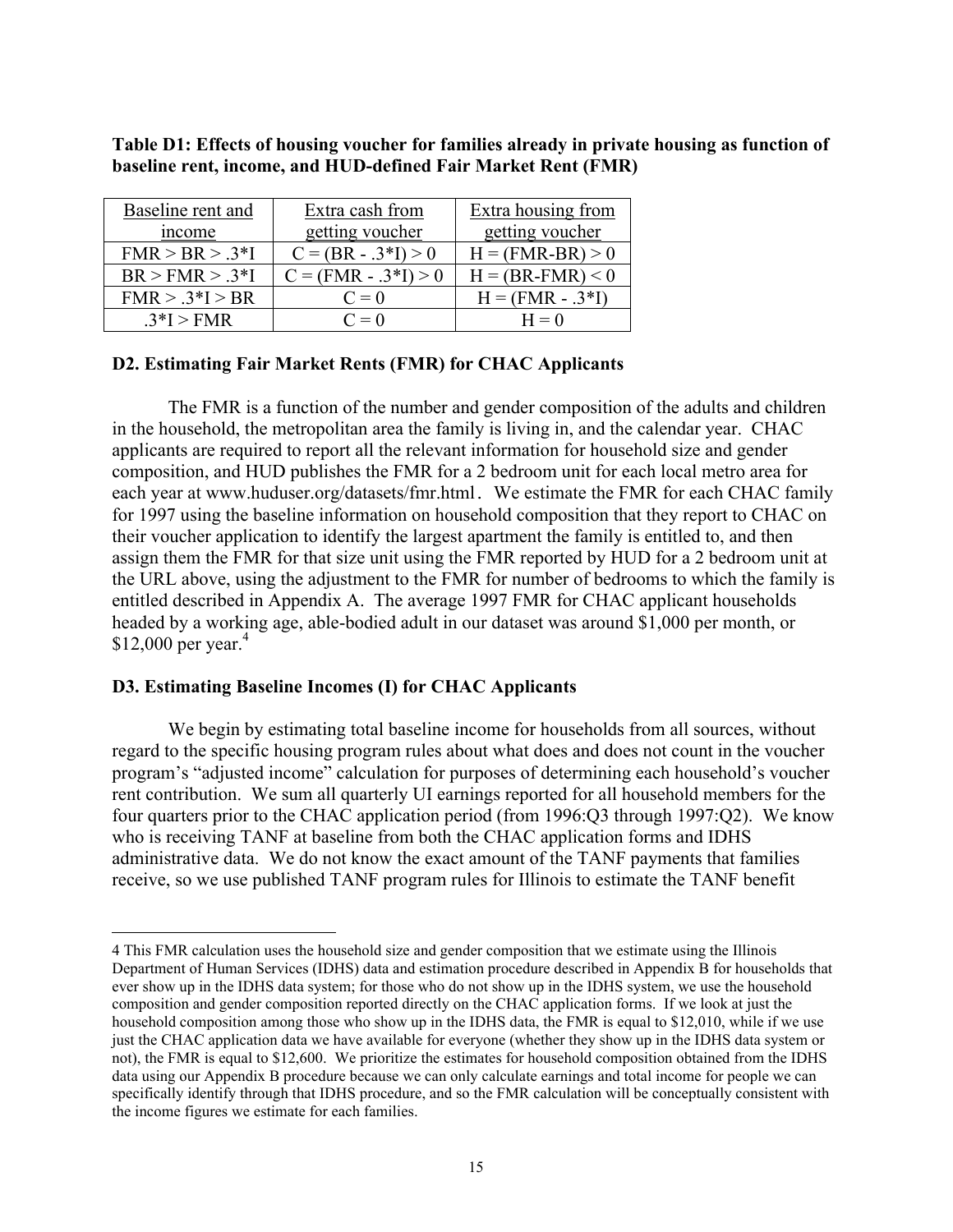**Table D1: Effects of housing voucher for families already in private housing as function of baseline rent, income, and HUD-defined Fair Market Rent (FMR)**

| Baseline rent and income | Extra cash from getting voucher | Extra housing from getting voucher |
|---|---|---|
| FMR > BR > .3*I | C = (BR - .3*I) > 0 | H = (FMR-BR) > 0 |
| BR > FMR > .3*I | C = (FMR - .3*I) > 0 | H = (BR-FMR) < 0 |
| FMR > .3*I > BR | C = 0 | H = (FMR - .3*I) |
| .3*I > FMR | C = 0 | H = 0 |

### D2. Estimating Fair Market Rents (FMR) for CHAC Applicants

The FMR is a function of the number and gender composition of the adults and children in the household, the metropolitan area the family is living in, and the calendar year. CHAC applicants are required to report all the relevant information for household size and gender composition, and HUD publishes the FMR for a 2 bedroom unit for each local metro area for each year at www.huduser.org/datasets/fmr.html. We estimate the FMR for each CHAC family for 1997 using the baseline information on household composition that they report to CHAC on their voucher application to identify the largest apartment the family is entitled to, and then assign them the FMR for that size unit using the FMR reported by HUD for a 2 bedroom unit at the URL above, using the adjustment to the FMR for number of bedrooms to which the family is entitled described in Appendix A. The average 1997 FMR for CHAC applicant households headed by a working age, able-bodied adult in our dataset was around $1,000 per month, or $12,000 per year.[4]

### D3. Estimating Baseline Incomes (I) for CHAC Applicants

We begin by estimating total baseline income for households from all sources, without regard to the specific housing program rules about what does and does not count in the voucher program's "adjusted income" calculation for purposes of determining each household's voucher rent contribution. We sum all quarterly UI earnings reported for all household members for the four quarters prior to the CHAC application period (from 1996:Q3 through 1997:Q2). We know who is receiving TANF at baseline from both the CHAC application forms and IDHS administrative data. We do not know the exact amount of the TANF payments that families receive, so we use published TANF program rules for Illinois to estimate the TANF benefit

---

4 This FMR calculation uses the household size and gender composition that we estimate using the Illinois Department of Human Services (IDHS) data and estimation procedure described in Appendix B for households that ever show up in the IDHS data system; for those who do not show up in the IDHS system, we use the household composition and gender composition reported directly on the CHAC application forms. If we look at just the household composition among those who show up in the IDHS data, the FMR is equal to $12,010, while if we use just the CHAC application data we have available for everyone (whether they show up in the IDHS data system or not), the FMR is equal to $12,600. We prioritize the estimates for household composition obtained from the IDHS data using our Appendix B procedure because we can only calculate earnings and total income for people we can specifically identify through that IDHS procedure, and so the FMR calculation will be conceptually consistent with the income figures we estimate for each families.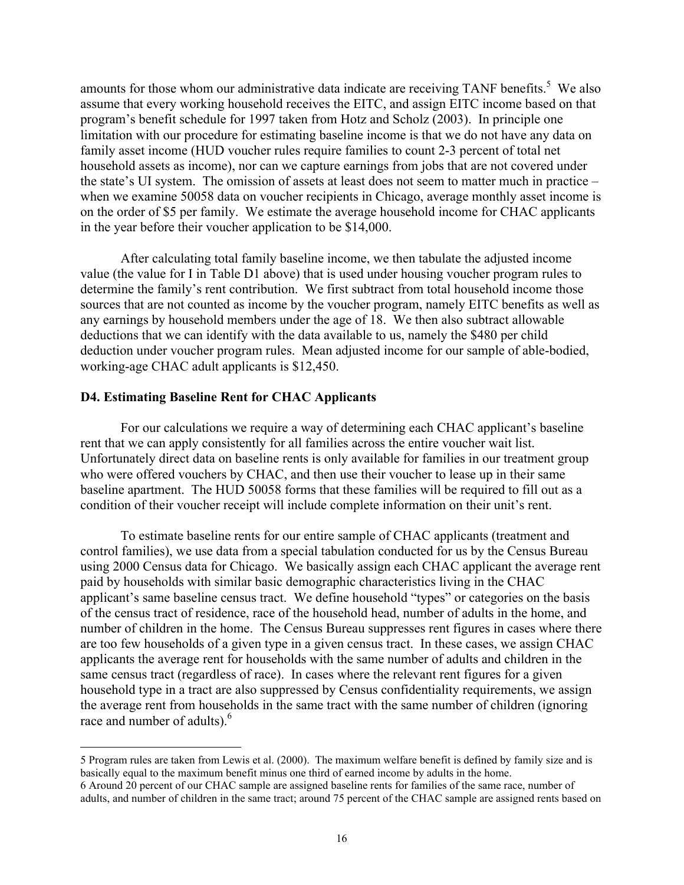amounts for those whom our administrative data indicate are receiving TANF benefits.[5] We also assume that every working household receives the EITC, and assign EITC income based on that program's benefit schedule for 1997 taken from Hotz and Scholz (2003). In principle one limitation with our procedure for estimating baseline income is that we do not have any data on family asset income (HUD voucher rules require families to count 2-3 percent of total net household assets as income), nor can we capture earnings from jobs that are not covered under the state's UI system. The omission of assets at least does not seem to matter much in practice – when we examine 50058 data on voucher recipients in Chicago, average monthly asset income is on the order of $5 per family. We estimate the average household income for CHAC applicants in the year before their voucher application to be $14,000.

After calculating total family baseline income, we then tabulate the adjusted income value (the value for I in Table D1 above) that is used under housing voucher program rules to determine the family's rent contribution. We first subtract from total household income those sources that are not counted as income by the voucher program, namely EITC benefits as well as any earnings by household members under the age of 18. We then also subtract allowable deductions that we can identify with the data available to us, namely the $480 per child deduction under voucher program rules. Mean adjusted income for our sample of able-bodied, working-age CHAC adult applicants is $12,450.

### D4. Estimating Baseline Rent for CHAC Applicants

For our calculations we require a way of determining each CHAC applicant's baseline rent that we can apply consistently for all families across the entire voucher wait list. Unfortunately direct data on baseline rents is only available for families in our treatment group who were offered vouchers by CHAC, and then use their voucher to lease up in their same baseline apartment. The HUD 50058 forms that these families will be required to fill out as a condition of their voucher receipt will include complete information on their unit's rent.

To estimate baseline rents for our entire sample of CHAC applicants (treatment and control families), we use data from a special tabulation conducted for us by the Census Bureau using 2000 Census data for Chicago. We basically assign each CHAC applicant the average rent paid by households with similar basic demographic characteristics living in the CHAC applicant's same baseline census tract. We define household "types" or categories on the basis of the census tract of residence, race of the household head, number of adults in the home, and number of children in the home. The Census Bureau suppresses rent figures in cases where there are too few households of a given type in a given census tract. In these cases, we assign CHAC applicants the average rent for households with the same number of adults and children in the same census tract (regardless of race). In cases where the relevant rent figures for a given household type in a tract are also suppressed by Census confidentiality requirements, we assign the average rent from households in the same tract with the same number of children (ignoring race and number of adults).[6]

---

5 Program rules are taken from Lewis et al. (2000). The maximum welfare benefit is defined by family size and is basically equal to the maximum benefit minus one third of earned income by adults in the home.

6 Around 20 percent of our CHAC sample are assigned baseline rents for families of the same race, number of adults, and number of children in the same tract; around 75 percent of the CHAC sample are assigned rents based on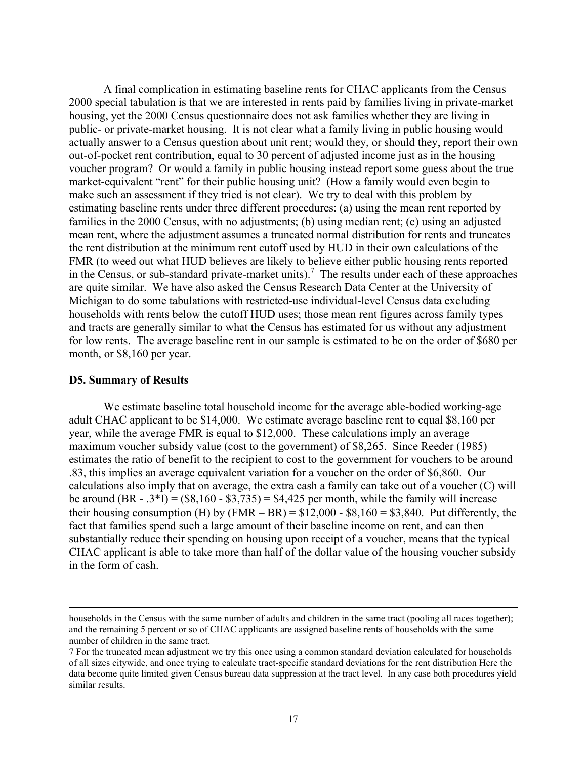A final complication in estimating baseline rents for CHAC applicants from the Census 2000 special tabulation is that we are interested in rents paid by families living in private-market housing, yet the 2000 Census questionnaire does not ask families whether they are living in public- or private-market housing. It is not clear what a family living in public housing would actually answer to a Census question about unit rent; would they, or should they, report their own out-of-pocket rent contribution, equal to 30 percent of adjusted income just as in the housing voucher program? Or would a family in public housing instead report some guess about the true market-equivalent "rent" for their public housing unit? (How a family would even begin to make such an assessment if they tried is not clear). We try to deal with this problem by estimating baseline rents under three different procedures: (a) using the mean rent reported by families in the 2000 Census, with no adjustments; (b) using median rent; (c) using an adjusted mean rent, where the adjustment assumes a truncated normal distribution for rents and truncates the rent distribution at the minimum rent cutoff used by HUD in their own calculations of the FMR (to weed out what HUD believes are likely to believe either public housing rents reported in the Census, or sub-standard private-market units).[7] The results under each of these approaches are quite similar. We have also asked the Census Research Data Center at the University of Michigan to do some tabulations with restricted-use individual-level Census data excluding households with rents below the cutoff HUD uses; those mean rent figures across family types and tracts are generally similar to what the Census has estimated for us without any adjustment for low rents. The average baseline rent in our sample is estimated to be on the order of \$680 per month, or \$8,160 per year.

### D5. Summary of Results

We estimate baseline total household income for the average able-bodied working-age adult CHAC applicant to be \$14,000. We estimate average baseline rent to equal \$8,160 per year, while the average FMR is equal to \$12,000. These calculations imply an average maximum voucher subsidy value (cost to the government) of \$8,265. Since Reeder (1985) estimates the ratio of benefit to the recipient to cost to the government for vouchers to be around .83, this implies an average equivalent variation for a voucher on the order of \$6,860. Our calculations also imply that on average, the extra cash a family can take out of a voucher (C) will be around (BR - .3*I) = (\$8,160 - \$3,735) = \$4,425 per month, while the family will increase their housing consumption (H) by (FMR – BR) = \$12,000 - \$8,160 = \$3,840. Put differently, the fact that families spend such a large amount of their baseline income on rent, and can then substantially reduce their spending on housing upon receipt of a voucher, means that the typical CHAC applicant is able to take more than half of the dollar value of the housing voucher subsidy in the form of cash.

---

households in the Census with the same number of adults and children in the same tract (pooling all races together); and the remaining 5 percent or so of CHAC applicants are assigned baseline rents of households with the same number of children in the same tract.

7 For the truncated mean adjustment we try this once using a common standard deviation calculated for households of all sizes citywide, and once trying to calculate tract-specific standard deviations for the rent distribution Here the data become quite limited given Census bureau data suppression at the tract level. In any case both procedures yield similar results.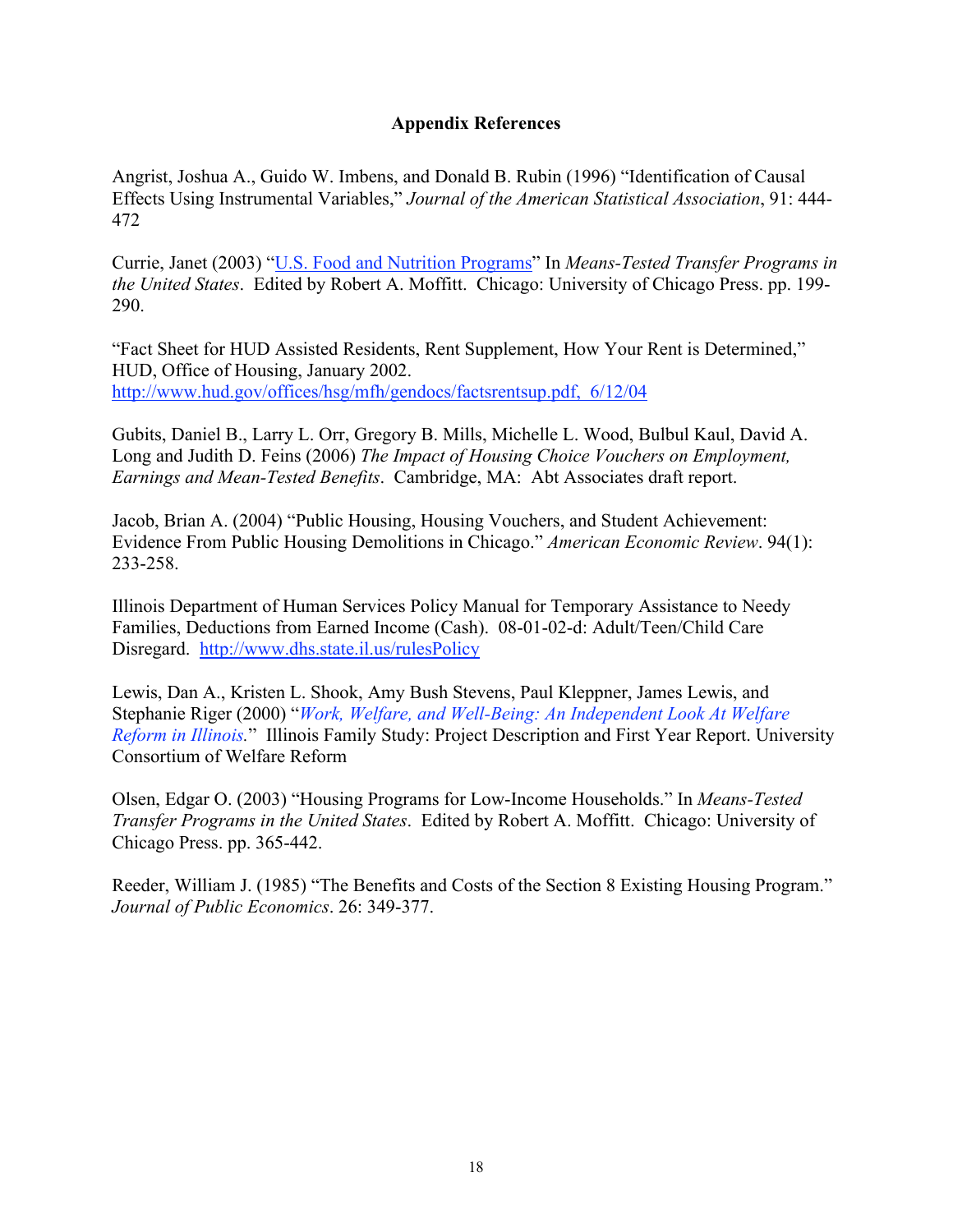**Appendix References**

Angrist, Joshua A., Guido W. Imbens, and Donald B. Rubin (1996) "Identification of Causal Effects Using Instrumental Variables," *Journal of the American Statistical Association*, 91: 444-472

Currie, Janet (2003) "U.S. Food and Nutrition Programs" In *Means-Tested Transfer Programs in the United States*. Edited by Robert A. Moffitt. Chicago: University of Chicago Press. pp. 199-290.

"Fact Sheet for HUD Assisted Residents, Rent Supplement, How Your Rent is Determined," HUD, Office of Housing, January 2002. http://www.hud.gov/offices/hsg/mfh/gendocs/factsrentsup.pdf, 6/12/04

Gubits, Daniel B., Larry L. Orr, Gregory B. Mills, Michelle L. Wood, Bulbul Kaul, David A. Long and Judith D. Feins (2006) *The Impact of Housing Choice Vouchers on Employment, Earnings and Mean-Tested Benefits*. Cambridge, MA: Abt Associates draft report.

Jacob, Brian A. (2004) "Public Housing, Housing Vouchers, and Student Achievement: Evidence From Public Housing Demolitions in Chicago." *American Economic Review*. 94(1): 233-258.

Illinois Department of Human Services Policy Manual for Temporary Assistance to Needy Families, Deductions from Earned Income (Cash). 08-01-02-d: Adult/Teen/Child Care Disregard. http://www.dhs.state.il.us/rulesPolicy

Lewis, Dan A., Kristen L. Shook, Amy Bush Stevens, Paul Kleppner, James Lewis, and Stephanie Riger (2000) "*Work, Welfare, and Well-Being: An Independent Look At Welfare Reform in Illinois.*" Illinois Family Study: Project Description and First Year Report. University Consortium of Welfare Reform

Olsen, Edgar O. (2003) "Housing Programs for Low-Income Households." In *Means-Tested Transfer Programs in the United States*. Edited by Robert A. Moffitt. Chicago: University of Chicago Press. pp. 365-442.

Reeder, William J. (1985) "The Benefits and Costs of the Section 8 Existing Housing Program." *Journal of Public Economics*. 26: 349-377.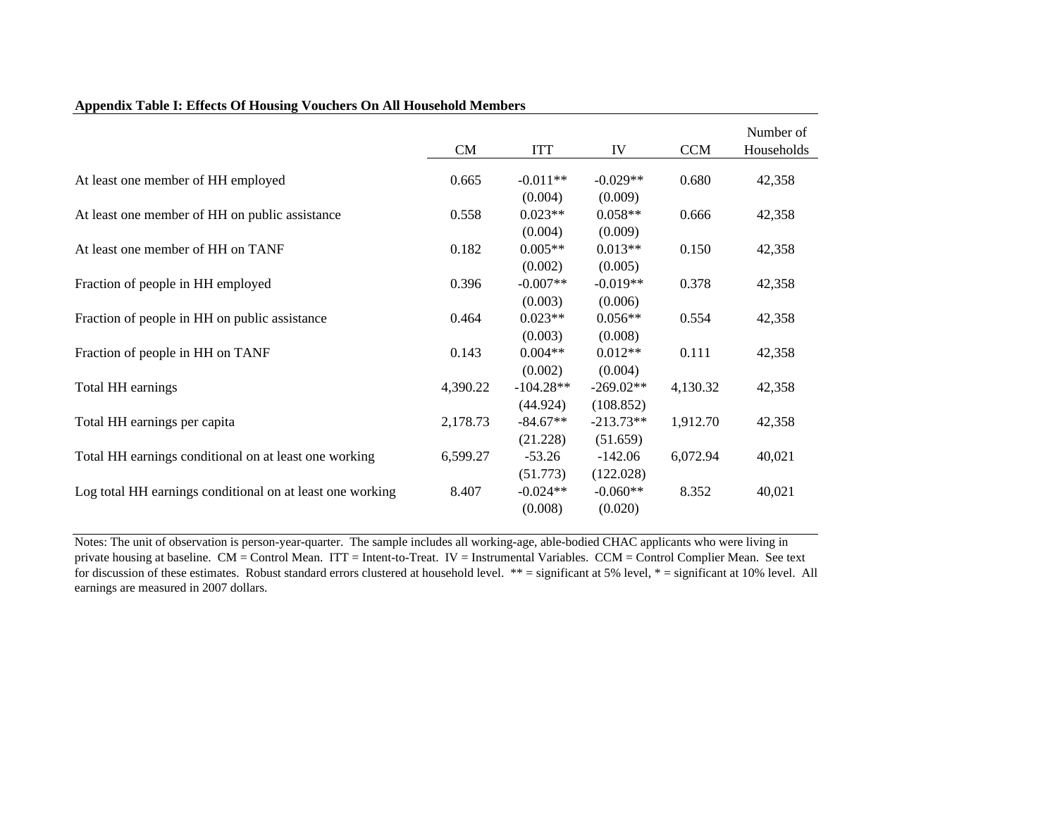**Appendix Table I: Effects Of Housing Vouchers On All Household Members**

| | CM | ITT | IV | CCM | Number of Households |
|---|---|---|---|---|---|
| At least one member of HH employed | 0.665 | -0.011** | -0.029** | 0.680 | 42,358 |
| | | (0.004) | (0.009) | | |
| At least one member of HH on public assistance | 0.558 | 0.023** | 0.058** | 0.666 | 42,358 |
| | | (0.004) | (0.009) | | |
| At least one member of HH on TANF | 0.182 | 0.005** | 0.013** | 0.150 | 42,358 |
| | | (0.002) | (0.005) | | |
| Fraction of people in HH employed | 0.396 | -0.007** | -0.019** | 0.378 | 42,358 |
| | | (0.003) | (0.006) | | |
| Fraction of people in HH on public assistance | 0.464 | 0.023** | 0.056** | 0.554 | 42,358 |
| | | (0.003) | (0.008) | | |
| Fraction of people in HH on TANF | 0.143 | 0.004** | 0.012** | 0.111 | 42,358 |
| | | (0.002) | (0.004) | | |
| Total HH earnings | 4,390.22 | -104.28** | -269.02** | 4,130.32 | 42,358 |
| | | (44.924) | (108.852) | | |
| Total HH earnings per capita | 2,178.73 | -84.67** | -213.73** | 1,912.70 | 42,358 |
| | | (21.228) | (51.659) | | |
| Total HH earnings conditional on at least one working | 6,599.27 | -53.26 | -142.06 | 6,072.94 | 40,021 |
| | | (51.773) | (122.028) | | |
| Log total HH earnings conditional on at least one working | 8.407 | -0.024** | -0.060** | 8.352 | 40,021 |
| | | (0.008) | (0.020) | | |

Notes: The unit of observation is person-year-quarter. The sample includes all working-age, able-bodied CHAC applicants who were living in private housing at baseline. CM = Control Mean. ITT = Intent-to-Treat. IV = Instrumental Variables. CCM = Control Complier Mean. See text for discussion of these estimates. Robust standard errors clustered at household level. ** = significant at 5% level, * = significant at 10% level. All earnings are measured in 2007 dollars.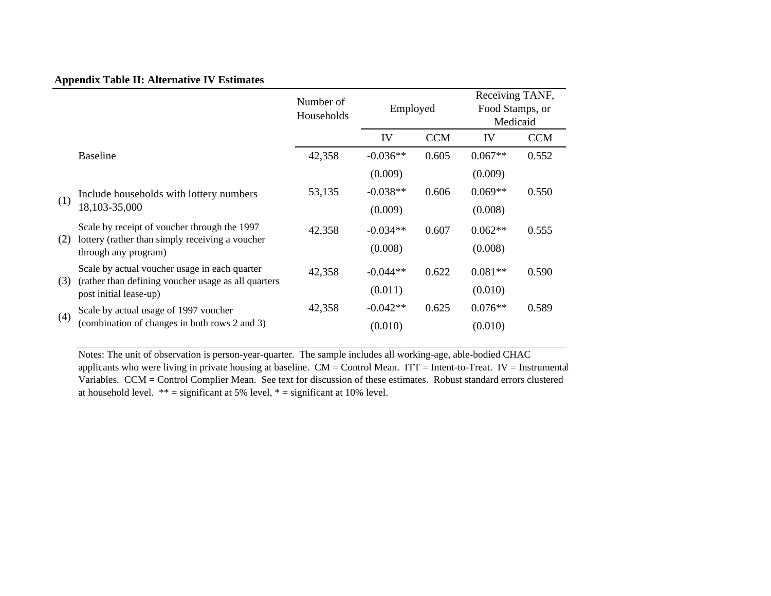**Appendix Table II: Alternative IV Estimates**

| | | Number of Households | Employed | | Receiving TANF, Food Stamps, or Medicaid | |
|---|---|---|---|---|---|---|
| | | | IV | CCM | IV | CCM |
| | Baseline | 42,358 | -0.036** | 0.605 | 0.067** | 0.552 |
| | | | (0.009) | | (0.009) | |
| (1) | Include households with lottery numbers 18,103-35,000 | 53,135 | -0.038** | 0.606 | 0.069** | 0.550 |
| | | | (0.009) | | (0.008) | |
| (2) | Scale by receipt of voucher through the 1997 lottery (rather than simply receiving a voucher through any program) | 42,358 | -0.034** | 0.607 | 0.062** | 0.555 |
| | | | (0.008) | | (0.008) | |
| (3) | Scale by actual voucher usage in each quarter (rather than defining voucher usage as all quarters post initial lease-up) | 42,358 | -0.044** | 0.622 | 0.081** | 0.590 |
| | | | (0.011) | | (0.010) | |
| (4) | Scale by actual usage of 1997 voucher (combination of changes in both rows 2 and 3) | 42,358 | -0.042** | 0.625 | 0.076** | 0.589 |
| | | | (0.010) | | (0.010) | |

Notes: The unit of observation is person-year-quarter. The sample includes all working-age, able-bodied CHAC applicants who were living in private housing at baseline. CM = Control Mean. ITT = Intent-to-Treat. IV = Instrumental Variables. CCM = Control Complier Mean. See text for discussion of these estimates. Robust standard errors clustered at household level. ** = significant at 5% level, * = significant at 10% level.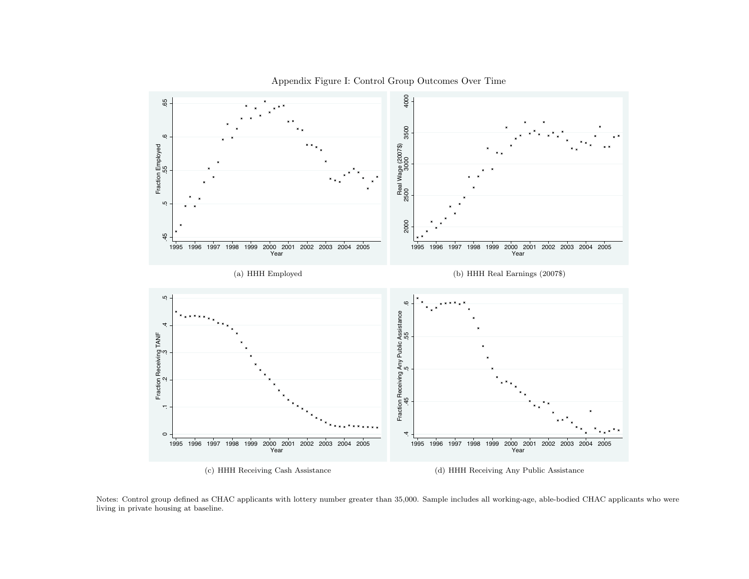Appendix Figure I: Control Group Outcomes Over Time

(a) HHH Employed

(b) HHH Real Earnings (2007$)

(c) HHH Receiving Cash Assistance

(d) HHH Receiving Any Public Assistance

Notes: Control group defined as CHAC applicants with lottery number greater than 35,000. Sample includes all working-age, able-bodied CHAC applicants who were living in private housing at baseline.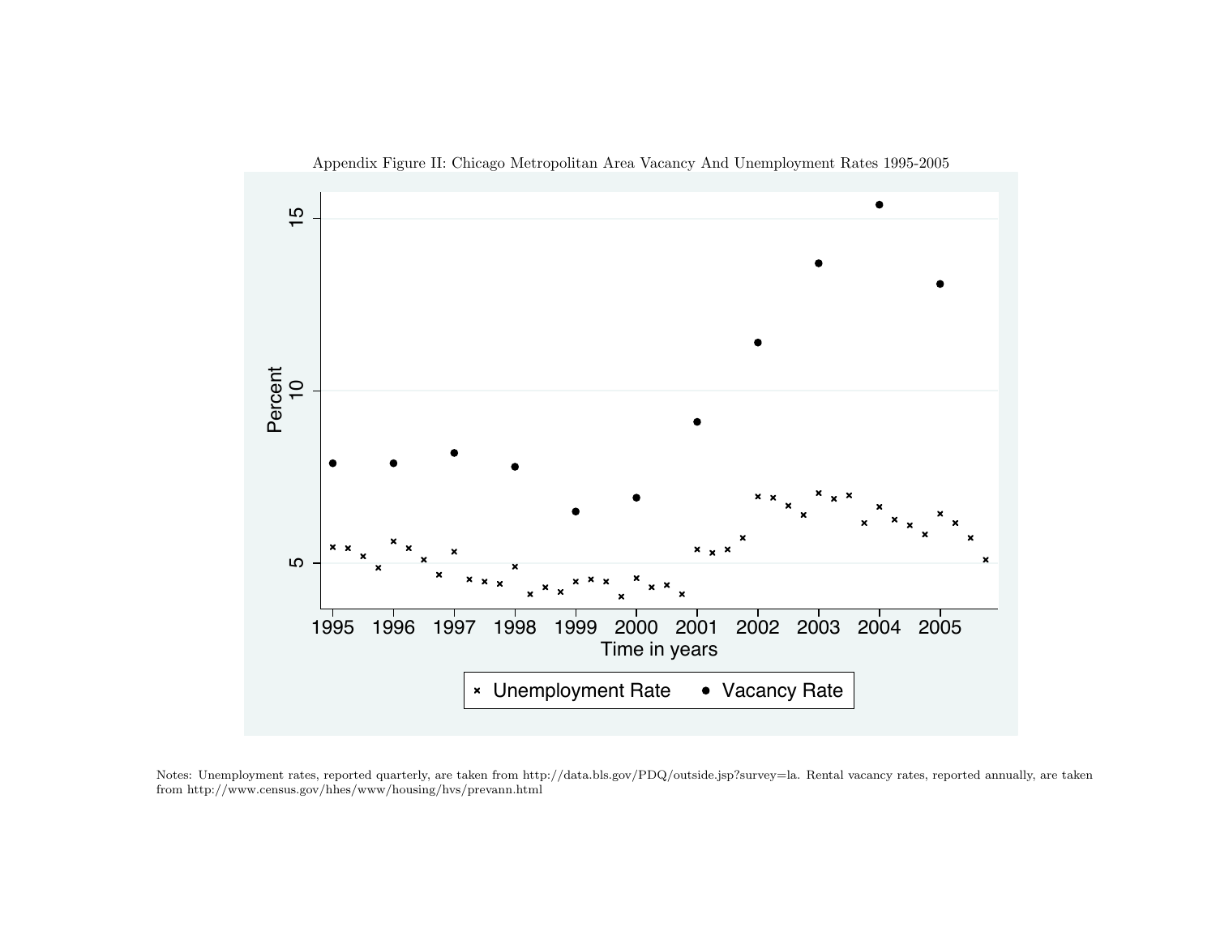Appendix Figure II: Chicago Metropolitan Area Vacancy And Unemployment Rates 1995-2005

Notes: Unemployment rates, reported quarterly, are taken from http://data.bls.gov/PDQ/outside.jsp?survey=la. Rental vacancy rates, reported annually, are taken from http://www.census.gov/hhes/www/housing/hvs/prevann.html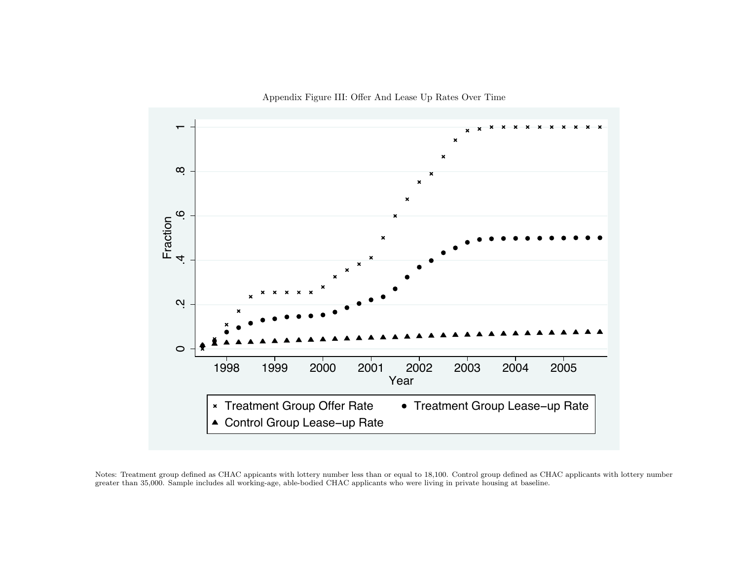Appendix Figure III: Offer And Lease Up Rates Over Time

Notes: Treatment group defined as CHAC appicants with lottery number less than or equal to 18,100. Control group defined as CHAC applicants with lottery number greater than 35,000. Sample includes all working-age, able-bodied CHAC applicants who were living in private housing at baseline.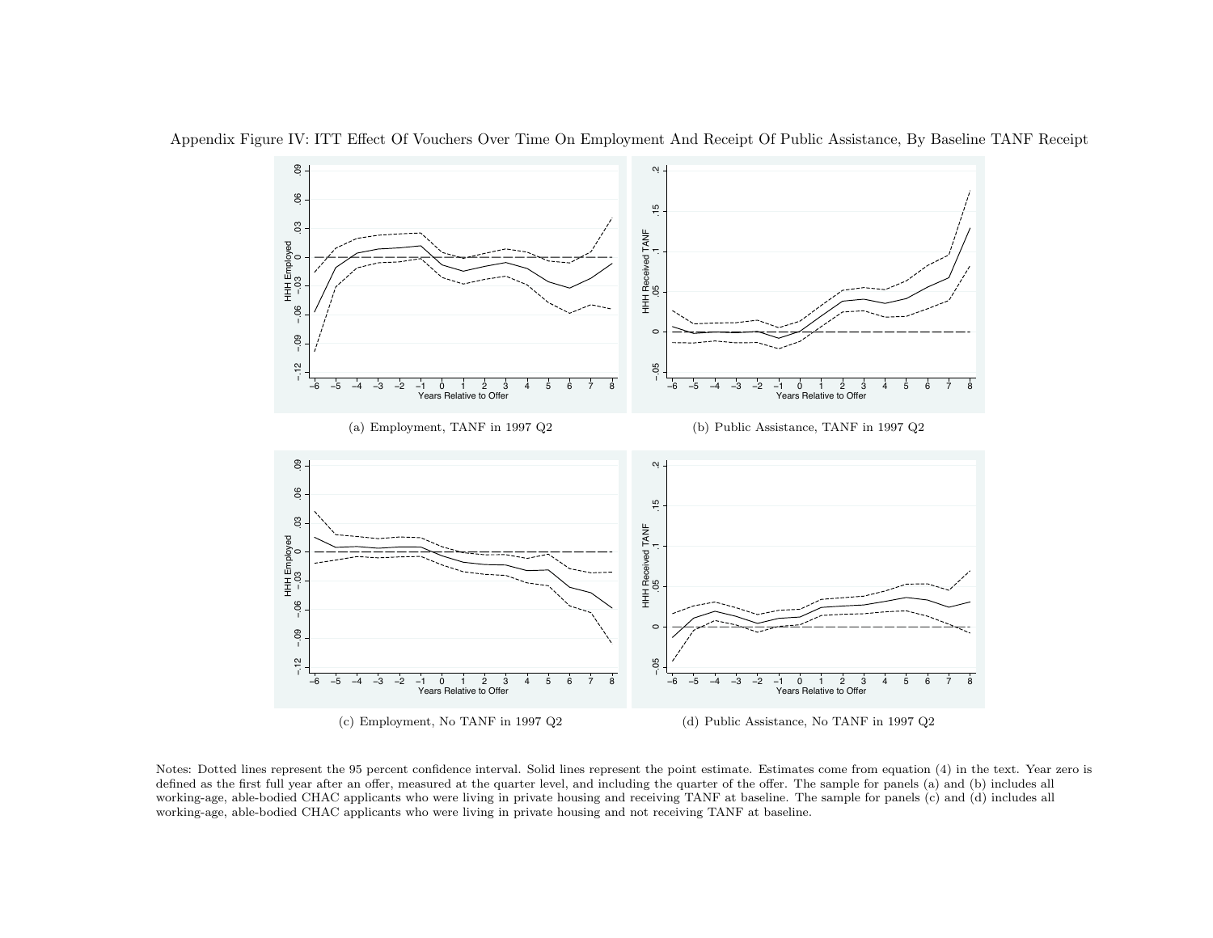Appendix Figure IV: ITT Effect Of Vouchers Over Time On Employment And Receipt Of Public Assistance, By Baseline TANF Receipt

HHH Employed

−.12 −.09 −.06 −.03 0 .03 .06 .09

−6 −5 −4 −3 −2 −1 0 1 2 3 4 5 6 7 8

Years Relative to Offer

(a) Employment, TANF in 1997 Q2

HHH Received TANF

−.05 0 .05 .1 .15 .2

−6 −5 −4 −3 −2 −1 0 1 2 3 4 5 6 7 8

Years Relative to Offer

(b) Public Assistance, TANF in 1997 Q2

HHH Employed

−.12 −.09 −.06 −.03 0 .03 .06 .09

−6 −5 −4 −3 −2 −1 0 1 2 3 4 5 6 7 8

Years Relative to Offer

(c) Employment, No TANF in 1997 Q2

HHH Received TANF

−.05 0 .05 .1 .15 .2

−6 −5 −4 −3 −2 −1 0 1 2 3 4 5 6 7 8

Years Relative to Offer

(d) Public Assistance, No TANF in 1997 Q2

Notes: Dotted lines represent the 95 percent confidence interval. Solid lines represent the point estimate. Estimates come from equation (4) in the text. Year zero is defined as the first full year after an offer, measured at the quarter level, and including the quarter of the offer. The sample for panels (a) and (b) includes all working-age, able-bodied CHAC applicants who were living in private housing and receiving TANF at baseline. The sample for panels (c) and (d) includes all working-age, able-bodied CHAC applicants who were living in private housing and not receiving TANF at baseline.